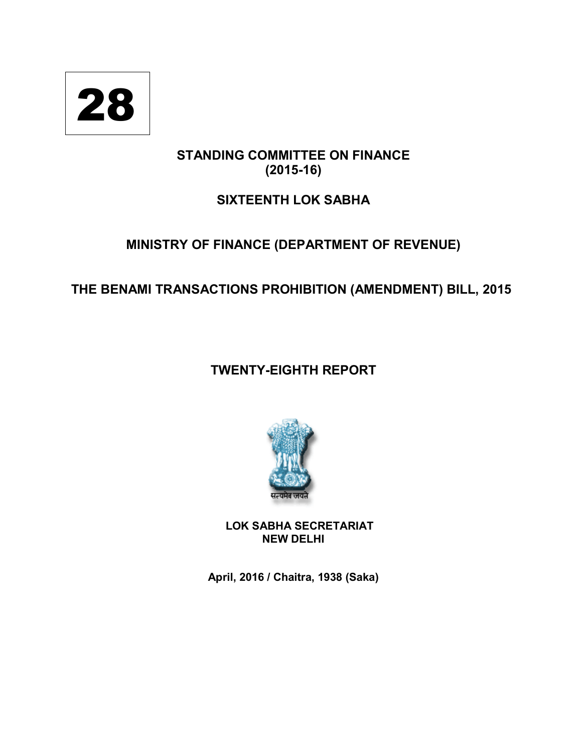**28**

## STANDING COMMITTEE ON FINANCE
## (2015-16)

## SIXTEENTH LOK SABHA

## MINISTRY OF FINANCE (DEPARTMENT OF REVENUE)

## THE BENAMI TRANSACTIONS PROHIBITION (AMENDMENT) BILL, 2015

## TWENTY-EIGHTH REPORT

सत्यमेव जयते

**LOK SABHA SECRETARIAT**
**NEW DELHI**

**April, 2016 / Chaitra, 1938 (Saka)**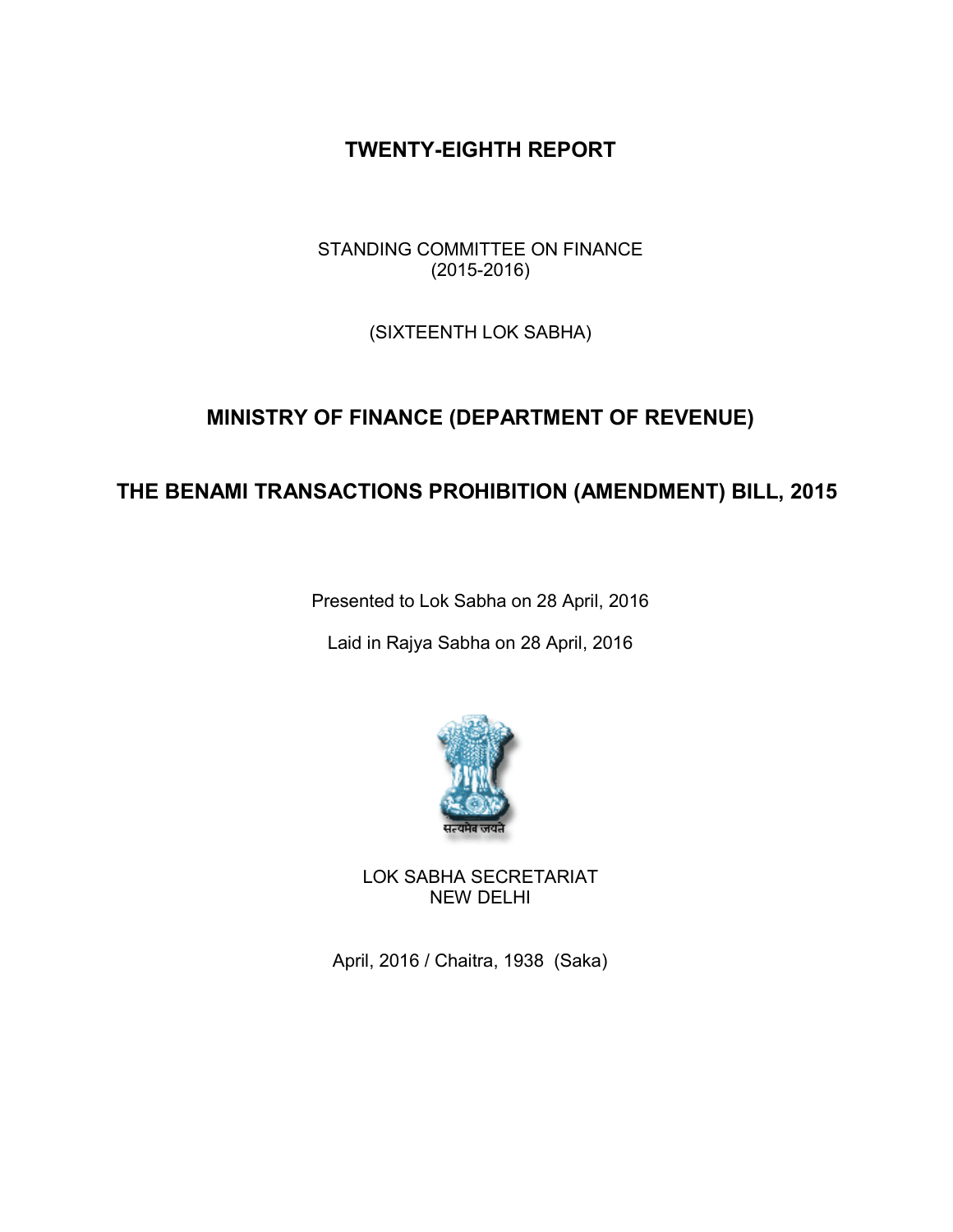# TWENTY-EIGHTH REPORT

STANDING COMMITTEE ON FINANCE
(2015-2016)

(SIXTEENTH LOK SABHA)

## MINISTRY OF FINANCE (DEPARTMENT OF REVENUE)

## THE BENAMI TRANSACTIONS PROHIBITION (AMENDMENT) BILL, 2015

Presented to Lok Sabha on 28 April, 2016

Laid in Rajya Sabha on 28 April, 2016

सत्यमेव जयते

LOK SABHA SECRETARIAT
NEW DELHI

April, 2016 / Chaitra, 1938 (Saka)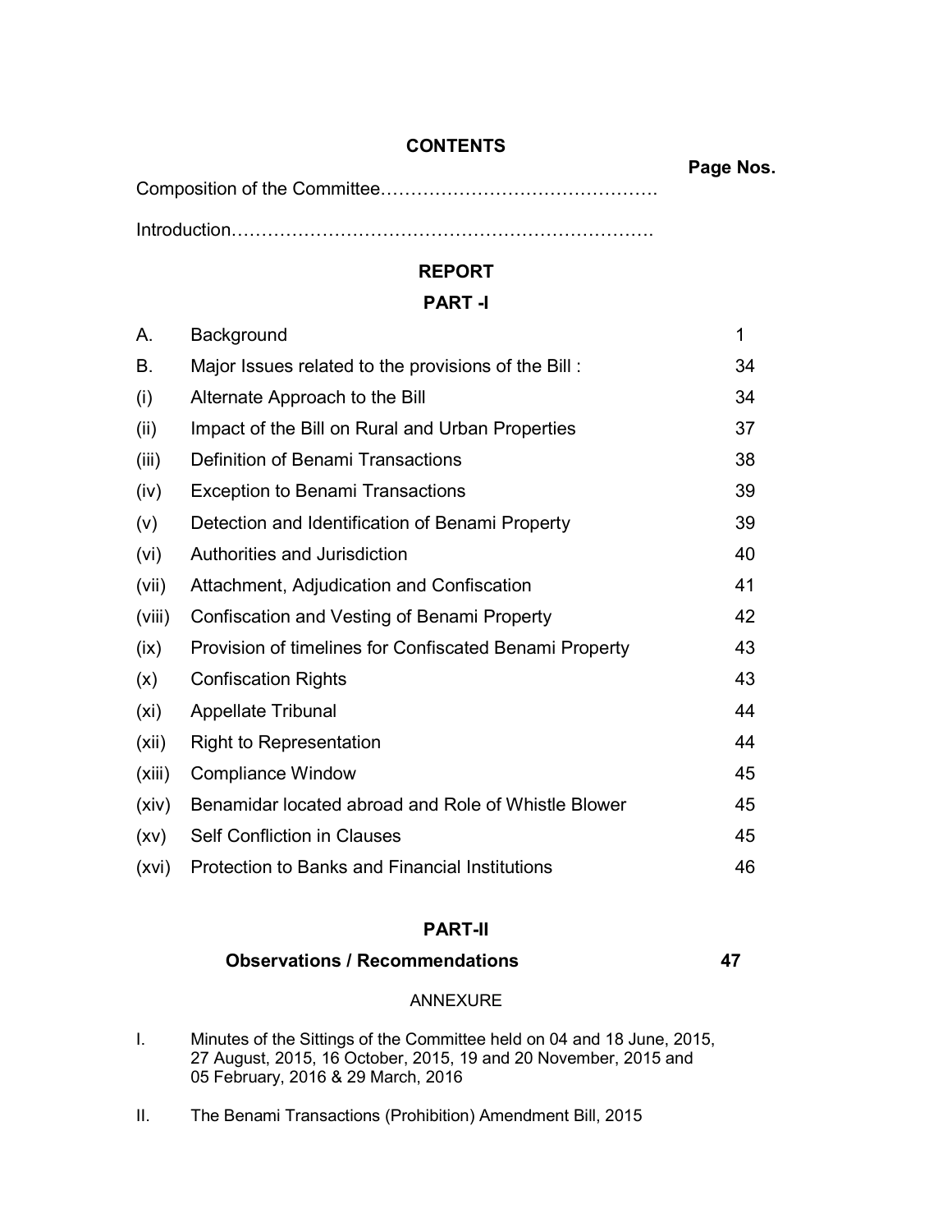# CONTENTS

| | | Page Nos. |
|---|---|---|
| Composition of the Committee………………………………………. | | |
| Introduction…………………………………………………………. | | |

## REPORT

### PART -I

| | | |
|---|---|---|
| A. | Background | 1 |
| B. | Major Issues related to the provisions of the Bill : | 34 |
| (i) | Alternate Approach to the Bill | 34 |
| (ii) | Impact of the Bill on Rural and Urban Properties | 37 |
| (iii) | Definition of Benami Transactions | 38 |
| (iv) | Exception to Benami Transactions | 39 |
| (v) | Detection and Identification of Benami Property | 39 |
| (vi) | Authorities and Jurisdiction | 40 |
| (vii) | Attachment, Adjudication and Confiscation | 41 |
| (viii) | Confiscation and Vesting of Benami Property | 42 |
| (ix) | Provision of timelines for Confiscated Benami Property | 43 |
| (x) | Confiscation Rights | 43 |
| (xi) | Appellate Tribunal | 44 |
| (xii) | Right to Representation | 44 |
| (xiii) | Compliance Window | 45 |
| (xiv) | Benamidar located abroad and Role of Whistle Blower | 45 |
| (xv) | Self Confliction in Clauses | 45 |
| (xvi) | Protection to Banks and Financial Institutions | 46 |

### PART-II

**Observations / Recommendations** **47**

ANNEXURE

I. Minutes of the Sittings of the Committee held on 04 and 18 June, 2015, 27 August, 2015, 16 October, 2015, 19 and 20 November, 2015 and 05 February, 2016 & 29 March, 2016

II. The Benami Transactions (Prohibition) Amendment Bill, 2015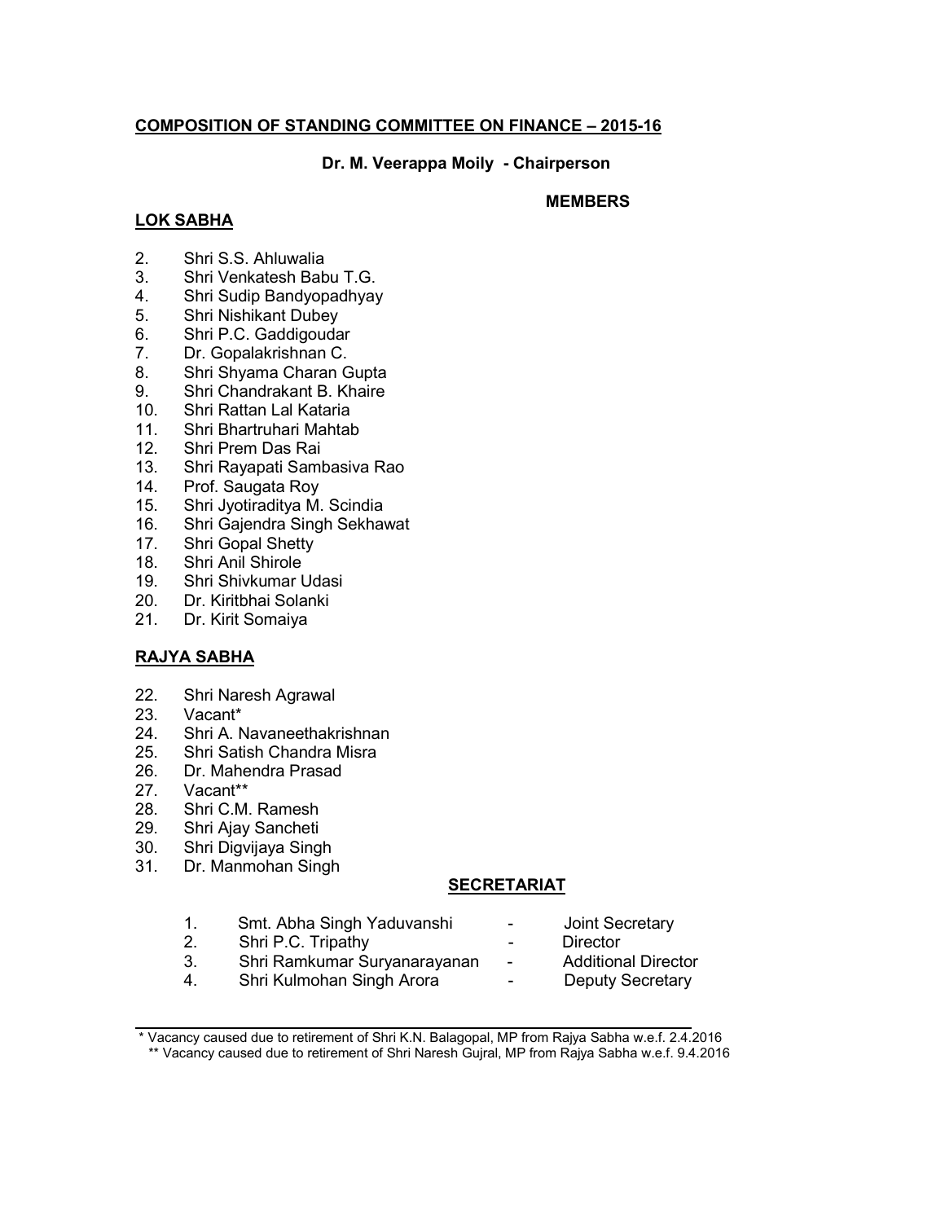## COMPOSITION OF STANDING COMMITTEE ON FINANCE – 2015-16

**Dr. M. Veerappa Moily - Chairperson**

**MEMBERS**

### LOK SABHA

2. Shri S.S. Ahluwalia
3. Shri Venkatesh Babu T.G.
4. Shri Sudip Bandyopadhyay
5. Shri Nishikant Dubey
6. Shri P.C. Gaddigoudar
7. Dr. Gopalakrishnan C.
8. Shri Shyama Charan Gupta
9. Shri Chandrakant B. Khaire
10. Shri Rattan Lal Kataria
11. Shri Bhartruhari Mahtab
12. Shri Prem Das Rai
13. Shri Rayapati Sambasiva Rao
14. Prof. Saugata Roy
15. Shri Jyotiraditya M. Scindia
16. Shri Gajendra Singh Sekhawat
17. Shri Gopal Shetty
18. Shri Anil Shirole
19. Shri Shivkumar Udasi
20. Dr. Kiritbhai Solanki
21. Dr. Kirit Somaiya

### RAJYA SABHA

22. Shri Naresh Agrawal
23. Vacant*
24. Shri A. Navaneethakrishnan
25. Shri Satish Chandra Misra
26. Dr. Mahendra Prasad
27. Vacant**
28. Shri C.M. Ramesh
29. Shri Ajay Sancheti
30. Shri Digvijaya Singh
31. Dr. Manmohan Singh

### SECRETARIAT

1. Smt. Abha Singh Yaduvanshi - Joint Secretary
2. Shri P.C. Tripathy - Director
3. Shri Ramkumar Suryanarayanan - Additional Director
4. Shri Kulmohan Singh Arora - Deputy Secretary

---

* Vacancy caused due to retirement of Shri K.N. Balagopal, MP from Rajya Sabha w.e.f. 2.4.2016

** Vacancy caused due to retirement of Shri Naresh Gujral, MP from Rajya Sabha w.e.f. 9.4.2016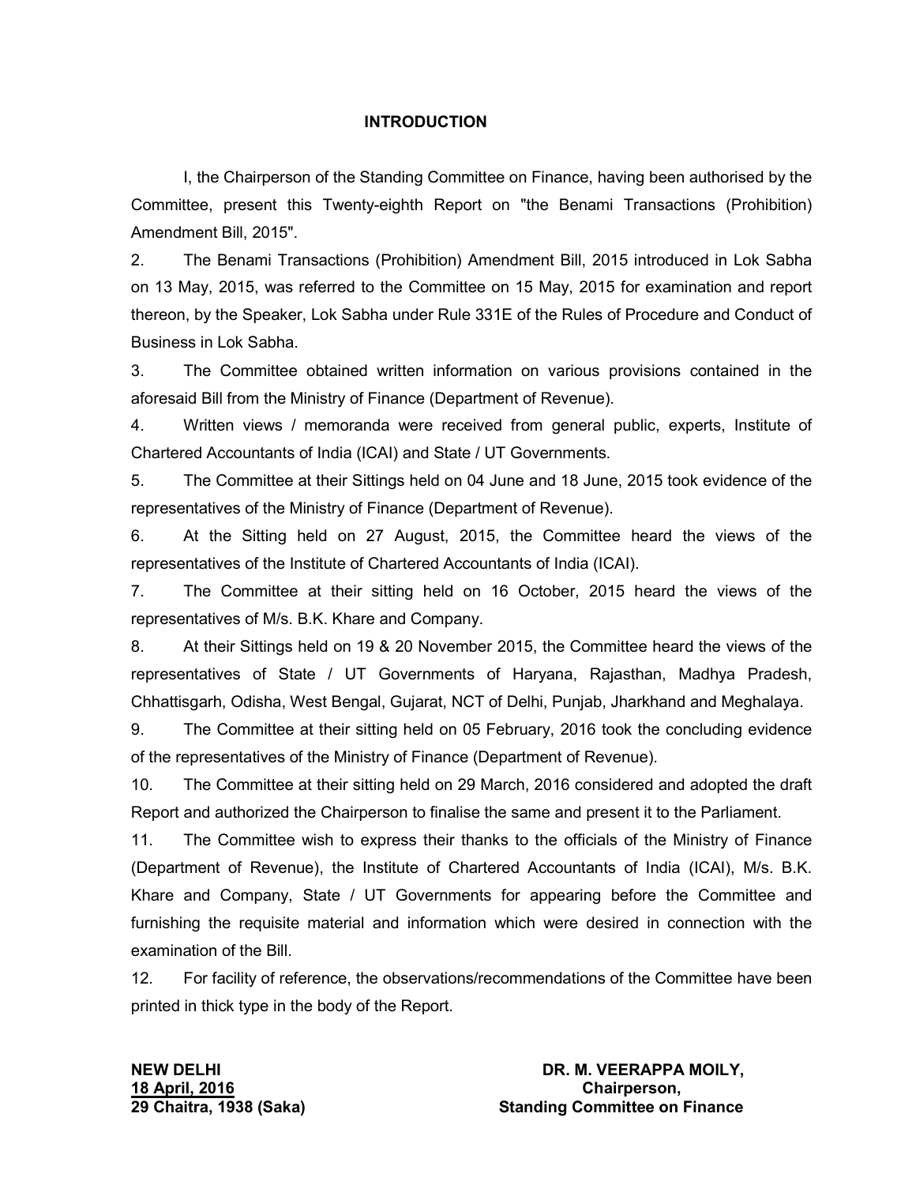## INTRODUCTION

I, the Chairperson of the Standing Committee on Finance, having been authorised by the Committee, present this Twenty-eighth Report on "the Benami Transactions (Prohibition) Amendment Bill, 2015".

2. The Benami Transactions (Prohibition) Amendment Bill, 2015 introduced in Lok Sabha on 13 May, 2015, was referred to the Committee on 15 May, 2015 for examination and report thereon, by the Speaker, Lok Sabha under Rule 331E of the Rules of Procedure and Conduct of Business in Lok Sabha.

3. The Committee obtained written information on various provisions contained in the aforesaid Bill from the Ministry of Finance (Department of Revenue).

4. Written views / memoranda were received from general public, experts, Institute of Chartered Accountants of India (ICAI) and State / UT Governments.

5. The Committee at their Sittings held on 04 June and 18 June, 2015 took evidence of the representatives of the Ministry of Finance (Department of Revenue).

6. At the Sitting held on 27 August, 2015, the Committee heard the views of the representatives of the Institute of Chartered Accountants of India (ICAI).

7. The Committee at their sitting held on 16 October, 2015 heard the views of the representatives of M/s. B.K. Khare and Company.

8. At their Sittings held on 19 & 20 November 2015, the Committee heard the views of the representatives of State / UT Governments of Haryana, Rajasthan, Madhya Pradesh, Chhattisgarh, Odisha, West Bengal, Gujarat, NCT of Delhi, Punjab, Jharkhand and Meghalaya.

9. The Committee at their sitting held on 05 February, 2016 took the concluding evidence of the representatives of the Ministry of Finance (Department of Revenue).

10. The Committee at their sitting held on 29 March, 2016 considered and adopted the draft Report and authorized the Chairperson to finalise the same and present it to the Parliament.

11. The Committee wish to express their thanks to the officials of the Ministry of Finance (Department of Revenue), the Institute of Chartered Accountants of India (ICAI), M/s. B.K. Khare and Company, State / UT Governments for appearing before the Committee and furnishing the requisite material and information which were desired in connection with the examination of the Bill.

12. For facility of reference, the observations/recommendations of the Committee have been printed in thick type in the body of the Report.

**NEW DELHI**
**18 April, 2016**
**29 Chaitra, 1938 (Saka)**

**DR. M. VEERAPPA MOILY,**
**Chairperson,**
**Standing Committee on Finance**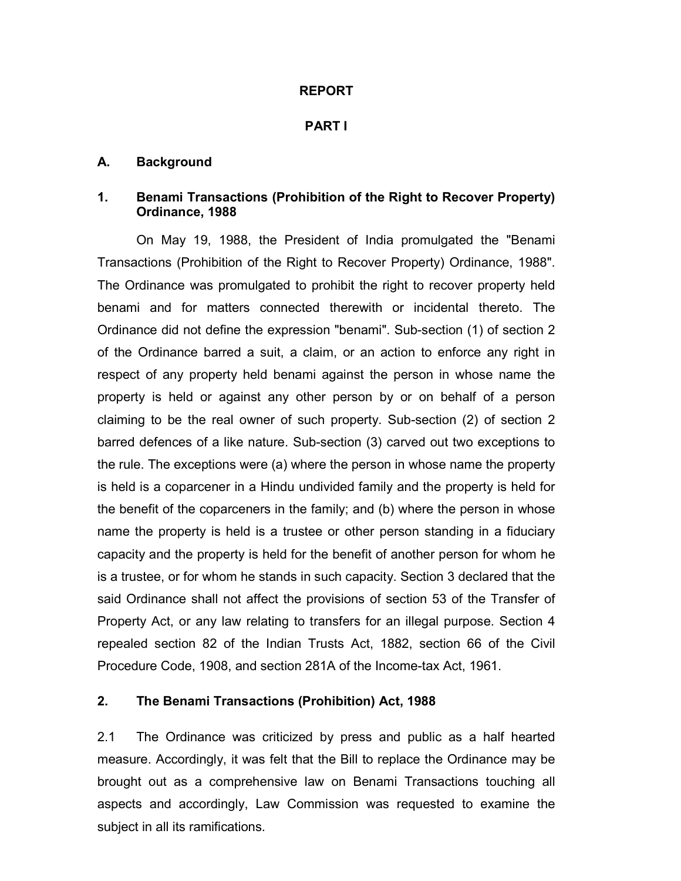# REPORT

## PART I

### A. Background

### 1. Benami Transactions (Prohibition of the Right to Recover Property) Ordinance, 1988

On May 19, 1988, the President of India promulgated the "Benami Transactions (Prohibition of the Right to Recover Property) Ordinance, 1988". The Ordinance was promulgated to prohibit the right to recover property held benami and for matters connected therewith or incidental thereto. The Ordinance did not define the expression "benami". Sub-section (1) of section 2 of the Ordinance barred a suit, a claim, or an action to enforce any right in respect of any property held benami against the person in whose name the property is held or against any other person by or on behalf of a person claiming to be the real owner of such property. Sub-section (2) of section 2 barred defences of a like nature. Sub-section (3) carved out two exceptions to the rule. The exceptions were (a) where the person in whose name the property is held is a coparcener in a Hindu undivided family and the property is held for the benefit of the coparceners in the family; and (b) where the person in whose name the property is held is a trustee or other person standing in a fiduciary capacity and the property is held for the benefit of another person for whom he is a trustee, or for whom he stands in such capacity. Section 3 declared that the said Ordinance shall not affect the provisions of section 53 of the Transfer of Property Act, or any law relating to transfers for an illegal purpose. Section 4 repealed section 82 of the Indian Trusts Act, 1882, section 66 of the Civil Procedure Code, 1908, and section 281A of the Income-tax Act, 1961.

### 2. The Benami Transactions (Prohibition) Act, 1988

2.1 The Ordinance was criticized by press and public as a half hearted measure. Accordingly, it was felt that the Bill to replace the Ordinance may be brought out as a comprehensive law on Benami Transactions touching all aspects and accordingly, Law Commission was requested to examine the subject in all its ramifications.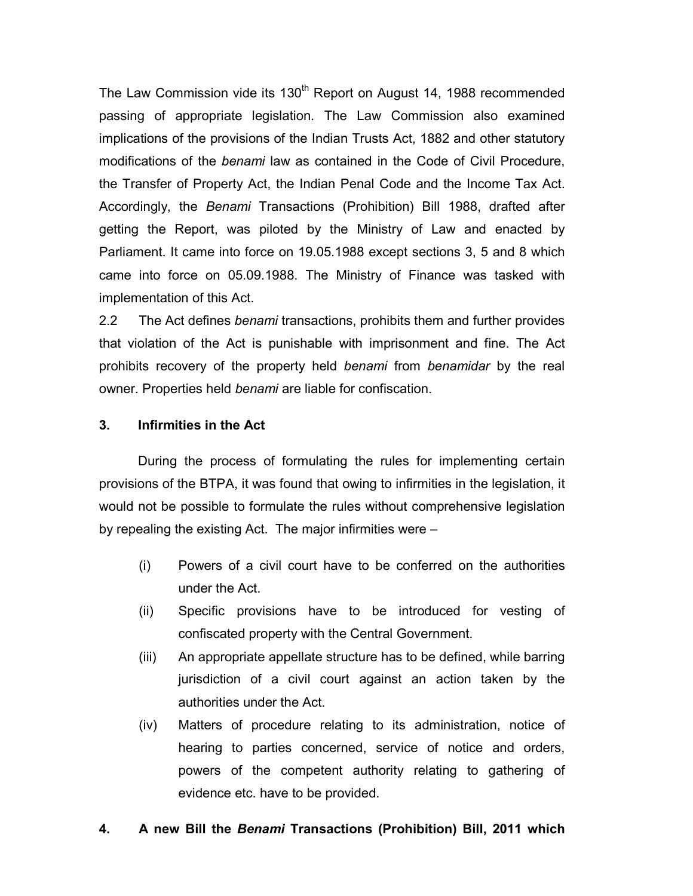The Law Commission vide its 130th Report on August 14, 1988 recommended passing of appropriate legislation. The Law Commission also examined implications of the provisions of the Indian Trusts Act, 1882 and other statutory modifications of the *benami* law as contained in the Code of Civil Procedure, the Transfer of Property Act, the Indian Penal Code and the Income Tax Act. Accordingly, the *Benami* Transactions (Prohibition) Bill 1988, drafted after getting the Report, was piloted by the Ministry of Law and enacted by Parliament. It came into force on 19.05.1988 except sections 3, 5 and 8 which came into force on 05.09.1988. The Ministry of Finance was tasked with implementation of this Act.

2.2 The Act defines *benami* transactions, prohibits them and further provides that violation of the Act is punishable with imprisonment and fine. The Act prohibits recovery of the property held *benami* from *benamidar* by the real owner. Properties held *benami* are liable for confiscation.

## 3. Infirmities in the Act

During the process of formulating the rules for implementing certain provisions of the BTPA, it was found that owing to infirmities in the legislation, it would not be possible to formulate the rules without comprehensive legislation by repealing the existing Act. The major infirmities were –

(i) Powers of a civil court have to be conferred on the authorities under the Act.

(ii) Specific provisions have to be introduced for vesting of confiscated property with the Central Government.

(iii) An appropriate appellate structure has to be defined, while barring jurisdiction of a civil court against an action taken by the authorities under the Act.

(iv) Matters of procedure relating to its administration, notice of hearing to parties concerned, service of notice and orders, powers of the competent authority relating to gathering of evidence etc. have to be provided.

## 4. A new Bill the *Benami* Transactions (Prohibition) Bill, 2011 which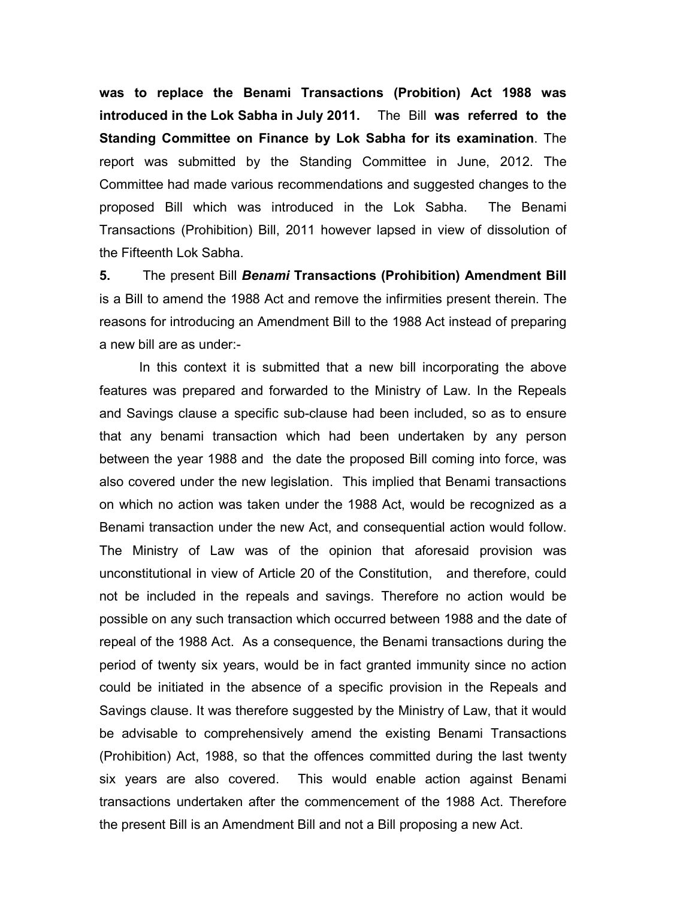**was to replace the Benami Transactions (Probition) Act 1988 was introduced in the Lok Sabha in July 2011.** The Bill **was referred to the Standing Committee on Finance by Lok Sabha for its examination**. The report was submitted by the Standing Committee in June, 2012. The Committee had made various recommendations and suggested changes to the proposed Bill which was introduced in the Lok Sabha. The Benami Transactions (Prohibition) Bill, 2011 however lapsed in view of dissolution of the Fifteenth Lok Sabha.

**5.** The present Bill ***Benami* Transactions (Prohibition) Amendment Bill** is a Bill to amend the 1988 Act and remove the infirmities present therein. The reasons for introducing an Amendment Bill to the 1988 Act instead of preparing a new bill are as under:-

In this context it is submitted that a new bill incorporating the above features was prepared and forwarded to the Ministry of Law. In the Repeals and Savings clause a specific sub-clause had been included, so as to ensure that any benami transaction which had been undertaken by any person between the year 1988 and the date the proposed Bill coming into force, was also covered under the new legislation. This implied that Benami transactions on which no action was taken under the 1988 Act, would be recognized as a Benami transaction under the new Act, and consequential action would follow. The Ministry of Law was of the opinion that aforesaid provision was unconstitutional in view of Article 20 of the Constitution, and therefore, could not be included in the repeals and savings. Therefore no action would be possible on any such transaction which occurred between 1988 and the date of repeal of the 1988 Act. As a consequence, the Benami transactions during the period of twenty six years, would be in fact granted immunity since no action could be initiated in the absence of a specific provision in the Repeals and Savings clause. It was therefore suggested by the Ministry of Law, that it would be advisable to comprehensively amend the existing Benami Transactions (Prohibition) Act, 1988, so that the offences committed during the last twenty six years are also covered. This would enable action against Benami transactions undertaken after the commencement of the 1988 Act. Therefore the present Bill is an Amendment Bill and not a Bill proposing a new Act.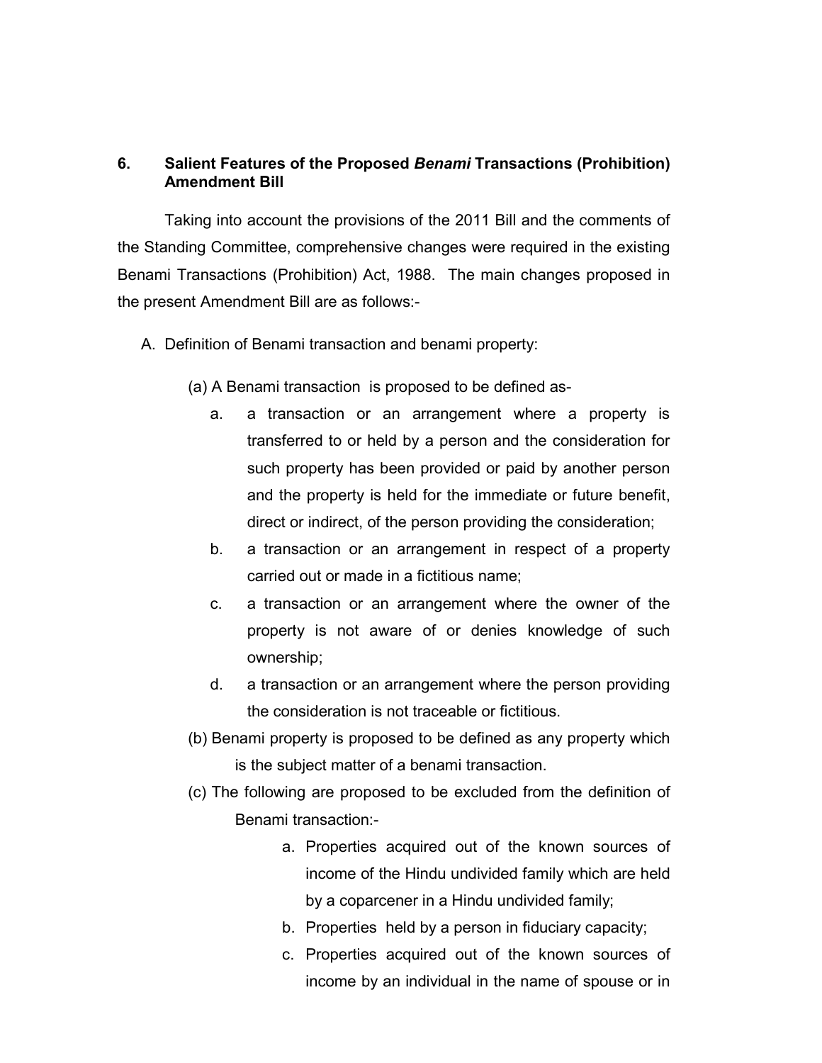## 6. Salient Features of the Proposed *Benami* Transactions (Prohibition) Amendment Bill

Taking into account the provisions of the 2011 Bill and the comments of the Standing Committee, comprehensive changes were required in the existing Benami Transactions (Prohibition) Act, 1988. The main changes proposed in the present Amendment Bill are as follows:-

A. Definition of Benami transaction and benami property:

(a) A Benami transaction is proposed to be defined as-

a. a transaction or an arrangement where a property is transferred to or held by a person and the consideration for such property has been provided or paid by another person and the property is held for the immediate or future benefit, direct or indirect, of the person providing the consideration;

b. a transaction or an arrangement in respect of a property carried out or made in a fictitious name;

c. a transaction or an arrangement where the owner of the property is not aware of or denies knowledge of such ownership;

d. a transaction or an arrangement where the person providing the consideration is not traceable or fictitious.

(b) Benami property is proposed to be defined as any property which is the subject matter of a benami transaction.

(c) The following are proposed to be excluded from the definition of Benami transaction:-

a. Properties acquired out of the known sources of income of the Hindu undivided family which are held by a coparcener in a Hindu undivided family;

b. Properties held by a person in fiduciary capacity;

c. Properties acquired out of the known sources of income by an individual in the name of spouse or in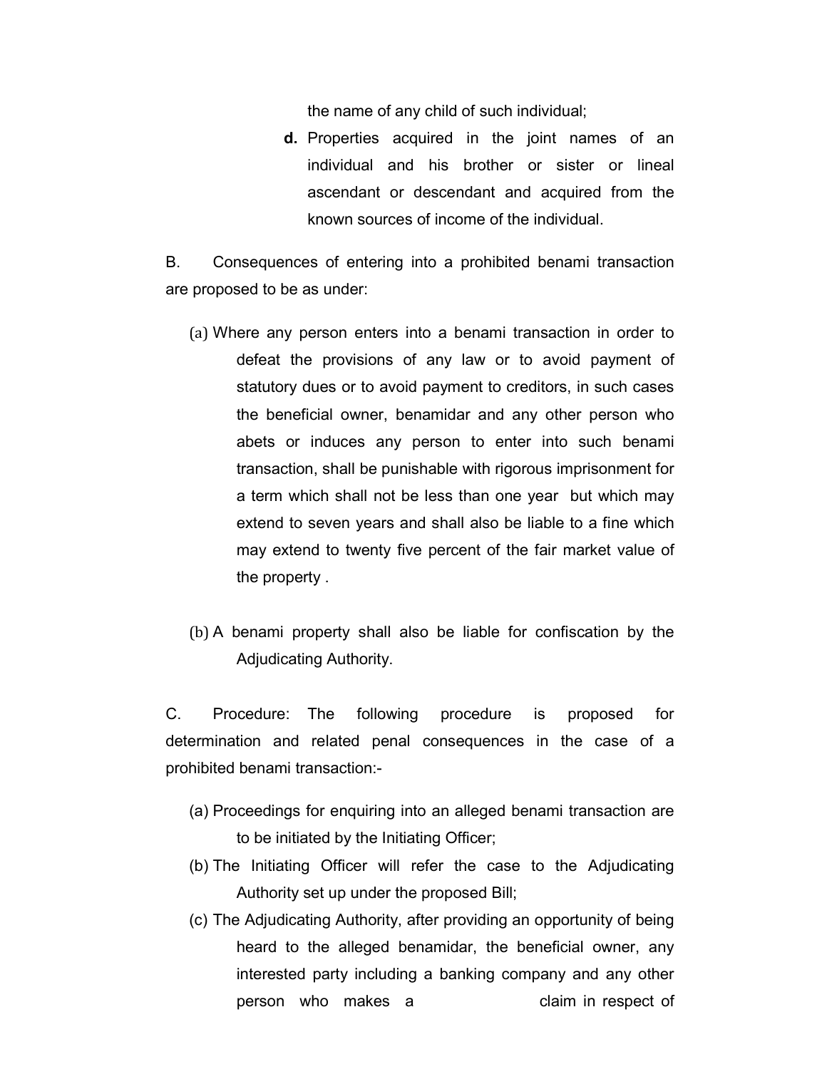the name of any child of such individual;

**d.** Properties acquired in the joint names of an individual and his brother or sister or lineal ascendant or descendant and acquired from the known sources of income of the individual.

B. Consequences of entering into a prohibited benami transaction are proposed to be as under:

(a) Where any person enters into a benami transaction in order to defeat the provisions of any law or to avoid payment of statutory dues or to avoid payment to creditors, in such cases the beneficial owner, benamidar and any other person who abets or induces any person to enter into such benami transaction, shall be punishable with rigorous imprisonment for a term which shall not be less than one year but which may extend to seven years and shall also be liable to a fine which may extend to twenty five percent of the fair market value of the property .

(b) A benami property shall also be liable for confiscation by the Adjudicating Authority.

C. Procedure: The following procedure is proposed for determination and related penal consequences in the case of a prohibited benami transaction:-

(a) Proceedings for enquiring into an alleged benami transaction are to be initiated by the Initiating Officer;
(b) The Initiating Officer will refer the case to the Adjudicating Authority set up under the proposed Bill;
(c) The Adjudicating Authority, after providing an opportunity of being heard to the alleged benamidar, the beneficial owner, any interested party including a banking company and any other person who makes a claim in respect of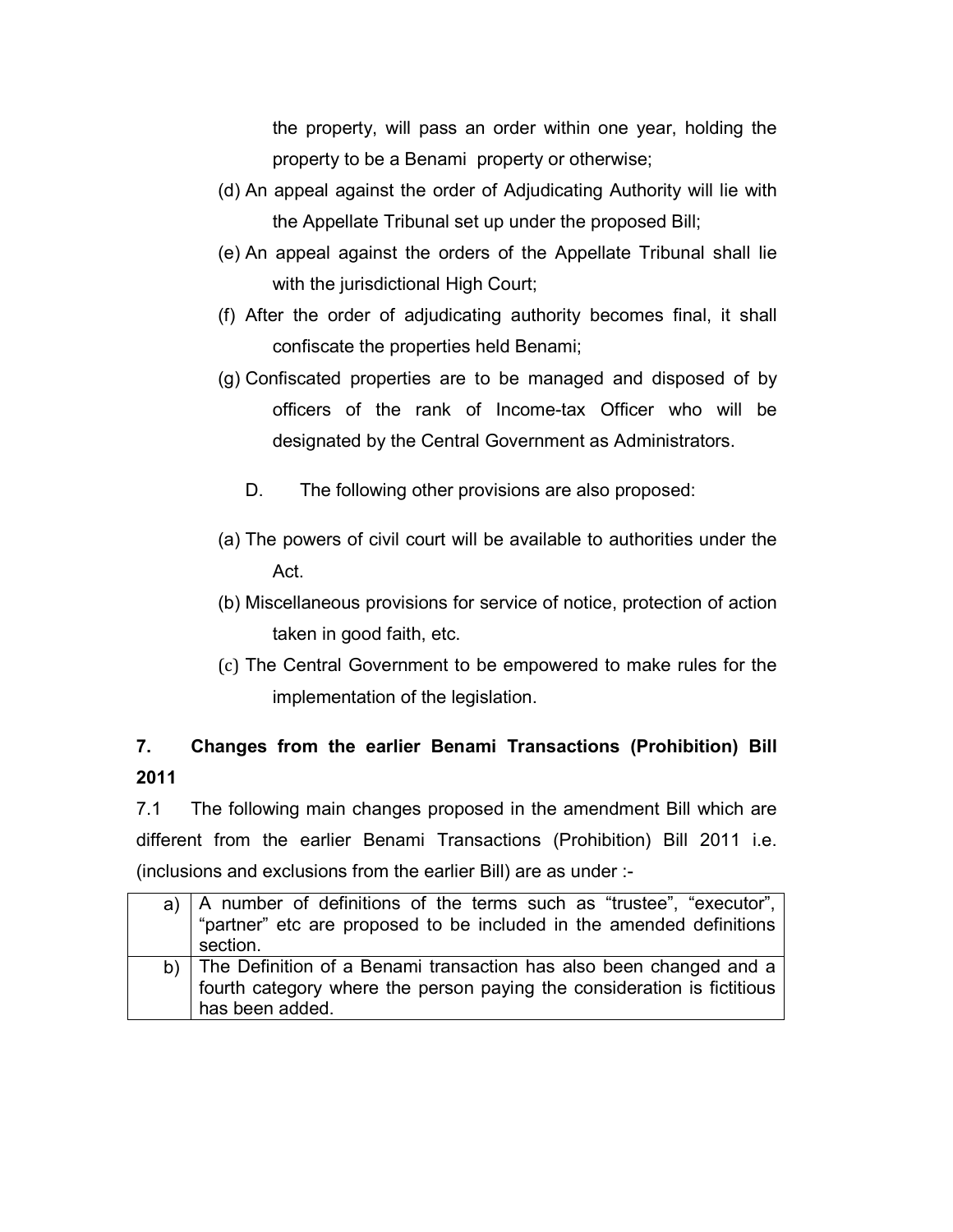the property, will pass an order within one year, holding the property to be a Benami property or otherwise;

(d) An appeal against the order of Adjudicating Authority will lie with the Appellate Tribunal set up under the proposed Bill;

(e) An appeal against the orders of the Appellate Tribunal shall lie with the jurisdictional High Court;

(f) After the order of adjudicating authority becomes final, it shall confiscate the properties held Benami;

(g) Confiscated properties are to be managed and disposed of by officers of the rank of Income-tax Officer who will be designated by the Central Government as Administrators.

D. The following other provisions are also proposed:

(a) The powers of civil court will be available to authorities under the Act.

(b) Miscellaneous provisions for service of notice, protection of action taken in good faith, etc.

(c) The Central Government to be empowered to make rules for the implementation of the legislation.

## 7. Changes from the earlier Benami Transactions (Prohibition) Bill 2011

7.1 The following main changes proposed in the amendment Bill which are different from the earlier Benami Transactions (Prohibition) Bill 2011 i.e. (inclusions and exclusions from the earlier Bill) are as under :-

| | |
|---|---|
| a) | A number of definitions of the terms such as "trustee", "executor", "partner" etc are proposed to be included in the amended definitions section. |
| b) | The Definition of a Benami transaction has also been changed and a fourth category where the person paying the consideration is fictitious has been added. |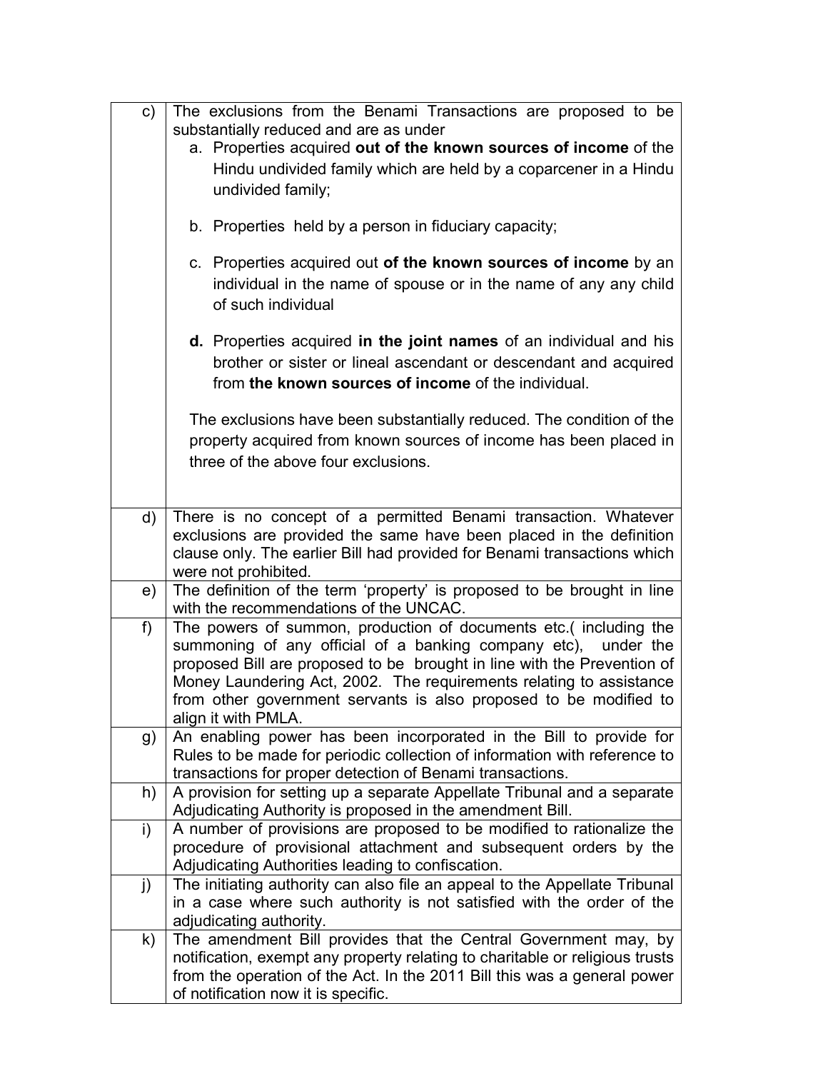| | |
|---|---|
| c) | The exclusions from the Benami Transactions are proposed to be substantially reduced and are as under<br>a. Properties acquired **out of the known sources of income** of the Hindu undivided family which are held by a coparcener in a Hindu undivided family;<br><br>b. Properties held by a person in fiduciary capacity;<br><br>c. Properties acquired out **of the known sources of income** by an individual in the name of spouse or in the name of any any child of such individual<br><br>**d.** Properties acquired **in the joint names** of an individual and his brother or sister or lineal ascendant or descendant and acquired from **the known sources of income** of the individual.<br><br>The exclusions have been substantially reduced. The condition of the property acquired from known sources of income has been placed in three of the above four exclusions. |
| d) | There is no concept of a permitted Benami transaction. Whatever exclusions are provided the same have been placed in the definition clause only. The earlier Bill had provided for Benami transactions which were not prohibited. |
| e) | The definition of the term 'property' is proposed to be brought in line with the recommendations of the UNCAC. |
| f) | The powers of summon, production of documents etc.( including the summoning of any official of a banking company etc), under the proposed Bill are proposed to be brought in line with the Prevention of Money Laundering Act, 2002. The requirements relating to assistance from other government servants is also proposed to be modified to align it with PMLA. |
| g) | An enabling power has been incorporated in the Bill to provide for Rules to be made for periodic collection of information with reference to transactions for proper detection of Benami transactions. |
| h) | A provision for setting up a separate Appellate Tribunal and a separate Adjudicating Authority is proposed in the amendment Bill. |
| i) | A number of provisions are proposed to be modified to rationalize the procedure of provisional attachment and subsequent orders by the Adjudicating Authorities leading to confiscation. |
| j) | The initiating authority can also file an appeal to the Appellate Tribunal in a case where such authority is not satisfied with the order of the adjudicating authority. |
| k) | The amendment Bill provides that the Central Government may, by notification, exempt any property relating to charitable or religious trusts from the operation of the Act. In the 2011 Bill this was a general power of notification now it is specific. |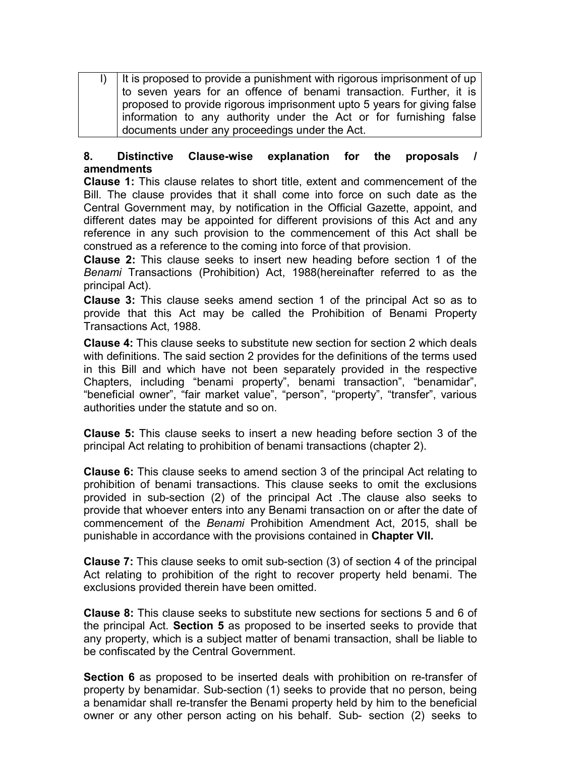| l) | It is proposed to provide a punishment with rigorous imprisonment of up to seven years for an offence of benami transaction. Further, it is proposed to provide rigorous imprisonment upto 5 years for giving false information to any authority under the Act or for furnishing false documents under any proceedings under the Act. |
|---|---|

**8. Distinctive Clause-wise explanation for the proposals / amendments**

**Clause 1:** This clause relates to short title, extent and commencement of the Bill. The clause provides that it shall come into force on such date as the Central Government may, by notification in the Official Gazette, appoint, and different dates may be appointed for different provisions of this Act and any reference in any such provision to the commencement of this Act shall be construed as a reference to the coming into force of that provision.

**Clause 2:** This clause seeks to insert new heading before section 1 of the *Benami* Transactions (Prohibition) Act, 1988(hereinafter referred to as the principal Act).

**Clause 3:** This clause seeks amend section 1 of the principal Act so as to provide that this Act may be called the Prohibition of Benami Property Transactions Act, 1988.

**Clause 4:** This clause seeks to substitute new section for section 2 which deals with definitions. The said section 2 provides for the definitions of the terms used in this Bill and which have not been separately provided in the respective Chapters, including "benami property", benami transaction", "benamidar", "beneficial owner", "fair market value", "person", "property", "transfer", various authorities under the statute and so on.

**Clause 5:** This clause seeks to insert a new heading before section 3 of the principal Act relating to prohibition of benami transactions (chapter 2).

**Clause 6:** This clause seeks to amend section 3 of the principal Act relating to prohibition of benami transactions. This clause seeks to omit the exclusions provided in sub-section (2) of the principal Act .The clause also seeks to provide that whoever enters into any Benami transaction on or after the date of commencement of the *Benami* Prohibition Amendment Act, 2015, shall be punishable in accordance with the provisions contained in **Chapter VII.**

**Clause 7:** This clause seeks to omit sub-section (3) of section 4 of the principal Act relating to prohibition of the right to recover property held benami. The exclusions provided therein have been omitted.

**Clause 8:** This clause seeks to substitute new sections for sections 5 and 6 of the principal Act. **Section 5** as proposed to be inserted seeks to provide that any property, which is a subject matter of benami transaction, shall be liable to be confiscated by the Central Government.

**Section 6** as proposed to be inserted deals with prohibition on re-transfer of property by benamidar. Sub-section (1) seeks to provide that no person, being a benamidar shall re-transfer the Benami property held by him to the beneficial owner or any other person acting on his behalf. Sub- section (2) seeks to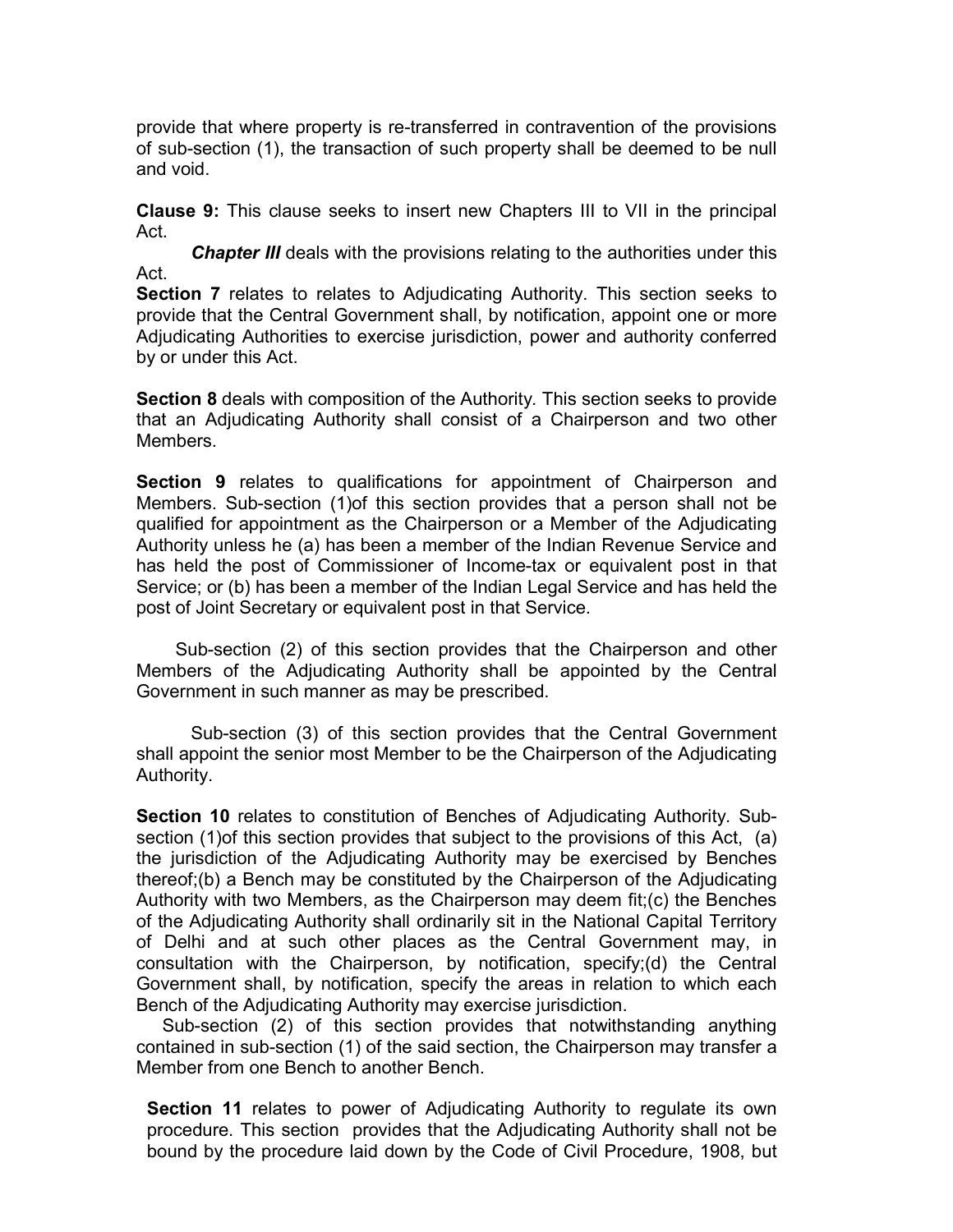provide that where property is re-transferred in contravention of the provisions of sub-section (1), the transaction of such property shall be deemed to be null and void.

**Clause 9:** This clause seeks to insert new Chapters III to VII in the principal Act.

***Chapter III*** deals with the provisions relating to the authorities under this Act.

**Section 7** relates to relates to Adjudicating Authority. This section seeks to provide that the Central Government shall, by notification, appoint one or more Adjudicating Authorities to exercise jurisdiction, power and authority conferred by or under this Act.

**Section 8** deals with composition of the Authority. This section seeks to provide that an Adjudicating Authority shall consist of a Chairperson and two other Members.

**Section 9** relates to qualifications for appointment of Chairperson and Members. Sub-section (1)of this section provides that a person shall not be qualified for appointment as the Chairperson or a Member of the Adjudicating Authority unless he (a) has been a member of the Indian Revenue Service and has held the post of Commissioner of Income-tax or equivalent post in that Service; or (b) has been a member of the Indian Legal Service and has held the post of Joint Secretary or equivalent post in that Service.

Sub-section (2) of this section provides that the Chairperson and other Members of the Adjudicating Authority shall be appointed by the Central Government in such manner as may be prescribed.

Sub-section (3) of this section provides that the Central Government shall appoint the senior most Member to be the Chairperson of the Adjudicating Authority.

**Section 10** relates to constitution of Benches of Adjudicating Authority. Sub-section (1)of this section provides that subject to the provisions of this Act, (a) the jurisdiction of the Adjudicating Authority may be exercised by Benches thereof;(b) a Bench may be constituted by the Chairperson of the Adjudicating Authority with two Members, as the Chairperson may deem fit;(c) the Benches of the Adjudicating Authority shall ordinarily sit in the National Capital Territory of Delhi and at such other places as the Central Government may, in consultation with the Chairperson, by notification, specify;(d) the Central Government shall, by notification, specify the areas in relation to which each Bench of the Adjudicating Authority may exercise jurisdiction.

Sub-section (2) of this section provides that notwithstanding anything contained in sub-section (1) of the said section, the Chairperson may transfer a Member from one Bench to another Bench.

**Section 11** relates to power of Adjudicating Authority to regulate its own procedure. This section provides that the Adjudicating Authority shall not be bound by the procedure laid down by the Code of Civil Procedure, 1908, but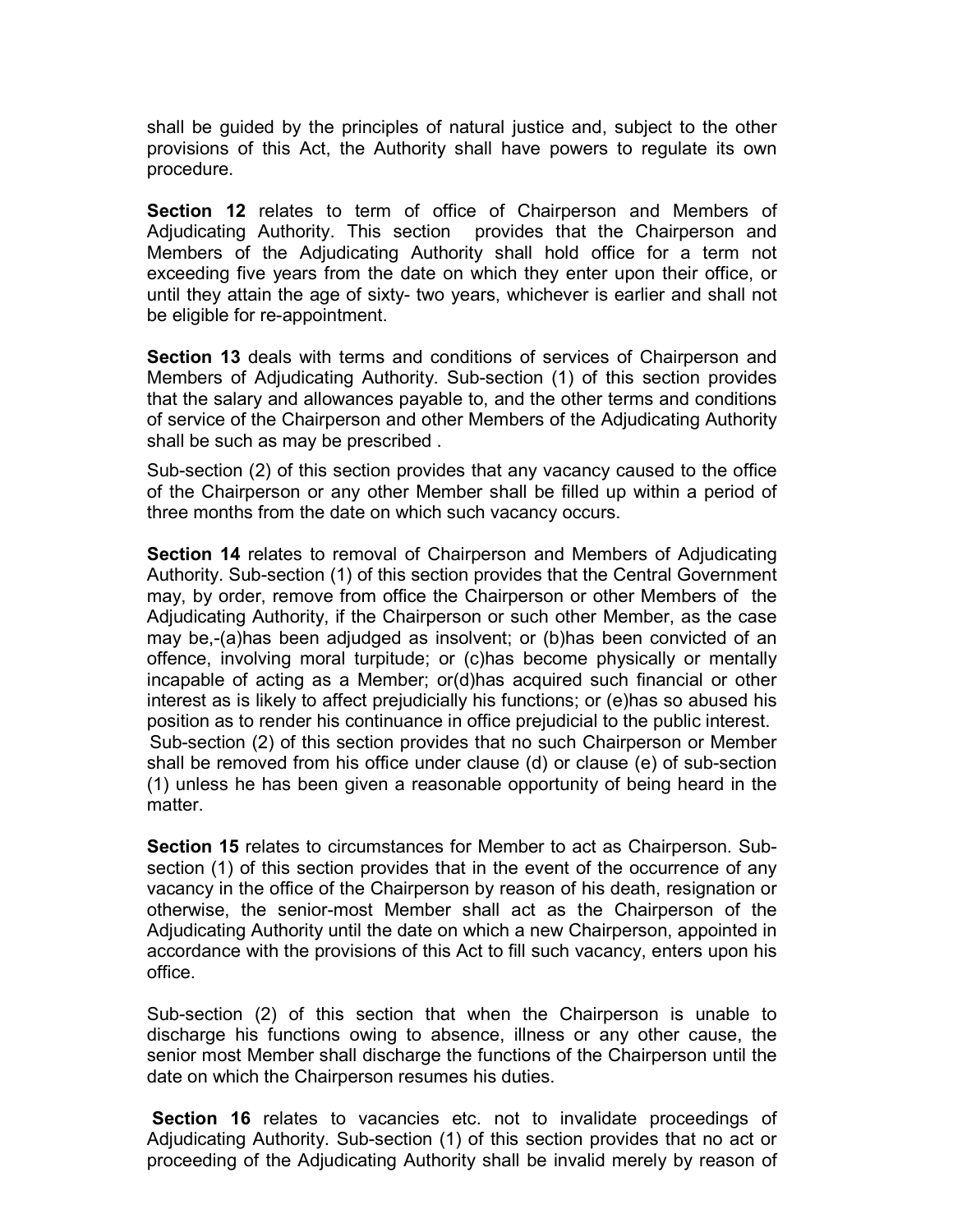shall be guided by the principles of natural justice and, subject to the other provisions of this Act, the Authority shall have powers to regulate its own procedure.

**Section 12** relates to term of office of Chairperson and Members of Adjudicating Authority. This section provides that the Chairperson and Members of the Adjudicating Authority shall hold office for a term not exceeding five years from the date on which they enter upon their office, or until they attain the age of sixty- two years, whichever is earlier and shall not be eligible for re-appointment.

**Section 13** deals with terms and conditions of services of Chairperson and Members of Adjudicating Authority. Sub-section (1) of this section provides that the salary and allowances payable to, and the other terms and conditions of service of the Chairperson and other Members of the Adjudicating Authority shall be such as may be prescribed .

Sub-section (2) of this section provides that any vacancy caused to the office of the Chairperson or any other Member shall be filled up within a period of three months from the date on which such vacancy occurs.

**Section 14** relates to removal of Chairperson and Members of Adjudicating Authority. Sub-section (1) of this section provides that the Central Government may, by order, remove from office the Chairperson or other Members of the Adjudicating Authority, if the Chairperson or such other Member, as the case may be,-(a)has been adjudged as insolvent; or (b)has been convicted of an offence, involving moral turpitude; or (c)has become physically or mentally incapable of acting as a Member; or(d)has acquired such financial or other interest as is likely to affect prejudicially his functions; or (e)has so abused his position as to render his continuance in office prejudicial to the public interest.
Sub-section (2) of this section provides that no such Chairperson or Member shall be removed from his office under clause (d) or clause (e) of sub-section (1) unless he has been given a reasonable opportunity of being heard in the matter.

**Section 15** relates to circumstances for Member to act as Chairperson. Sub-section (1) of this section provides that in the event of the occurrence of any vacancy in the office of the Chairperson by reason of his death, resignation or otherwise, the senior-most Member shall act as the Chairperson of the Adjudicating Authority until the date on which a new Chairperson, appointed in accordance with the provisions of this Act to fill such vacancy, enters upon his office.

Sub-section (2) of this section that when the Chairperson is unable to discharge his functions owing to absence, illness or any other cause, the senior most Member shall discharge the functions of the Chairperson until the date on which the Chairperson resumes his duties.

**Section 16** relates to vacancies etc. not to invalidate proceedings of Adjudicating Authority. Sub-section (1) of this section provides that no act or proceeding of the Adjudicating Authority shall be invalid merely by reason of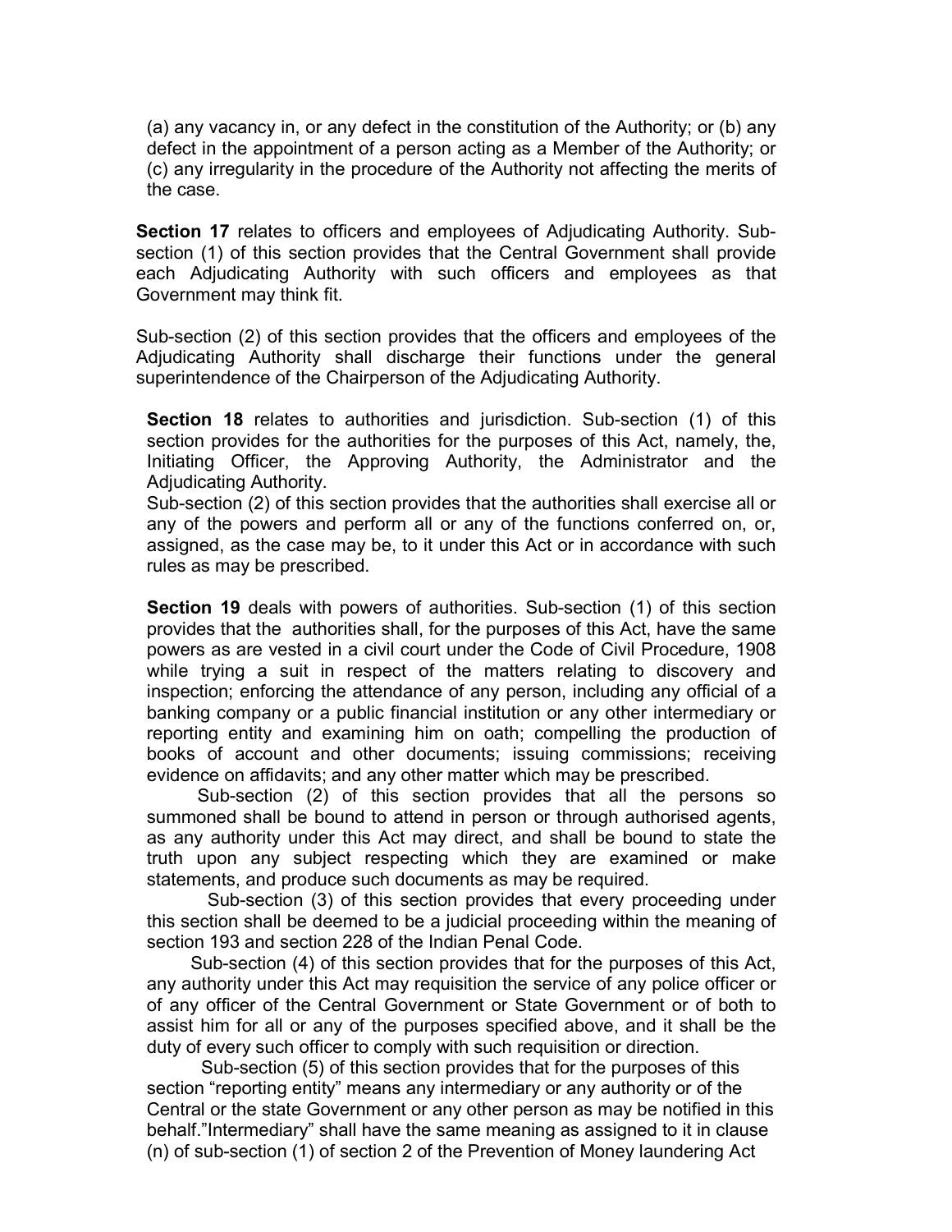(a) any vacancy in, or any defect in the constitution of the Authority; or (b) any defect in the appointment of a person acting as a Member of the Authority; or (c) any irregularity in the procedure of the Authority not affecting the merits of the case.

**Section 17** relates to officers and employees of Adjudicating Authority. Sub-section (1) of this section provides that the Central Government shall provide each Adjudicating Authority with such officers and employees as that Government may think fit.

Sub-section (2) of this section provides that the officers and employees of the Adjudicating Authority shall discharge their functions under the general superintendence of the Chairperson of the Adjudicating Authority.

**Section 18** relates to authorities and jurisdiction. Sub-section (1) of this section provides for the authorities for the purposes of this Act, namely, the, Initiating Officer, the Approving Authority, the Administrator and the Adjudicating Authority.
Sub-section (2) of this section provides that the authorities shall exercise all or any of the powers and perform all or any of the functions conferred on, or, assigned, as the case may be, to it under this Act or in accordance with such rules as may be prescribed.

**Section 19** deals with powers of authorities. Sub-section (1) of this section provides that the authorities shall, for the purposes of this Act, have the same powers as are vested in a civil court under the Code of Civil Procedure, 1908 while trying a suit in respect of the matters relating to discovery and inspection; enforcing the attendance of any person, including any official of a banking company or a public financial institution or any other intermediary or reporting entity and examining him on oath; compelling the production of books of account and other documents; issuing commissions; receiving evidence on affidavits; and any other matter which may be prescribed.

Sub-section (2) of this section provides that all the persons so summoned shall be bound to attend in person or through authorised agents, as any authority under this Act may direct, and shall be bound to state the truth upon any subject respecting which they are examined or make statements, and produce such documents as may be required.

Sub-section (3) of this section provides that every proceeding under this section shall be deemed to be a judicial proceeding within the meaning of section 193 and section 228 of the Indian Penal Code.

Sub-section (4) of this section provides that for the purposes of this Act, any authority under this Act may requisition the service of any police officer or of any officer of the Central Government or State Government or of both to assist him for all or any of the purposes specified above, and it shall be the duty of every such officer to comply with such requisition or direction.

Sub-section (5) of this section provides that for the purposes of this section "reporting entity" means any intermediary or any authority or of the Central or the state Government or any other person as may be notified in this behalf."Intermediary" shall have the same meaning as assigned to it in clause (n) of sub-section (1) of section 2 of the Prevention of Money laundering Act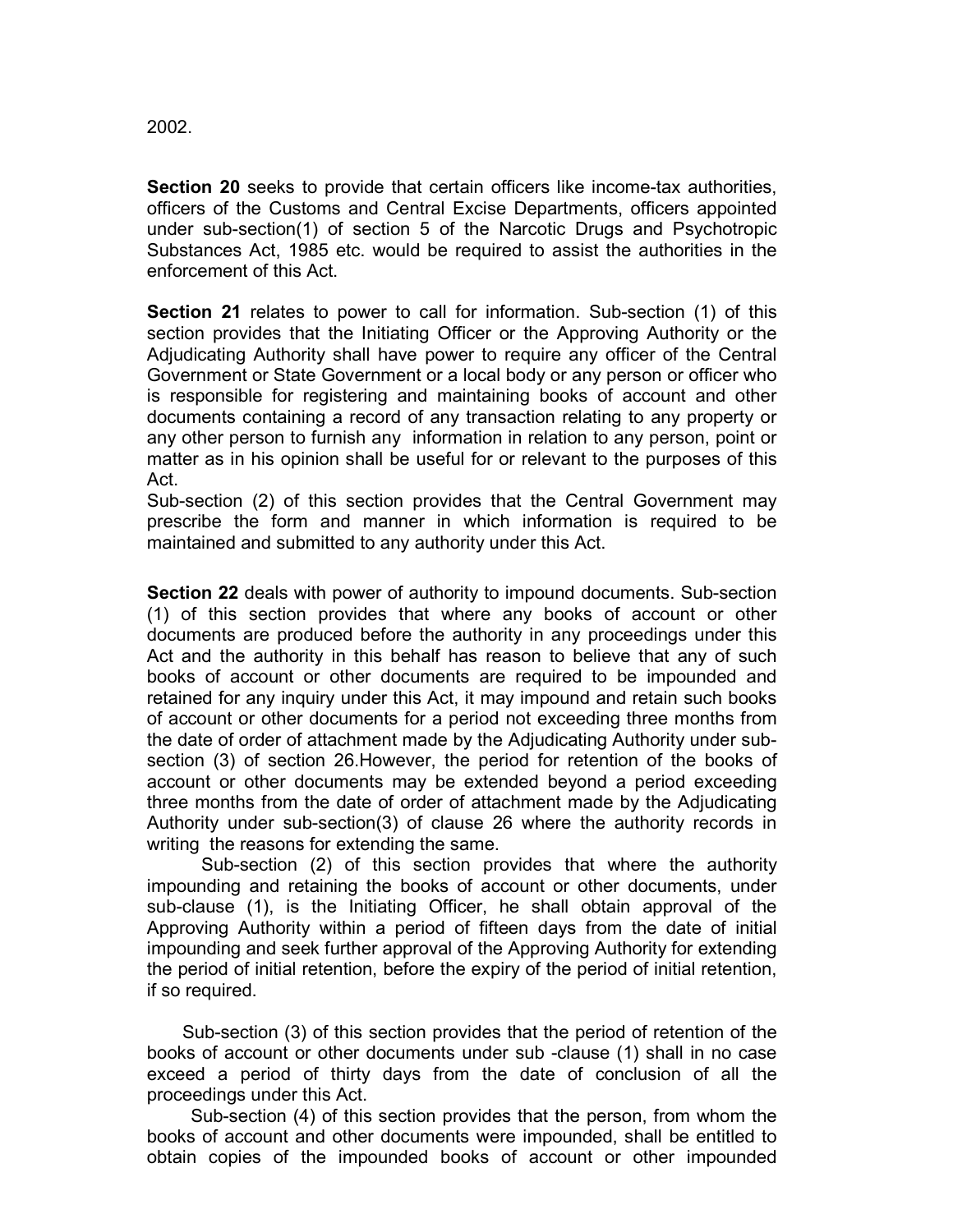2002.

**Section 20** seeks to provide that certain officers like income-tax authorities, officers of the Customs and Central Excise Departments, officers appointed under sub-section(1) of section 5 of the Narcotic Drugs and Psychotropic Substances Act, 1985 etc. would be required to assist the authorities in the enforcement of this Act.

**Section 21** relates to power to call for information. Sub-section (1) of this section provides that the Initiating Officer or the Approving Authority or the Adjudicating Authority shall have power to require any officer of the Central Government or State Government or a local body or any person or officer who is responsible for registering and maintaining books of account and other documents containing a record of any transaction relating to any property or any other person to furnish any information in relation to any person, point or matter as in his opinion shall be useful for or relevant to the purposes of this Act.

Sub-section (2) of this section provides that the Central Government may prescribe the form and manner in which information is required to be maintained and submitted to any authority under this Act.

**Section 22** deals with power of authority to impound documents. Sub-section (1) of this section provides that where any books of account or other documents are produced before the authority in any proceedings under this Act and the authority in this behalf has reason to believe that any of such books of account or other documents are required to be impounded and retained for any inquiry under this Act, it may impound and retain such books of account or other documents for a period not exceeding three months from the date of order of attachment made by the Adjudicating Authority under sub-section (3) of section 26.However, the period for retention of the books of account or other documents may be extended beyond a period exceeding three months from the date of order of attachment made by the Adjudicating Authority under sub-section(3) of clause 26 where the authority records in writing the reasons for extending the same.

Sub-section (2) of this section provides that where the authority impounding and retaining the books of account or other documents, under sub-clause (1), is the Initiating Officer, he shall obtain approval of the Approving Authority within a period of fifteen days from the date of initial impounding and seek further approval of the Approving Authority for extending the period of initial retention, before the expiry of the period of initial retention, if so required.

Sub-section (3) of this section provides that the period of retention of the books of account or other documents under sub -clause (1) shall in no case exceed a period of thirty days from the date of conclusion of all the proceedings under this Act.

Sub-section (4) of this section provides that the person, from whom the books of account and other documents were impounded, shall be entitled to obtain copies of the impounded books of account or other impounded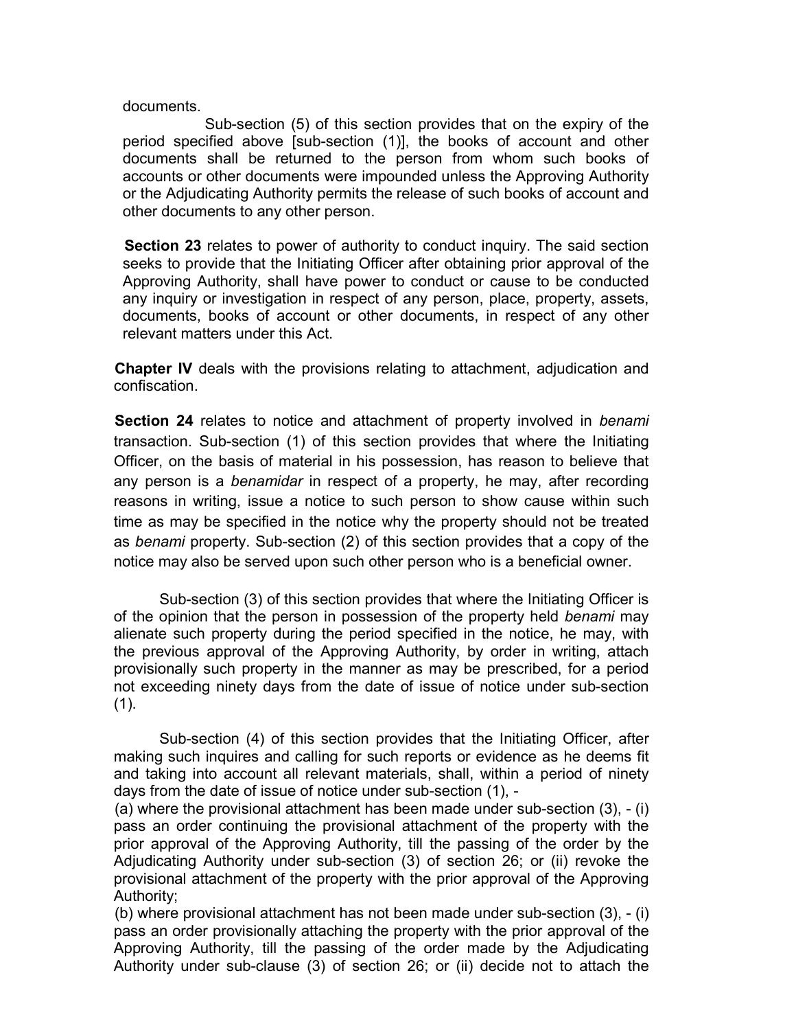documents.

Sub-section (5) of this section provides that on the expiry of the period specified above [sub-section (1)], the books of account and other documents shall be returned to the person from whom such books of accounts or other documents were impounded unless the Approving Authority or the Adjudicating Authority permits the release of such books of account and other documents to any other person.

**Section 23** relates to power of authority to conduct inquiry. The said section seeks to provide that the Initiating Officer after obtaining prior approval of the Approving Authority, shall have power to conduct or cause to be conducted any inquiry or investigation in respect of any person, place, property, assets, documents, books of account or other documents, in respect of any other relevant matters under this Act.

**Chapter IV** deals with the provisions relating to attachment, adjudication and confiscation.

**Section 24** relates to notice and attachment of property involved in *benami* transaction. Sub-section (1) of this section provides that where the Initiating Officer, on the basis of material in his possession, has reason to believe that any person is a *benamidar* in respect of a property, he may, after recording reasons in writing, issue a notice to such person to show cause within such time as may be specified in the notice why the property should not be treated as *benami* property. Sub-section (2) of this section provides that a copy of the notice may also be served upon such other person who is a beneficial owner.

Sub-section (3) of this section provides that where the Initiating Officer is of the opinion that the person in possession of the property held *benami* may alienate such property during the period specified in the notice, he may, with the previous approval of the Approving Authority, by order in writing, attach provisionally such property in the manner as may be prescribed, for a period not exceeding ninety days from the date of issue of notice under sub-section (1).

Sub-section (4) of this section provides that the Initiating Officer, after making such inquires and calling for such reports or evidence as he deems fit and taking into account all relevant materials, shall, within a period of ninety days from the date of issue of notice under sub-section (1), -
(a) where the provisional attachment has been made under sub-section (3), - (i) pass an order continuing the provisional attachment of the property with the prior approval of the Approving Authority, till the passing of the order by the Adjudicating Authority under sub-section (3) of section 26; or (ii) revoke the provisional attachment of the property with the prior approval of the Approving Authority;
(b) where provisional attachment has not been made under sub-section (3), - (i) pass an order provisionally attaching the property with the prior approval of the Approving Authority, till the passing of the order made by the Adjudicating Authority under sub-clause (3) of section 26; or (ii) decide not to attach the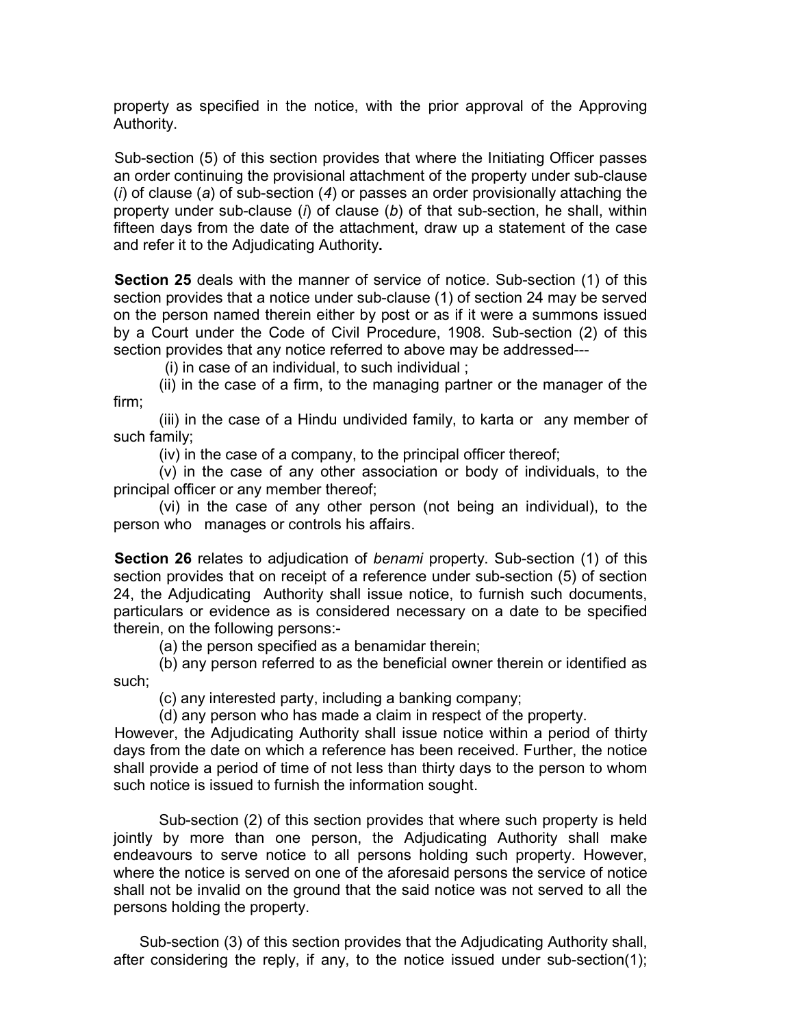property as specified in the notice, with the prior approval of the Approving Authority.

Sub-section (5) of this section provides that where the Initiating Officer passes an order continuing the provisional attachment of the property under sub-clause (*i*) of clause (*a*) of sub-section (*4*) or passes an order provisionally attaching the property under sub-clause (*i*) of clause (*b*) of that sub-section, he shall, within fifteen days from the date of the attachment, draw up a statement of the case and refer it to the Adjudicating Authority**.**

**Section 25** deals with the manner of service of notice. Sub-section (1) of this section provides that a notice under sub-clause (1) of section 24 may be served on the person named therein either by post or as if it were a summons issued by a Court under the Code of Civil Procedure, 1908. Sub-section (2) of this section provides that any notice referred to above may be addressed---

(i) in case of an individual, to such individual ;

(ii) in the case of a firm, to the managing partner or the manager of the firm;

(iii) in the case of a Hindu undivided family, to karta or any member of such family;

(iv) in the case of a company, to the principal officer thereof;

(v) in the case of any other association or body of individuals, to the principal officer or any member thereof;

(vi) in the case of any other person (not being an individual), to the person who manages or controls his affairs.

**Section 26** relates to adjudication of *benami* property. Sub-section (1) of this section provides that on receipt of a reference under sub-section (5) of section 24, the Adjudicating Authority shall issue notice, to furnish such documents, particulars or evidence as is considered necessary on a date to be specified therein, on the following persons:-

(a) the person specified as a benamidar therein;

(b) any person referred to as the beneficial owner therein or identified as such;

(c) any interested party, including a banking company;

(d) any person who has made a claim in respect of the property.

However, the Adjudicating Authority shall issue notice within a period of thirty days from the date on which a reference has been received. Further, the notice shall provide a period of time of not less than thirty days to the person to whom such notice is issued to furnish the information sought.

Sub-section (2) of this section provides that where such property is held jointly by more than one person, the Adjudicating Authority shall make endeavours to serve notice to all persons holding such property. However, where the notice is served on one of the aforesaid persons the service of notice shall not be invalid on the ground that the said notice was not served to all the persons holding the property.

Sub-section (3) of this section provides that the Adjudicating Authority shall, after considering the reply, if any, to the notice issued under sub-section(1);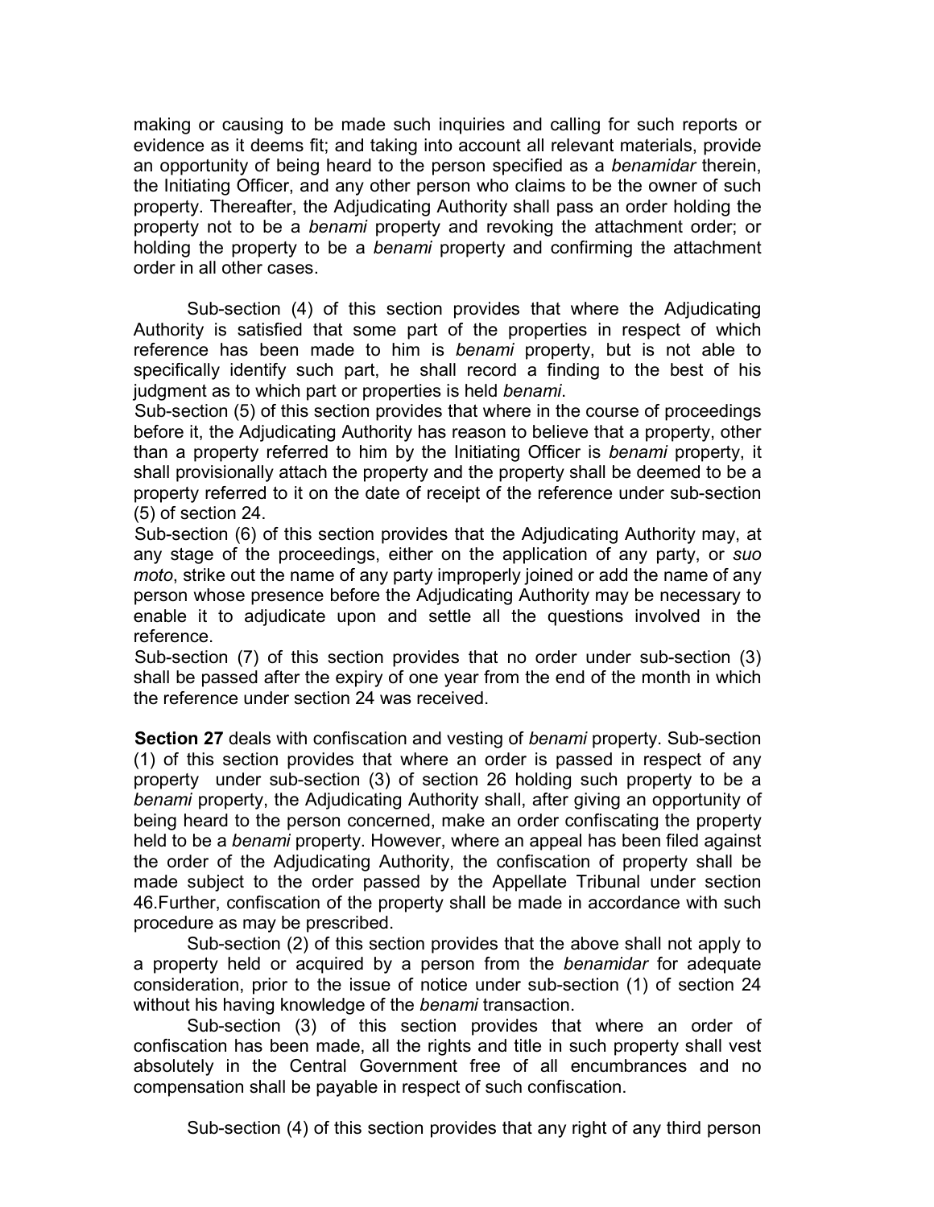making or causing to be made such inquiries and calling for such reports or evidence as it deems fit; and taking into account all relevant materials, provide an opportunity of being heard to the person specified as a *benamidar* therein, the Initiating Officer, and any other person who claims to be the owner of such property. Thereafter, the Adjudicating Authority shall pass an order holding the property not to be a *benami* property and revoking the attachment order; or holding the property to be a *benami* property and confirming the attachment order in all other cases.

Sub-section (4) of this section provides that where the Adjudicating Authority is satisfied that some part of the properties in respect of which reference has been made to him is *benami* property, but is not able to specifically identify such part, he shall record a finding to the best of his judgment as to which part or properties is held *benami*.

Sub-section (5) of this section provides that where in the course of proceedings before it, the Adjudicating Authority has reason to believe that a property, other than a property referred to him by the Initiating Officer is *benami* property, it shall provisionally attach the property and the property shall be deemed to be a property referred to it on the date of receipt of the reference under sub-section (5) of section 24.

Sub-section (6) of this section provides that the Adjudicating Authority may, at any stage of the proceedings, either on the application of any party, or *suo moto*, strike out the name of any party improperly joined or add the name of any person whose presence before the Adjudicating Authority may be necessary to enable it to adjudicate upon and settle all the questions involved in the reference.

Sub-section (7) of this section provides that no order under sub-section (3) shall be passed after the expiry of one year from the end of the month in which the reference under section 24 was received.

**Section 27** deals with confiscation and vesting of *benami* property. Sub-section (1) of this section provides that where an order is passed in respect of any property under sub-section (3) of section 26 holding such property to be a *benami* property, the Adjudicating Authority shall, after giving an opportunity of being heard to the person concerned, make an order confiscating the property held to be a *benami* property. However, where an appeal has been filed against the order of the Adjudicating Authority, the confiscation of property shall be made subject to the order passed by the Appellate Tribunal under section 46.Further, confiscation of the property shall be made in accordance with such procedure as may be prescribed.

Sub-section (2) of this section provides that the above shall not apply to a property held or acquired by a person from the *benamidar* for adequate consideration, prior to the issue of notice under sub-section (1) of section 24 without his having knowledge of the *benami* transaction.

Sub-section (3) of this section provides that where an order of confiscation has been made, all the rights and title in such property shall vest absolutely in the Central Government free of all encumbrances and no compensation shall be payable in respect of such confiscation.

Sub-section (4) of this section provides that any right of any third person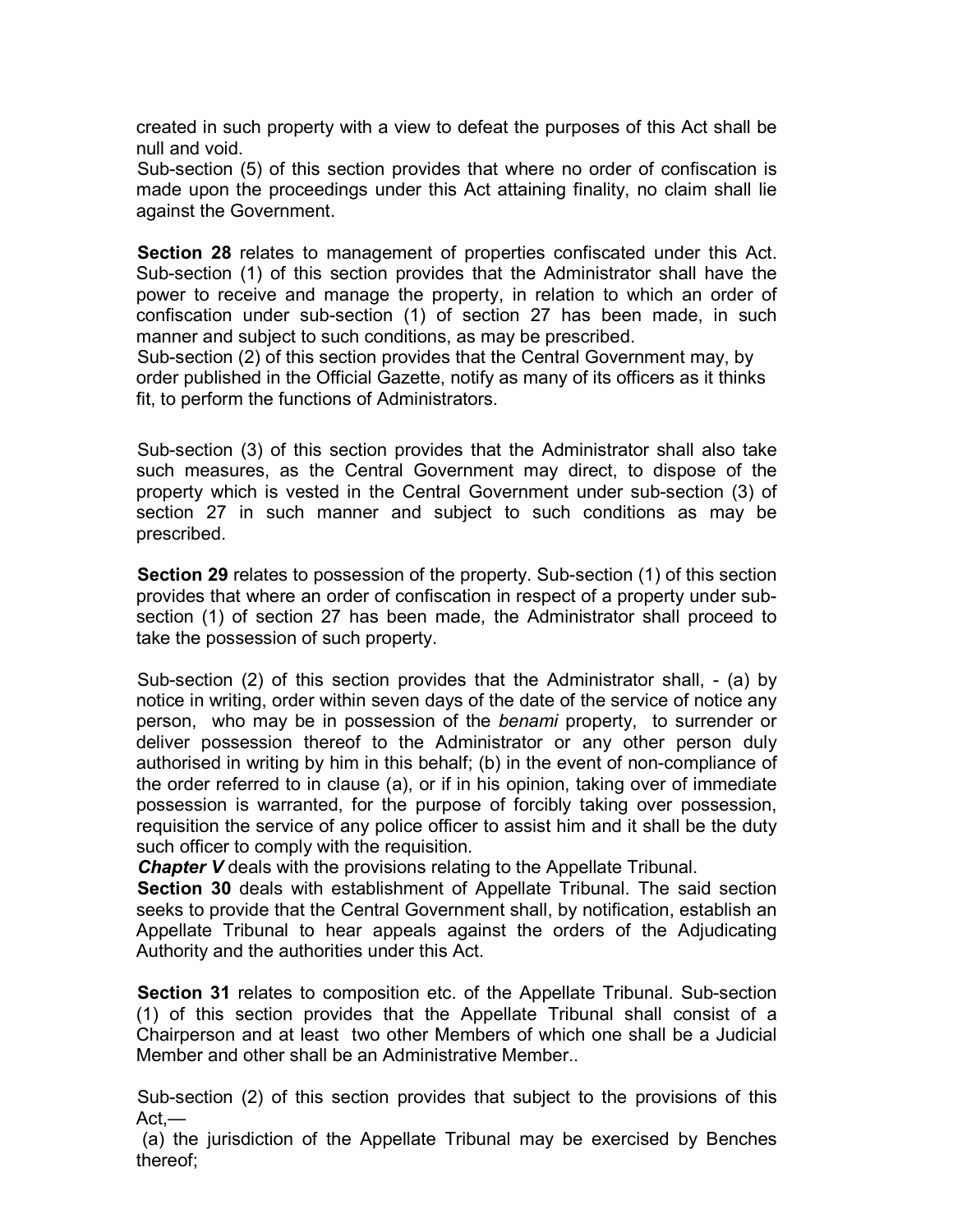created in such property with a view to defeat the purposes of this Act shall be null and void.

Sub-section (5) of this section provides that where no order of confiscation is made upon the proceedings under this Act attaining finality, no claim shall lie against the Government.

**Section 28** relates to management of properties confiscated under this Act. Sub-section (1) of this section provides that the Administrator shall have the power to receive and manage the property, in relation to which an order of confiscation under sub-section (1) of section 27 has been made, in such manner and subject to such conditions, as may be prescribed.

Sub-section (2) of this section provides that the Central Government may, by order published in the Official Gazette, notify as many of its officers as it thinks fit, to perform the functions of Administrators.

Sub-section (3) of this section provides that the Administrator shall also take such measures, as the Central Government may direct, to dispose of the property which is vested in the Central Government under sub-section (3) of section 27 in such manner and subject to such conditions as may be prescribed.

**Section 29** relates to possession of the property. Sub-section (1) of this section provides that where an order of confiscation in respect of a property under sub-section (1) of section 27 has been made, the Administrator shall proceed to take the possession of such property.

Sub-section (2) of this section provides that the Administrator shall, - (a) by notice in writing, order within seven days of the date of the service of notice any person, who may be in possession of the *benami* property, to surrender or deliver possession thereof to the Administrator or any other person duly authorised in writing by him in this behalf; (b) in the event of non-compliance of the order referred to in clause (a), or if in his opinion, taking over of immediate possession is warranted, for the purpose of forcibly taking over possession, requisition the service of any police officer to assist him and it shall be the duty such officer to comply with the requisition.

***Chapter V*** deals with the provisions relating to the Appellate Tribunal.

**Section 30** deals with establishment of Appellate Tribunal. The said section seeks to provide that the Central Government shall, by notification, establish an Appellate Tribunal to hear appeals against the orders of the Adjudicating Authority and the authorities under this Act.

**Section 31** relates to composition etc. of the Appellate Tribunal. Sub-section (1) of this section provides that the Appellate Tribunal shall consist of a Chairperson and at least two other Members of which one shall be a Judicial Member and other shall be an Administrative Member..

Sub-section (2) of this section provides that subject to the provisions of this Act,—

(a) the jurisdiction of the Appellate Tribunal may be exercised by Benches thereof;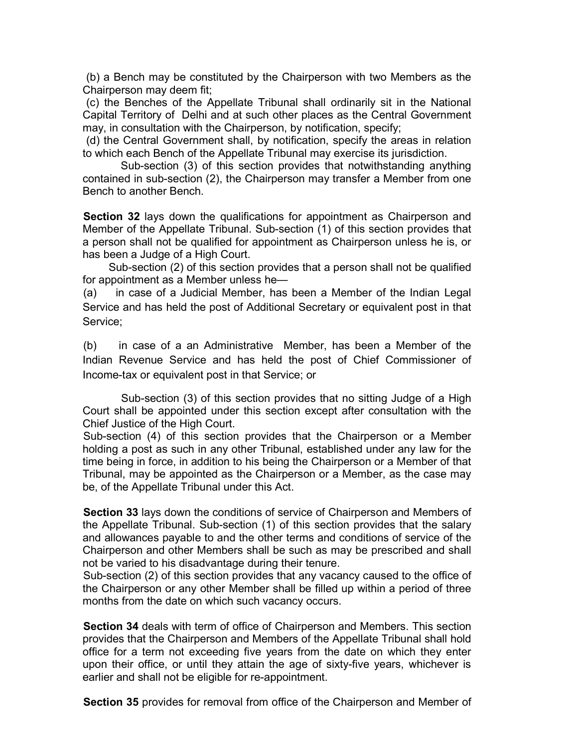(b) a Bench may be constituted by the Chairperson with two Members as the Chairperson may deem fit;

(c) the Benches of the Appellate Tribunal shall ordinarily sit in the National Capital Territory of Delhi and at such other places as the Central Government may, in consultation with the Chairperson, by notification, specify;

(d) the Central Government shall, by notification, specify the areas in relation to which each Bench of the Appellate Tribunal may exercise its jurisdiction.

Sub-section (3) of this section provides that notwithstanding anything contained in sub-section (2), the Chairperson may transfer a Member from one Bench to another Bench.

**Section 32** lays down the qualifications for appointment as Chairperson and Member of the Appellate Tribunal. Sub-section (1) of this section provides that a person shall not be qualified for appointment as Chairperson unless he is, or has been a Judge of a High Court.

Sub-section (2) of this section provides that a person shall not be qualified for appointment as a Member unless he—

(a) in case of a Judicial Member, has been a Member of the Indian Legal Service and has held the post of Additional Secretary or equivalent post in that Service;

(b) in case of a an Administrative Member, has been a Member of the Indian Revenue Service and has held the post of Chief Commissioner of Income-tax or equivalent post in that Service; or

Sub-section (3) of this section provides that no sitting Judge of a High Court shall be appointed under this section except after consultation with the Chief Justice of the High Court.

Sub-section (4) of this section provides that the Chairperson or a Member holding a post as such in any other Tribunal, established under any law for the time being in force, in addition to his being the Chairperson or a Member of that Tribunal, may be appointed as the Chairperson or a Member, as the case may be, of the Appellate Tribunal under this Act.

**Section 33** lays down the conditions of service of Chairperson and Members of the Appellate Tribunal. Sub-section (1) of this section provides that the salary and allowances payable to and the other terms and conditions of service of the Chairperson and other Members shall be such as may be prescribed and shall not be varied to his disadvantage during their tenure.

Sub-section (2) of this section provides that any vacancy caused to the office of the Chairperson or any other Member shall be filled up within a period of three months from the date on which such vacancy occurs.

**Section 34** deals with term of office of Chairperson and Members. This section provides that the Chairperson and Members of the Appellate Tribunal shall hold office for a term not exceeding five years from the date on which they enter upon their office, or until they attain the age of sixty-five years, whichever is earlier and shall not be eligible for re-appointment.

**Section 35** provides for removal from office of the Chairperson and Member of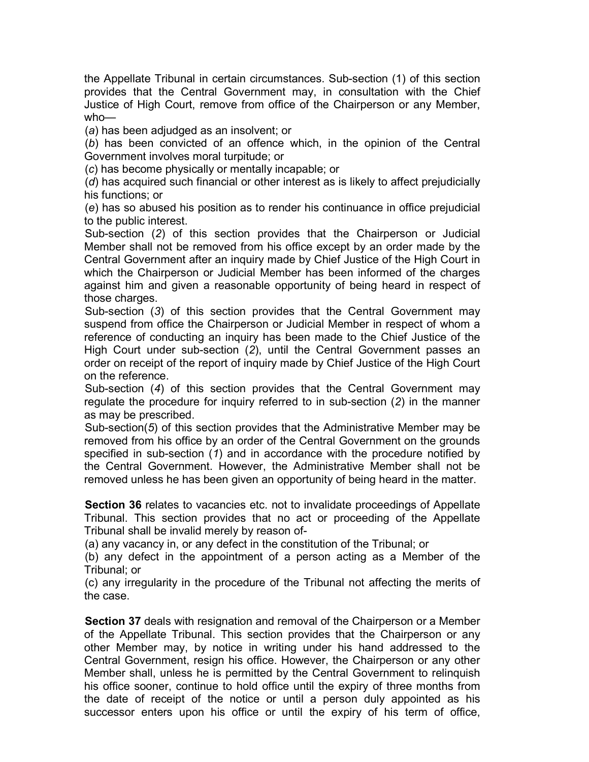the Appellate Tribunal in certain circumstances. Sub-section (1) of this section provides that the Central Government may, in consultation with the Chief Justice of High Court, remove from office of the Chairperson or any Member, who—

(*a*) has been adjudged as an insolvent; or

(*b*) has been convicted of an offence which, in the opinion of the Central Government involves moral turpitude; or

(*c*) has become physically or mentally incapable; or

(*d*) has acquired such financial or other interest as is likely to affect prejudicially his functions; or

(*e*) has so abused his position as to render his continuance in office prejudicial to the public interest.

Sub-section (*2*) of this section provides that the Chairperson or Judicial Member shall not be removed from his office except by an order made by the Central Government after an inquiry made by Chief Justice of the High Court in which the Chairperson or Judicial Member has been informed of the charges against him and given a reasonable opportunity of being heard in respect of those charges.

Sub-section (*3*) of this section provides that the Central Government may suspend from office the Chairperson or Judicial Member in respect of whom a reference of conducting an inquiry has been made to the Chief Justice of the High Court under sub-section (*2*), until the Central Government passes an order on receipt of the report of inquiry made by Chief Justice of the High Court on the reference.

Sub-section (*4*) of this section provides that the Central Government may regulate the procedure for inquiry referred to in sub-section (*2*) in the manner as may be prescribed.

Sub-section(*5*) of this section provides that the Administrative Member may be removed from his office by an order of the Central Government on the grounds specified in sub-section (*1*) and in accordance with the procedure notified by the Central Government. However, the Administrative Member shall not be removed unless he has been given an opportunity of being heard in the matter.

**Section 36** relates to vacancies etc. not to invalidate proceedings of Appellate Tribunal. This section provides that no act or proceeding of the Appellate Tribunal shall be invalid merely by reason of-

(a) any vacancy in, or any defect in the constitution of the Tribunal; or

(b) any defect in the appointment of a person acting as a Member of the Tribunal; or

(c) any irregularity in the procedure of the Tribunal not affecting the merits of the case.

**Section 37** deals with resignation and removal of the Chairperson or a Member of the Appellate Tribunal. This section provides that the Chairperson or any other Member may, by notice in writing under his hand addressed to the Central Government, resign his office. However, the Chairperson or any other Member shall, unless he is permitted by the Central Government to relinquish his office sooner, continue to hold office until the expiry of three months from the date of receipt of the notice or until a person duly appointed as his successor enters upon his office or until the expiry of his term of office,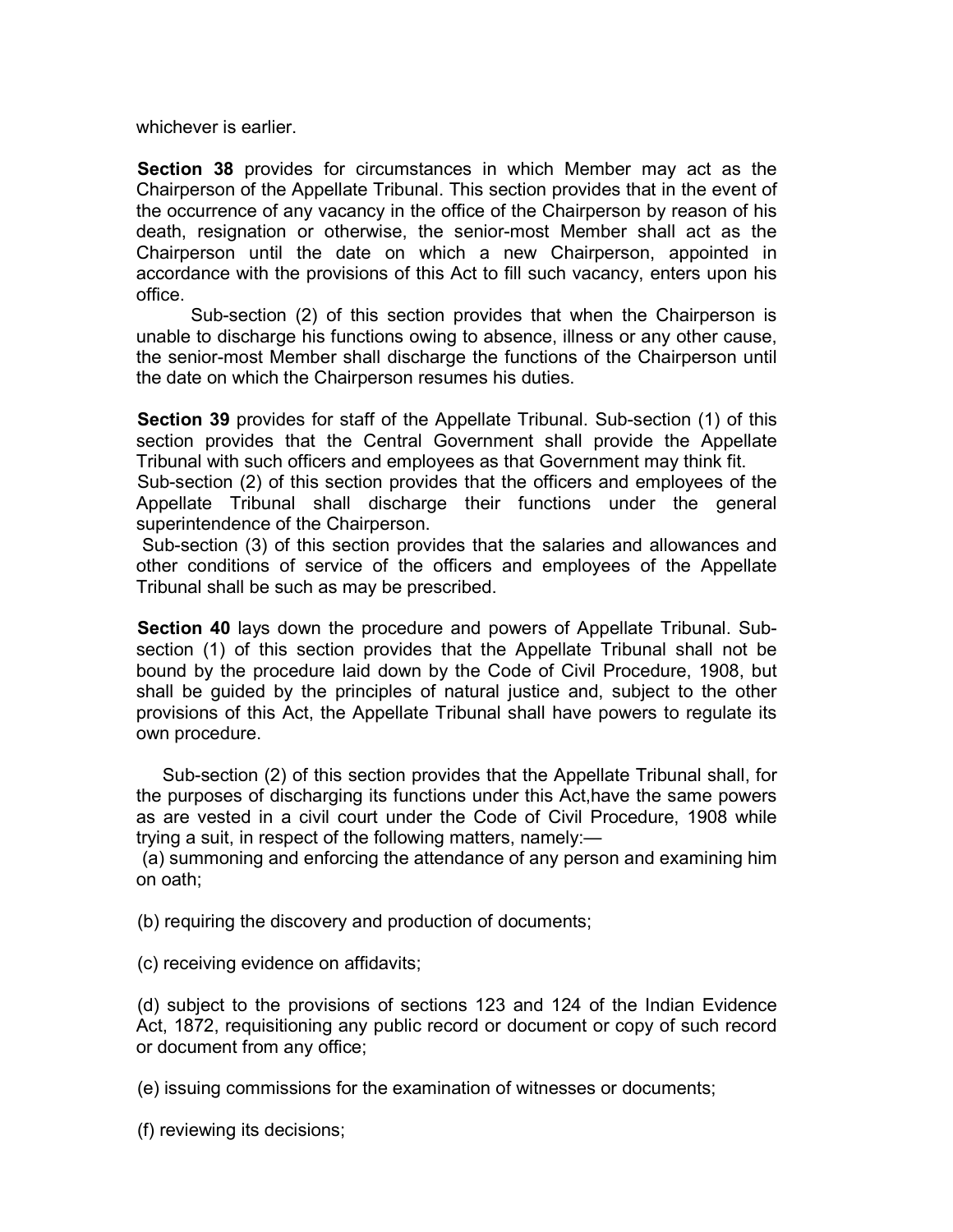whichever is earlier.

**Section 38** provides for circumstances in which Member may act as the Chairperson of the Appellate Tribunal. This section provides that in the event of the occurrence of any vacancy in the office of the Chairperson by reason of his death, resignation or otherwise, the senior-most Member shall act as the Chairperson until the date on which a new Chairperson, appointed in accordance with the provisions of this Act to fill such vacancy, enters upon his office.

Sub-section (2) of this section provides that when the Chairperson is unable to discharge his functions owing to absence, illness or any other cause, the senior-most Member shall discharge the functions of the Chairperson until the date on which the Chairperson resumes his duties.

**Section 39** provides for staff of the Appellate Tribunal. Sub-section (1) of this section provides that the Central Government shall provide the Appellate Tribunal with such officers and employees as that Government may think fit.
Sub-section (2) of this section provides that the officers and employees of the Appellate Tribunal shall discharge their functions under the general superintendence of the Chairperson.
Sub-section (3) of this section provides that the salaries and allowances and other conditions of service of the officers and employees of the Appellate Tribunal shall be such as may be prescribed.

**Section 40** lays down the procedure and powers of Appellate Tribunal. Sub-section (1) of this section provides that the Appellate Tribunal shall not be bound by the procedure laid down by the Code of Civil Procedure, 1908, but shall be guided by the principles of natural justice and, subject to the other provisions of this Act, the Appellate Tribunal shall have powers to regulate its own procedure.

Sub-section (2) of this section provides that the Appellate Tribunal shall, for the purposes of discharging its functions under this Act,have the same powers as are vested in a civil court under the Code of Civil Procedure, 1908 while trying a suit, in respect of the following matters, namely:—
(a) summoning and enforcing the attendance of any person and examining him on oath;

(b) requiring the discovery and production of documents;

(c) receiving evidence on affidavits;

(d) subject to the provisions of sections 123 and 124 of the Indian Evidence Act, 1872, requisitioning any public record or document or copy of such record or document from any office;

(e) issuing commissions for the examination of witnesses or documents;

(f) reviewing its decisions;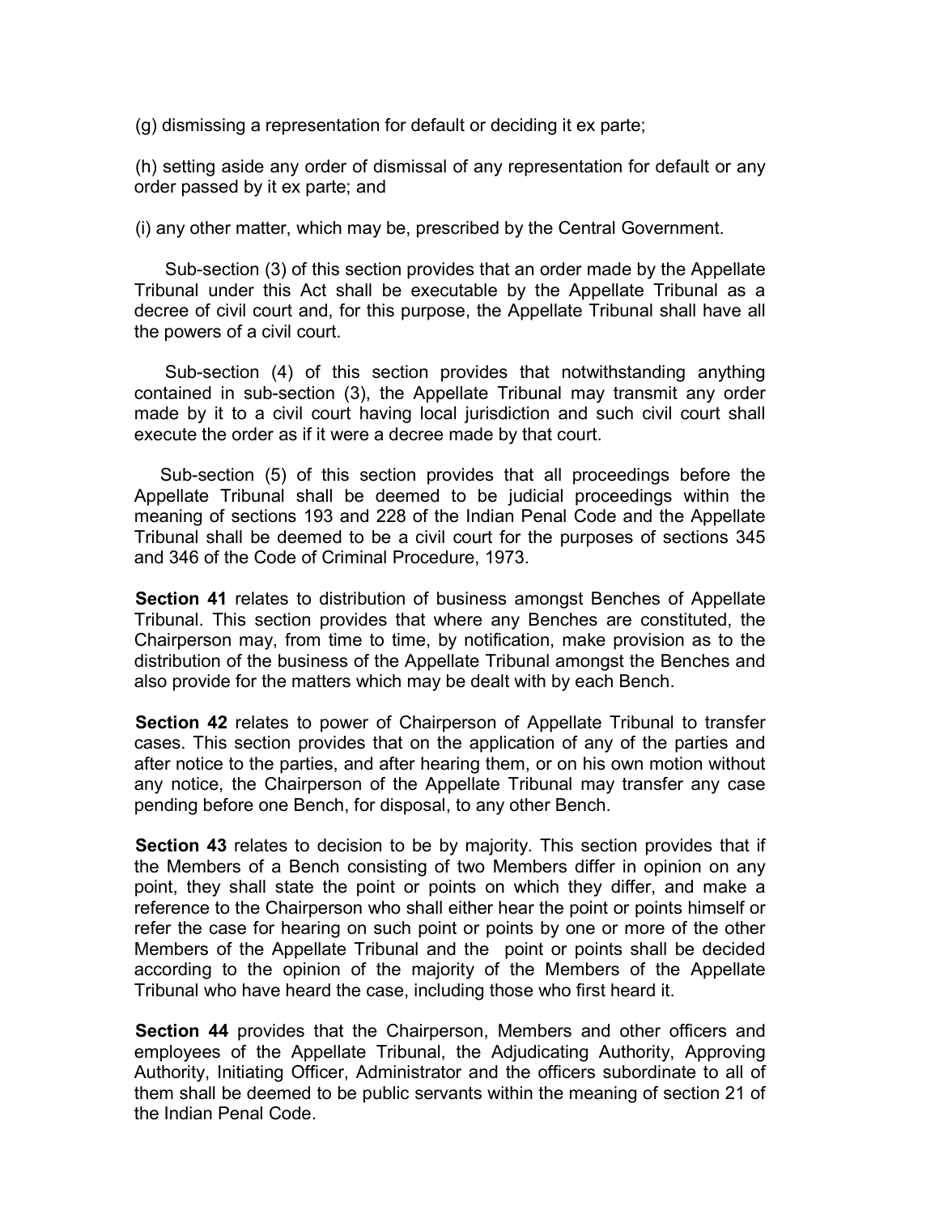(g) dismissing a representation for default or deciding it ex parte;

(h) setting aside any order of dismissal of any representation for default or any order passed by it ex parte; and

(i) any other matter, which may be, prescribed by the Central Government.

Sub-section (3) of this section provides that an order made by the Appellate Tribunal under this Act shall be executable by the Appellate Tribunal as a decree of civil court and, for this purpose, the Appellate Tribunal shall have all the powers of a civil court.

Sub-section (4) of this section provides that notwithstanding anything contained in sub-section (3), the Appellate Tribunal may transmit any order made by it to a civil court having local jurisdiction and such civil court shall execute the order as if it were a decree made by that court.

Sub-section (5) of this section provides that all proceedings before the Appellate Tribunal shall be deemed to be judicial proceedings within the meaning of sections 193 and 228 of the Indian Penal Code and the Appellate Tribunal shall be deemed to be a civil court for the purposes of sections 345 and 346 of the Code of Criminal Procedure, 1973.

**Section 41** relates to distribution of business amongst Benches of Appellate Tribunal. This section provides that where any Benches are constituted, the Chairperson may, from time to time, by notification, make provision as to the distribution of the business of the Appellate Tribunal amongst the Benches and also provide for the matters which may be dealt with by each Bench.

**Section 42** relates to power of Chairperson of Appellate Tribunal to transfer cases. This section provides that on the application of any of the parties and after notice to the parties, and after hearing them, or on his own motion without any notice, the Chairperson of the Appellate Tribunal may transfer any case pending before one Bench, for disposal, to any other Bench.

**Section 43** relates to decision to be by majority. This section provides that if the Members of a Bench consisting of two Members differ in opinion on any point, they shall state the point or points on which they differ, and make a reference to the Chairperson who shall either hear the point or points himself or refer the case for hearing on such point or points by one or more of the other Members of the Appellate Tribunal and the point or points shall be decided according to the opinion of the majority of the Members of the Appellate Tribunal who have heard the case, including those who first heard it.

**Section 44** provides that the Chairperson, Members and other officers and employees of the Appellate Tribunal, the Adjudicating Authority, Approving Authority, Initiating Officer, Administrator and the officers subordinate to all of them shall be deemed to be public servants within the meaning of section 21 of the Indian Penal Code.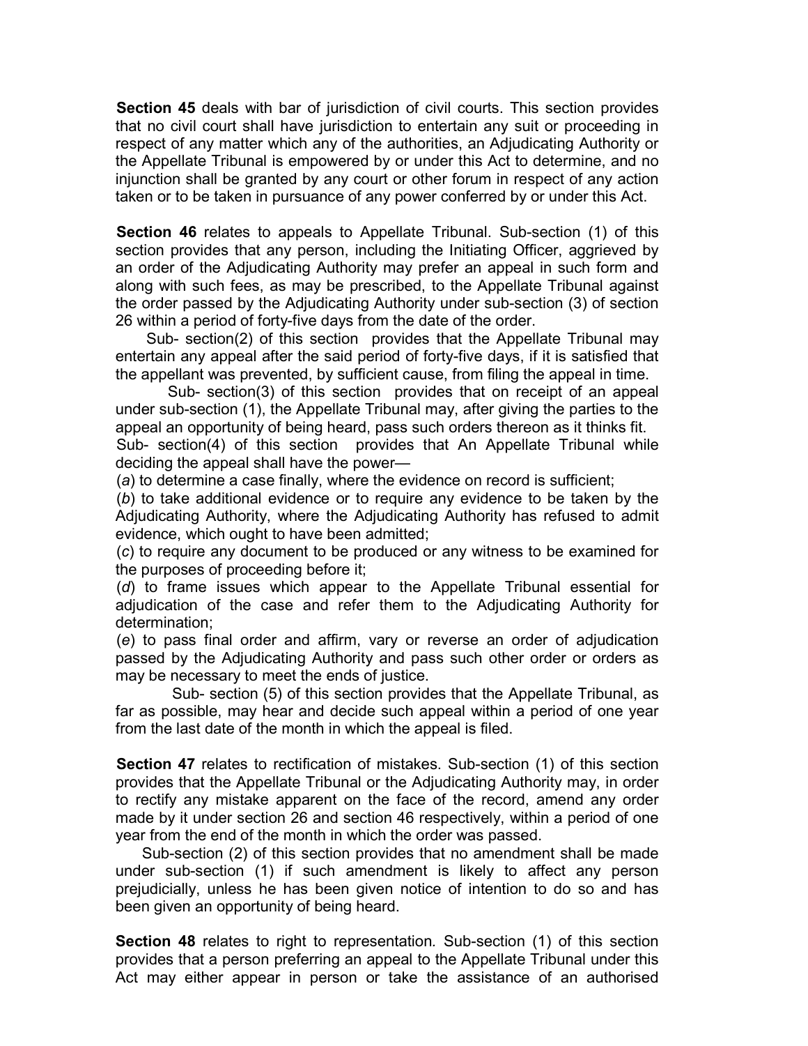**Section 45** deals with bar of jurisdiction of civil courts. This section provides that no civil court shall have jurisdiction to entertain any suit or proceeding in respect of any matter which any of the authorities, an Adjudicating Authority or the Appellate Tribunal is empowered by or under this Act to determine, and no injunction shall be granted by any court or other forum in respect of any action taken or to be taken in pursuance of any power conferred by or under this Act.

**Section 46** relates to appeals to Appellate Tribunal. Sub-section (1) of this section provides that any person, including the Initiating Officer, aggrieved by an order of the Adjudicating Authority may prefer an appeal in such form and along with such fees, as may be prescribed, to the Appellate Tribunal against the order passed by the Adjudicating Authority under sub-section (3) of section 26 within a period of forty-five days from the date of the order.

Sub- section(2) of this section provides that the Appellate Tribunal may entertain any appeal after the said period of forty-five days, if it is satisfied that the appellant was prevented, by sufficient cause, from filing the appeal in time.

Sub- section(3) of this section provides that on receipt of an appeal under sub-section (1), the Appellate Tribunal may, after giving the parties to the appeal an opportunity of being heard, pass such orders thereon as it thinks fit.

Sub- section(4) of this section provides that An Appellate Tribunal while deciding the appeal shall have the power—

(*a*) to determine a case finally, where the evidence on record is sufficient;

(*b*) to take additional evidence or to require any evidence to be taken by the Adjudicating Authority, where the Adjudicating Authority has refused to admit evidence, which ought to have been admitted;

(*c*) to require any document to be produced or any witness to be examined for the purposes of proceeding before it;

(*d*) to frame issues which appear to the Appellate Tribunal essential for adjudication of the case and refer them to the Adjudicating Authority for determination;

(*e*) to pass final order and affirm, vary or reverse an order of adjudication passed by the Adjudicating Authority and pass such other order or orders as may be necessary to meet the ends of justice.

Sub- section (5) of this section provides that the Appellate Tribunal, as far as possible, may hear and decide such appeal within a period of one year from the last date of the month in which the appeal is filed.

**Section 47** relates to rectification of mistakes. Sub-section (1) of this section provides that the Appellate Tribunal or the Adjudicating Authority may, in order to rectify any mistake apparent on the face of the record, amend any order made by it under section 26 and section 46 respectively, within a period of one year from the end of the month in which the order was passed.

Sub-section (2) of this section provides that no amendment shall be made under sub-section (1) if such amendment is likely to affect any person prejudicially, unless he has been given notice of intention to do so and has been given an opportunity of being heard.

**Section 48** relates to right to representation. Sub-section (1) of this section provides that a person preferring an appeal to the Appellate Tribunal under this Act may either appear in person or take the assistance of an authorised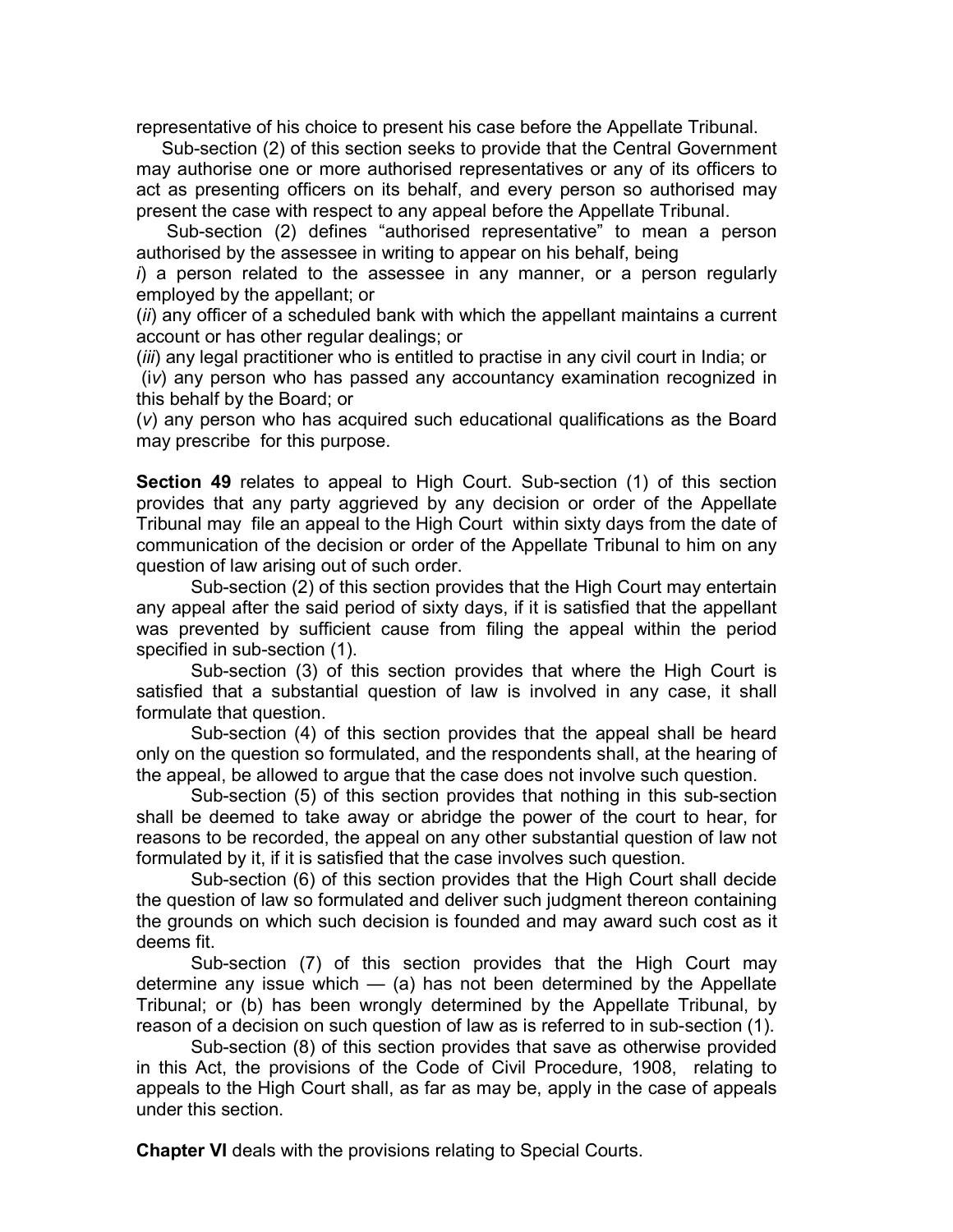representative of his choice to present his case before the Appellate Tribunal.

Sub-section (2) of this section seeks to provide that the Central Government may authorise one or more authorised representatives or any of its officers to act as presenting officers on its behalf, and every person so authorised may present the case with respect to any appeal before the Appellate Tribunal.

Sub-section (2) defines "authorised representative" to mean a person authorised by the assessee in writing to appear on his behalf, being

*i*) a person related to the assessee in any manner, or a person regularly employed by the appellant; or

(*ii*) any officer of a scheduled bank with which the appellant maintains a current account or has other regular dealings; or

(*iii*) any legal practitioner who is entitled to practise in any civil court in India; or

(i*v*) any person who has passed any accountancy examination recognized in this behalf by the Board; or

(*v*) any person who has acquired such educational qualifications as the Board may prescribe for this purpose.

**Section 49** relates to appeal to High Court. Sub-section (1) of this section provides that any party aggrieved by any decision or order of the Appellate Tribunal may file an appeal to the High Court within sixty days from the date of communication of the decision or order of the Appellate Tribunal to him on any question of law arising out of such order.

Sub-section (2) of this section provides that the High Court may entertain any appeal after the said period of sixty days, if it is satisfied that the appellant was prevented by sufficient cause from filing the appeal within the period specified in sub-section (1).

Sub-section (3) of this section provides that where the High Court is satisfied that a substantial question of law is involved in any case, it shall formulate that question.

Sub-section (4) of this section provides that the appeal shall be heard only on the question so formulated, and the respondents shall, at the hearing of the appeal, be allowed to argue that the case does not involve such question.

Sub-section (5) of this section provides that nothing in this sub-section shall be deemed to take away or abridge the power of the court to hear, for reasons to be recorded, the appeal on any other substantial question of law not formulated by it, if it is satisfied that the case involves such question.

Sub-section (6) of this section provides that the High Court shall decide the question of law so formulated and deliver such judgment thereon containing the grounds on which such decision is founded and may award such cost as it deems fit.

Sub-section (7) of this section provides that the High Court may determine any issue which — (a) has not been determined by the Appellate Tribunal; or (b) has been wrongly determined by the Appellate Tribunal, by reason of a decision on such question of law as is referred to in sub-section (1).

Sub-section (8) of this section provides that save as otherwise provided in this Act, the provisions of the Code of Civil Procedure, 1908, relating to appeals to the High Court shall, as far as may be, apply in the case of appeals under this section.

**Chapter VI** deals with the provisions relating to Special Courts.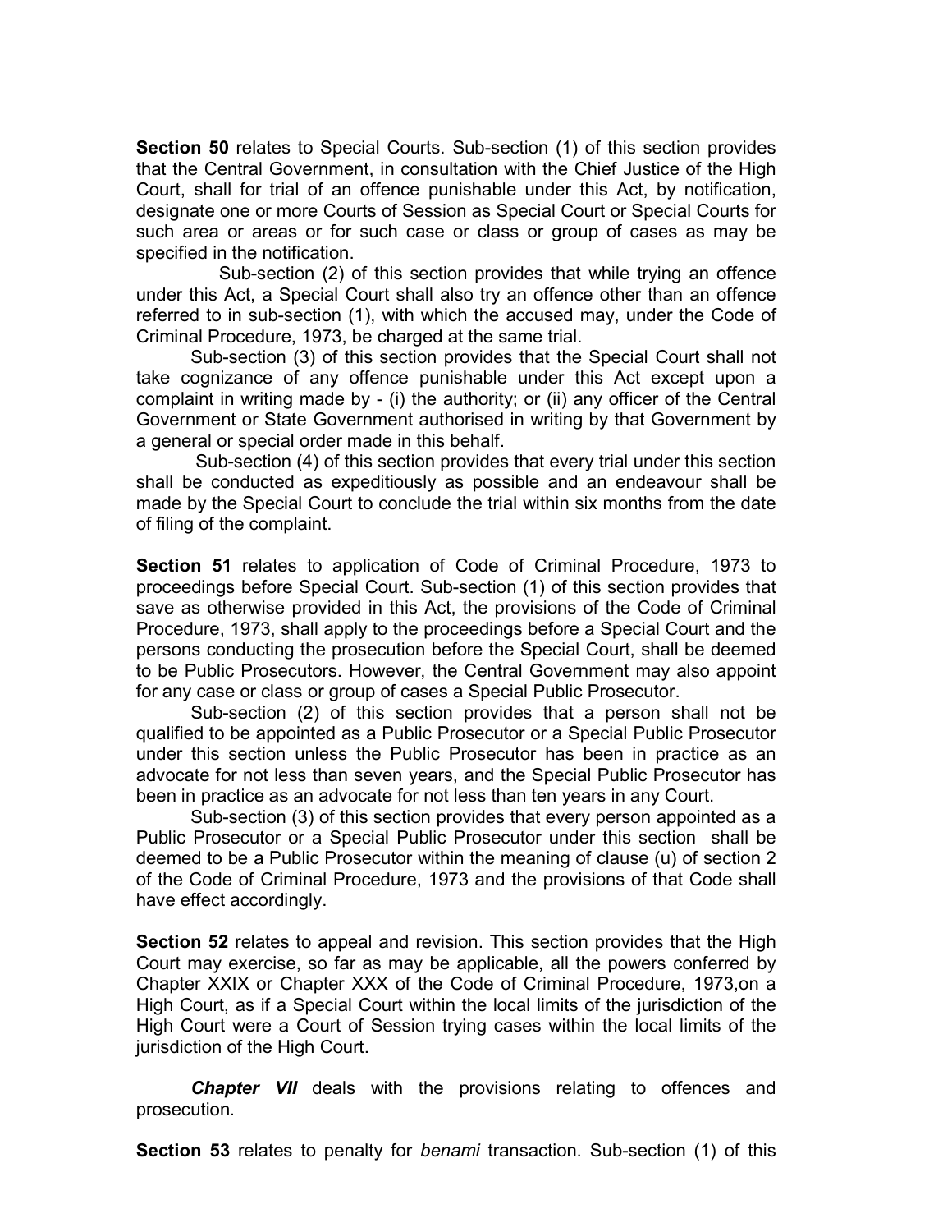**Section 50** relates to Special Courts. Sub-section (1) of this section provides that the Central Government, in consultation with the Chief Justice of the High Court, shall for trial of an offence punishable under this Act, by notification, designate one or more Courts of Session as Special Court or Special Courts for such area or areas or for such case or class or group of cases as may be specified in the notification.

Sub-section (2) of this section provides that while trying an offence under this Act, a Special Court shall also try an offence other than an offence referred to in sub-section (1), with which the accused may, under the Code of Criminal Procedure, 1973, be charged at the same trial.

Sub-section (3) of this section provides that the Special Court shall not take cognizance of any offence punishable under this Act except upon a complaint in writing made by - (i) the authority; or (ii) any officer of the Central Government or State Government authorised in writing by that Government by a general or special order made in this behalf.

Sub-section (4) of this section provides that every trial under this section shall be conducted as expeditiously as possible and an endeavour shall be made by the Special Court to conclude the trial within six months from the date of filing of the complaint.

**Section 51** relates to application of Code of Criminal Procedure, 1973 to proceedings before Special Court. Sub-section (1) of this section provides that save as otherwise provided in this Act, the provisions of the Code of Criminal Procedure, 1973, shall apply to the proceedings before a Special Court and the persons conducting the prosecution before the Special Court, shall be deemed to be Public Prosecutors. However, the Central Government may also appoint for any case or class or group of cases a Special Public Prosecutor.

Sub-section (2) of this section provides that a person shall not be qualified to be appointed as a Public Prosecutor or a Special Public Prosecutor under this section unless the Public Prosecutor has been in practice as an advocate for not less than seven years, and the Special Public Prosecutor has been in practice as an advocate for not less than ten years in any Court.

Sub-section (3) of this section provides that every person appointed as a Public Prosecutor or a Special Public Prosecutor under this section shall be deemed to be a Public Prosecutor within the meaning of clause (u) of section 2 of the Code of Criminal Procedure, 1973 and the provisions of that Code shall have effect accordingly.

**Section 52** relates to appeal and revision. This section provides that the High Court may exercise, so far as may be applicable, all the powers conferred by Chapter XXIX or Chapter XXX of the Code of Criminal Procedure, 1973,on a High Court, as if a Special Court within the local limits of the jurisdiction of the High Court were a Court of Session trying cases within the local limits of the jurisdiction of the High Court.

***Chapter VII*** deals with the provisions relating to offences and prosecution.

**Section 53** relates to penalty for *benami* transaction. Sub-section (1) of this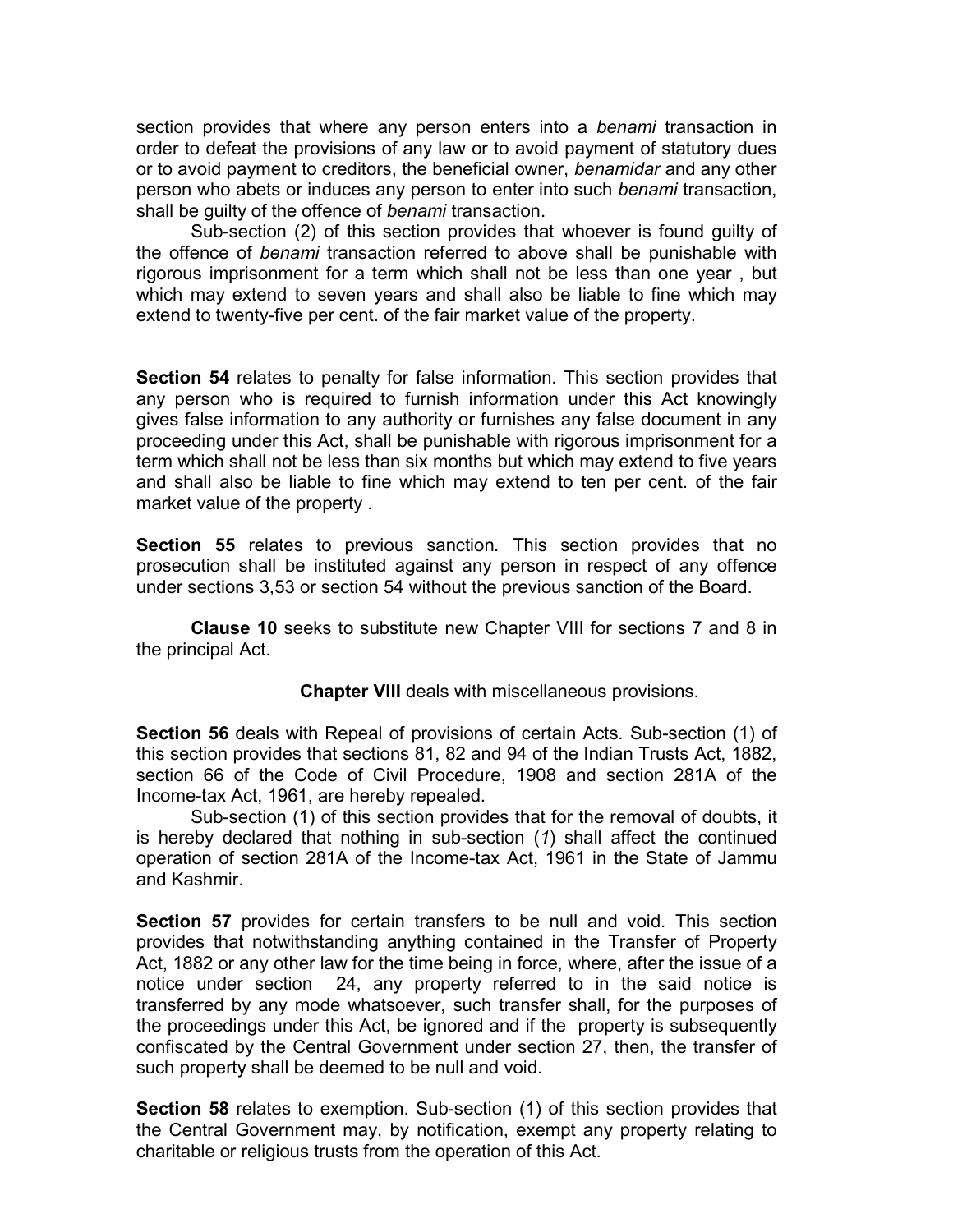section provides that where any person enters into a *benami* transaction in order to defeat the provisions of any law or to avoid payment of statutory dues or to avoid payment to creditors, the beneficial owner, *benamidar* and any other person who abets or induces any person to enter into such *benami* transaction, shall be guilty of the offence of *benami* transaction.

Sub-section (2) of this section provides that whoever is found guilty of the offence of *benami* transaction referred to above shall be punishable with rigorous imprisonment for a term which shall not be less than one year , but which may extend to seven years and shall also be liable to fine which may extend to twenty-five per cent. of the fair market value of the property.

**Section 54** relates to penalty for false information. This section provides that any person who is required to furnish information under this Act knowingly gives false information to any authority or furnishes any false document in any proceeding under this Act, shall be punishable with rigorous imprisonment for a term which shall not be less than six months but which may extend to five years and shall also be liable to fine which may extend to ten per cent. of the fair market value of the property .

**Section 55** relates to previous sanction. This section provides that no prosecution shall be instituted against any person in respect of any offence under sections 3,53 or section 54 without the previous sanction of the Board.

**Clause 10** seeks to substitute new Chapter VIII for sections 7 and 8 in the principal Act.

**Chapter VIII** deals with miscellaneous provisions.

**Section 56** deals with Repeal of provisions of certain Acts. Sub-section (1) of this section provides that sections 81, 82 and 94 of the Indian Trusts Act, 1882, section 66 of the Code of Civil Procedure, 1908 and section 281A of the Income-tax Act, 1961, are hereby repealed.

Sub-section (1) of this section provides that for the removal of doubts, it is hereby declared that nothing in sub-section (*1*) shall affect the continued operation of section 281A of the Income-tax Act, 1961 in the State of Jammu and Kashmir.

**Section 57** provides for certain transfers to be null and void. This section provides that notwithstanding anything contained in the Transfer of Property Act, 1882 or any other law for the time being in force, where, after the issue of a notice under section 24, any property referred to in the said notice is transferred by any mode whatsoever, such transfer shall, for the purposes of the proceedings under this Act, be ignored and if the property is subsequently confiscated by the Central Government under section 27, then, the transfer of such property shall be deemed to be null and void.

**Section 58** relates to exemption. Sub-section (1) of this section provides that the Central Government may, by notification, exempt any property relating to charitable or religious trusts from the operation of this Act.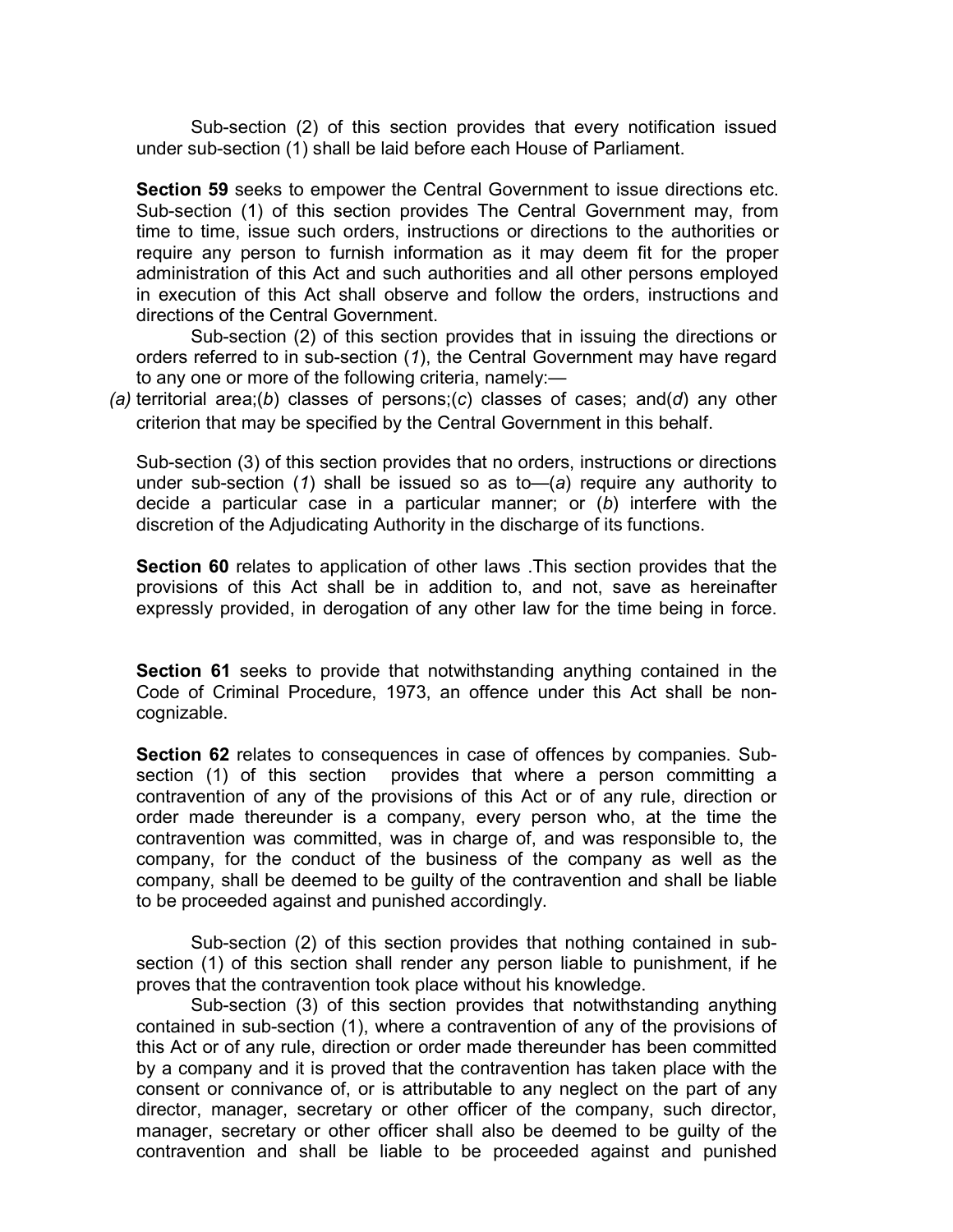Sub-section (2) of this section provides that every notification issued under sub-section (1) shall be laid before each House of Parliament.

**Section 59** seeks to empower the Central Government to issue directions etc. Sub-section (1) of this section provides The Central Government may, from time to time, issue such orders, instructions or directions to the authorities or require any person to furnish information as it may deem fit for the proper administration of this Act and such authorities and all other persons employed in execution of this Act shall observe and follow the orders, instructions and directions of the Central Government.

Sub-section (2) of this section provides that in issuing the directions or orders referred to in sub-section (*1*), the Central Government may have regard to any one or more of the following criteria, namely:—

*(a)* territorial area;(*b*) classes of persons;(*c*) classes of cases; and(*d*) any other criterion that may be specified by the Central Government in this behalf.

Sub-section (3) of this section provides that no orders, instructions or directions under sub-section (*1*) shall be issued so as to—(*a*) require any authority to decide a particular case in a particular manner; or (*b*) interfere with the discretion of the Adjudicating Authority in the discharge of its functions.

**Section 60** relates to application of other laws .This section provides that the provisions of this Act shall be in addition to, and not, save as hereinafter expressly provided, in derogation of any other law for the time being in force.

**Section 61** seeks to provide that notwithstanding anything contained in the Code of Criminal Procedure, 1973, an offence under this Act shall be non-cognizable.

**Section 62** relates to consequences in case of offences by companies. Sub-section (1) of this section provides that where a person committing a contravention of any of the provisions of this Act or of any rule, direction or order made thereunder is a company, every person who, at the time the contravention was committed, was in charge of, and was responsible to, the company, for the conduct of the business of the company as well as the company, shall be deemed to be guilty of the contravention and shall be liable to be proceeded against and punished accordingly.

Sub-section (2) of this section provides that nothing contained in sub-section (1) of this section shall render any person liable to punishment, if he proves that the contravention took place without his knowledge.

Sub-section (3) of this section provides that notwithstanding anything contained in sub-section (1), where a contravention of any of the provisions of this Act or of any rule, direction or order made thereunder has been committed by a company and it is proved that the contravention has taken place with the consent or connivance of, or is attributable to any neglect on the part of any director, manager, secretary or other officer of the company, such director, manager, secretary or other officer shall also be deemed to be guilty of the contravention and shall be liable to be proceeded against and punished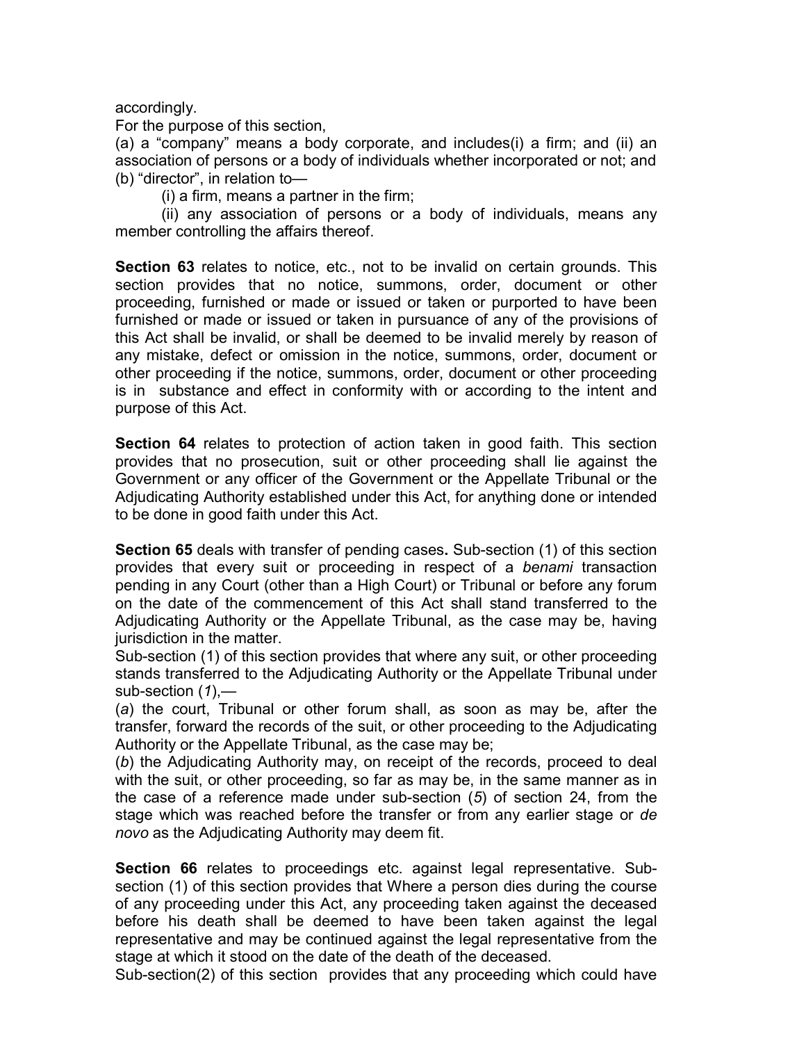accordingly.

For the purpose of this section,

(a) a "company" means a body corporate, and includes(i) a firm; and (ii) an association of persons or a body of individuals whether incorporated or not; and

(b) "director", in relation to—

(i) a firm, means a partner in the firm;

(ii) any association of persons or a body of individuals, means any member controlling the affairs thereof.

**Section 63** relates to notice, etc., not to be invalid on certain grounds. This section provides that no notice, summons, order, document or other proceeding, furnished or made or issued or taken or purported to have been furnished or made or issued or taken in pursuance of any of the provisions of this Act shall be invalid, or shall be deemed to be invalid merely by reason of any mistake, defect or omission in the notice, summons, order, document or other proceeding if the notice, summons, order, document or other proceeding is in substance and effect in conformity with or according to the intent and purpose of this Act.

**Section 64** relates to protection of action taken in good faith. This section provides that no prosecution, suit or other proceeding shall lie against the Government or any officer of the Government or the Appellate Tribunal or the Adjudicating Authority established under this Act, for anything done or intended to be done in good faith under this Act.

**Section 65** deals with transfer of pending cases**.** Sub-section (1) of this section provides that every suit or proceeding in respect of a *benami* transaction pending in any Court (other than a High Court) or Tribunal or before any forum on the date of the commencement of this Act shall stand transferred to the Adjudicating Authority or the Appellate Tribunal, as the case may be, having jurisdiction in the matter.

Sub-section (1) of this section provides that where any suit, or other proceeding stands transferred to the Adjudicating Authority or the Appellate Tribunal under sub-section (*1*),—

(*a*) the court, Tribunal or other forum shall, as soon as may be, after the transfer, forward the records of the suit, or other proceeding to the Adjudicating Authority or the Appellate Tribunal, as the case may be;

(*b*) the Adjudicating Authority may, on receipt of the records, proceed to deal with the suit, or other proceeding, so far as may be, in the same manner as in the case of a reference made under sub-section (*5*) of section 24, from the stage which was reached before the transfer or from any earlier stage or *de novo* as the Adjudicating Authority may deem fit.

**Section 66** relates to proceedings etc. against legal representative. Sub-section (1) of this section provides that Where a person dies during the course of any proceeding under this Act, any proceeding taken against the deceased before his death shall be deemed to have been taken against the legal representative and may be continued against the legal representative from the stage at which it stood on the date of the death of the deceased.

Sub-section(2) of this section provides that any proceeding which could have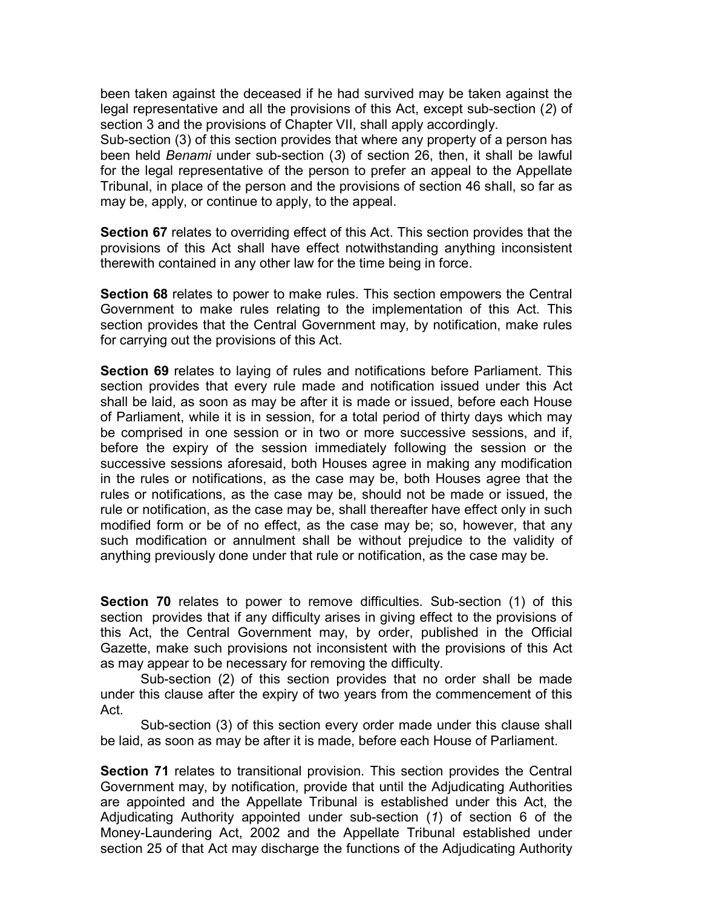been taken against the deceased if he had survived may be taken against the legal representative and all the provisions of this Act, except sub-section (*2*) of section 3 and the provisions of Chapter VII, shall apply accordingly.

Sub-section (3) of this section provides that where any property of a person has been held *Benami* under sub-section (*3*) of section 26, then, it shall be lawful for the legal representative of the person to prefer an appeal to the Appellate Tribunal, in place of the person and the provisions of section 46 shall, so far as may be, apply, or continue to apply, to the appeal.

**Section 67** relates to overriding effect of this Act. This section provides that the provisions of this Act shall have effect notwithstanding anything inconsistent therewith contained in any other law for the time being in force.

**Section 68** relates to power to make rules. This section empowers the Central Government to make rules relating to the implementation of this Act. This section provides that the Central Government may, by notification, make rules for carrying out the provisions of this Act.

**Section 69** relates to laying of rules and notifications before Parliament. This section provides that every rule made and notification issued under this Act shall be laid, as soon as may be after it is made or issued, before each House of Parliament, while it is in session, for a total period of thirty days which may be comprised in one session or in two or more successive sessions, and if, before the expiry of the session immediately following the session or the successive sessions aforesaid, both Houses agree in making any modification in the rules or notifications, as the case may be, both Houses agree that the rules or notifications, as the case may be, should not be made or issued, the rule or notification, as the case may be, shall thereafter have effect only in such modified form or be of no effect, as the case may be; so, however, that any such modification or annulment shall be without prejudice to the validity of anything previously done under that rule or notification, as the case may be.

**Section 70** relates to power to remove difficulties. Sub-section (1) of this section provides that if any difficulty arises in giving effect to the provisions of this Act, the Central Government may, by order, published in the Official Gazette, make such provisions not inconsistent with the provisions of this Act as may appear to be necessary for removing the difficulty.

Sub-section (2) of this section provides that no order shall be made under this clause after the expiry of two years from the commencement of this Act.

Sub-section (3) of this section every order made under this clause shall be laid, as soon as may be after it is made, before each House of Parliament.

**Section 71** relates to transitional provision. This section provides the Central Government may, by notification, provide that until the Adjudicating Authorities are appointed and the Appellate Tribunal is established under this Act, the Adjudicating Authority appointed under sub-section (*1*) of section 6 of the Money-Laundering Act, 2002 and the Appellate Tribunal established under section 25 of that Act may discharge the functions of the Adjudicating Authority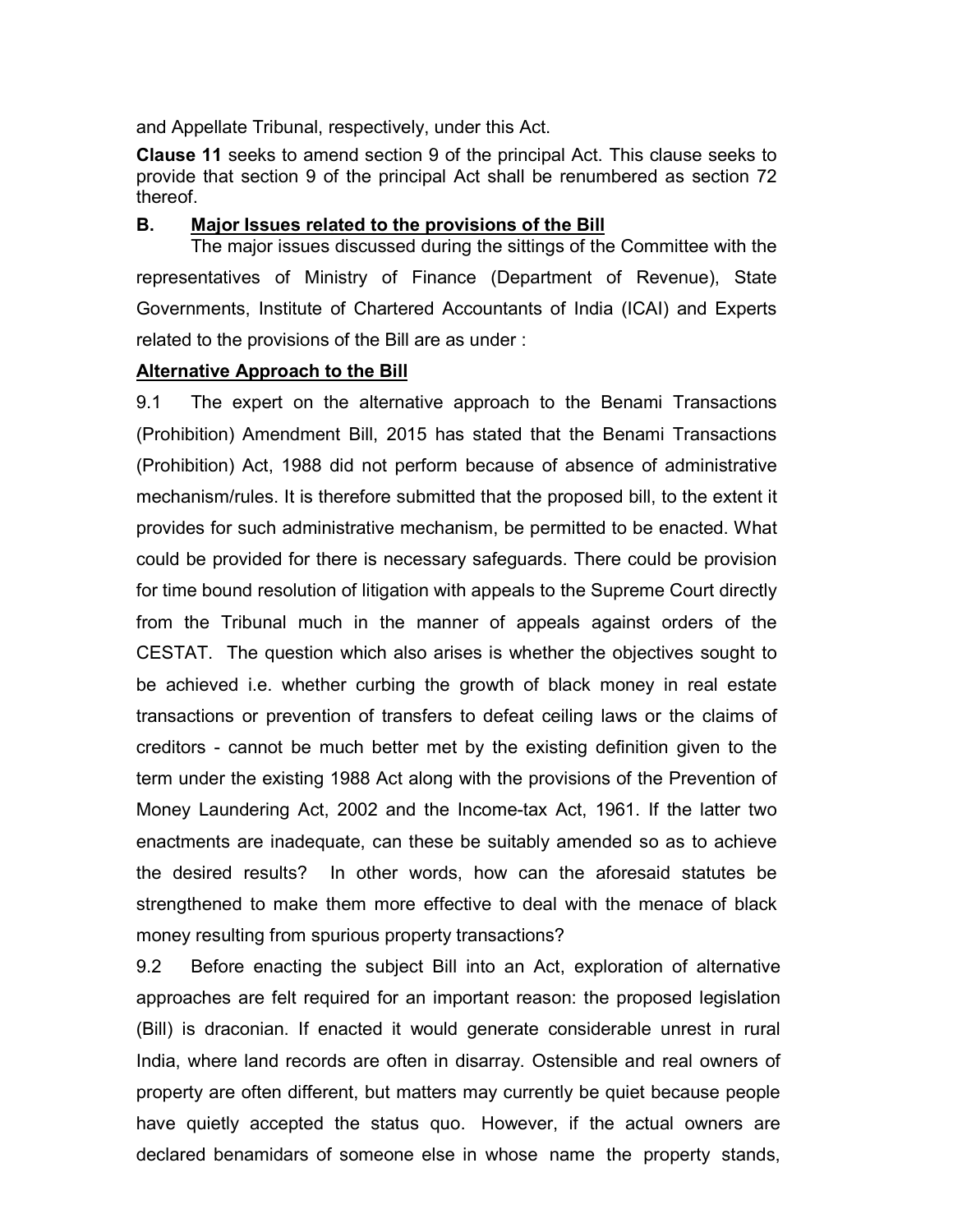and Appellate Tribunal, respectively, under this Act.

**Clause 11** seeks to amend section 9 of the principal Act. This clause seeks to provide that section 9 of the principal Act shall be renumbered as section 72 thereof.

## B. Major Issues related to the provisions of the Bill

The major issues discussed during the sittings of the Committee with the representatives of Ministry of Finance (Department of Revenue), State Governments, Institute of Chartered Accountants of India (ICAI) and Experts related to the provisions of the Bill are as under :

### Alternative Approach to the Bill

9.1 The expert on the alternative approach to the Benami Transactions (Prohibition) Amendment Bill, 2015 has stated that the Benami Transactions (Prohibition) Act, 1988 did not perform because of absence of administrative mechanism/rules. It is therefore submitted that the proposed bill, to the extent it provides for such administrative mechanism, be permitted to be enacted. What could be provided for there is necessary safeguards. There could be provision for time bound resolution of litigation with appeals to the Supreme Court directly from the Tribunal much in the manner of appeals against orders of the CESTAT. The question which also arises is whether the objectives sought to be achieved i.e. whether curbing the growth of black money in real estate transactions or prevention of transfers to defeat ceiling laws or the claims of creditors - cannot be much better met by the existing definition given to the term under the existing 1988 Act along with the provisions of the Prevention of Money Laundering Act, 2002 and the Income-tax Act, 1961. If the latter two enactments are inadequate, can these be suitably amended so as to achieve the desired results? In other words, how can the aforesaid statutes be strengthened to make them more effective to deal with the menace of black money resulting from spurious property transactions?

9.2 Before enacting the subject Bill into an Act, exploration of alternative approaches are felt required for an important reason: the proposed legislation (Bill) is draconian. If enacted it would generate considerable unrest in rural India, where land records are often in disarray. Ostensible and real owners of property are often different, but matters may currently be quiet because people have quietly accepted the status quo. However, if the actual owners are declared benamidars of someone else in whose name the property stands,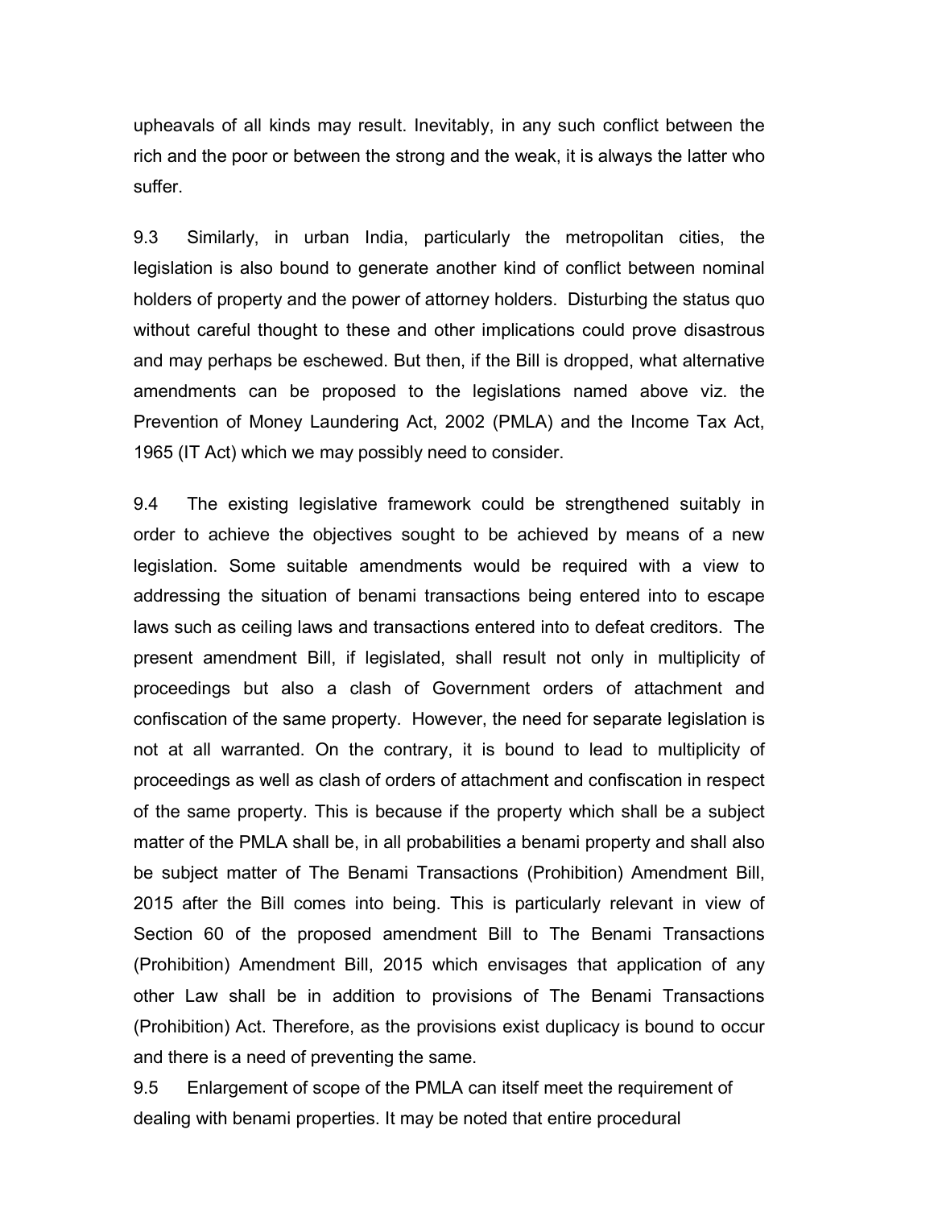upheavals of all kinds may result. Inevitably, in any such conflict between the rich and the poor or between the strong and the weak, it is always the latter who suffer.

9.3 Similarly, in urban India, particularly the metropolitan cities, the legislation is also bound to generate another kind of conflict between nominal holders of property and the power of attorney holders. Disturbing the status quo without careful thought to these and other implications could prove disastrous and may perhaps be eschewed. But then, if the Bill is dropped, what alternative amendments can be proposed to the legislations named above viz. the Prevention of Money Laundering Act, 2002 (PMLA) and the Income Tax Act, 1965 (IT Act) which we may possibly need to consider.

9.4 The existing legislative framework could be strengthened suitably in order to achieve the objectives sought to be achieved by means of a new legislation. Some suitable amendments would be required with a view to addressing the situation of benami transactions being entered into to escape laws such as ceiling laws and transactions entered into to defeat creditors. The present amendment Bill, if legislated, shall result not only in multiplicity of proceedings but also a clash of Government orders of attachment and confiscation of the same property. However, the need for separate legislation is not at all warranted. On the contrary, it is bound to lead to multiplicity of proceedings as well as clash of orders of attachment and confiscation in respect of the same property. This is because if the property which shall be a subject matter of the PMLA shall be, in all probabilities a benami property and shall also be subject matter of The Benami Transactions (Prohibition) Amendment Bill, 2015 after the Bill comes into being. This is particularly relevant in view of Section 60 of the proposed amendment Bill to The Benami Transactions (Prohibition) Amendment Bill, 2015 which envisages that application of any other Law shall be in addition to provisions of The Benami Transactions (Prohibition) Act. Therefore, as the provisions exist duplicacy is bound to occur and there is a need of preventing the same.

9.5 Enlargement of scope of the PMLA can itself meet the requirement of dealing with benami properties. It may be noted that entire procedural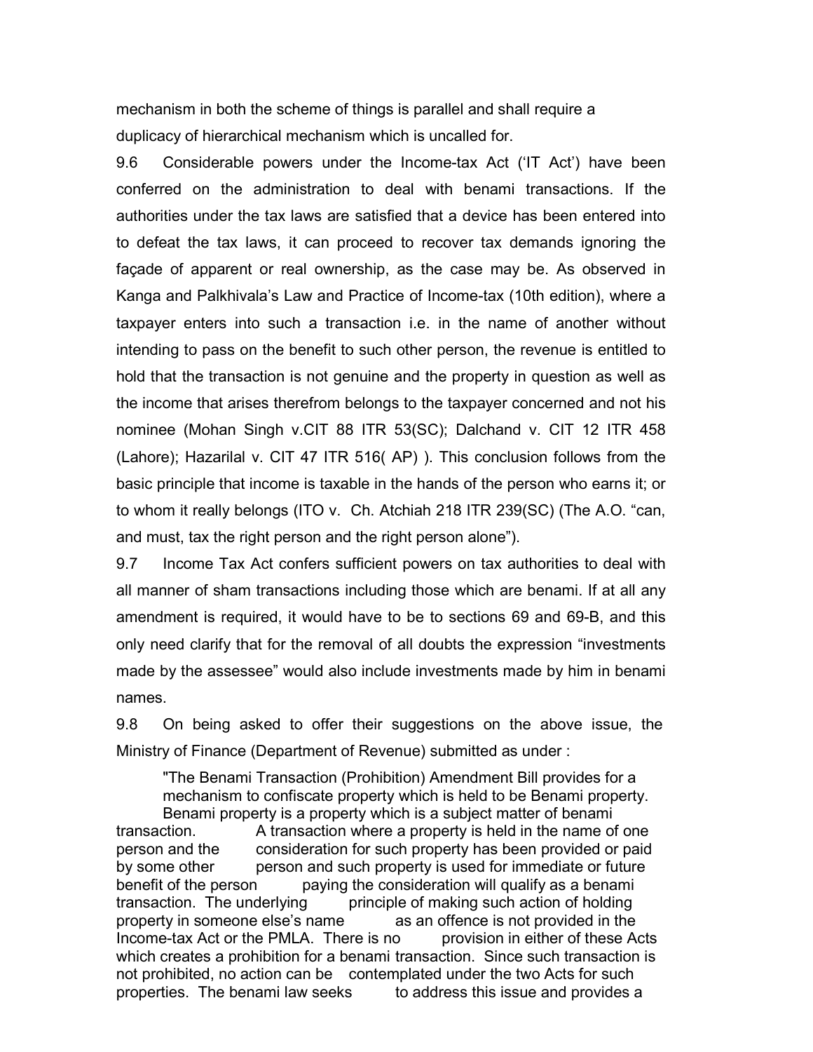mechanism in both the scheme of things is parallel and shall require a duplicacy of hierarchical mechanism which is uncalled for.

9.6 Considerable powers under the Income-tax Act ('IT Act') have been conferred on the administration to deal with benami transactions. If the authorities under the tax laws are satisfied that a device has been entered into to defeat the tax laws, it can proceed to recover tax demands ignoring the façade of apparent or real ownership, as the case may be. As observed in Kanga and Palkhivala's Law and Practice of Income-tax (10th edition), where a taxpayer enters into such a transaction i.e. in the name of another without intending to pass on the benefit to such other person, the revenue is entitled to hold that the transaction is not genuine and the property in question as well as the income that arises therefrom belongs to the taxpayer concerned and not his nominee (Mohan Singh v.CIT 88 ITR 53(SC); Dalchand v. CIT 12 ITR 458 (Lahore); Hazarilal v. CIT 47 ITR 516( AP) ). This conclusion follows from the basic principle that income is taxable in the hands of the person who earns it; or to whom it really belongs (ITO v. Ch. Atchiah 218 ITR 239(SC) (The A.O. "can, and must, tax the right person and the right person alone").

9.7 Income Tax Act confers sufficient powers on tax authorities to deal with all manner of sham transactions including those which are benami. If at all any amendment is required, it would have to be to sections 69 and 69-B, and this only need clarify that for the removal of all doubts the expression "investments made by the assessee" would also include investments made by him in benami names.

9.8 On being asked to offer their suggestions on the above issue, the Ministry of Finance (Department of Revenue) submitted as under :

> "The Benami Transaction (Prohibition) Amendment Bill provides for a mechanism to confiscate property which is held to be Benami property. Benami property is a property which is a subject matter of benami transaction. A transaction where a property is held in the name of one person and the consideration for such property has been provided or paid by some other person and such property is used for immediate or future benefit of the person paying the consideration will qualify as a benami transaction. The underlying principle of making such action of holding property in someone else's name as an offence is not provided in the Income-tax Act or the PMLA. There is no provision in either of these Acts which creates a prohibition for a benami transaction. Since such transaction is not prohibited, no action can be contemplated under the two Acts for such properties. The benami law seeks to address this issue and provides a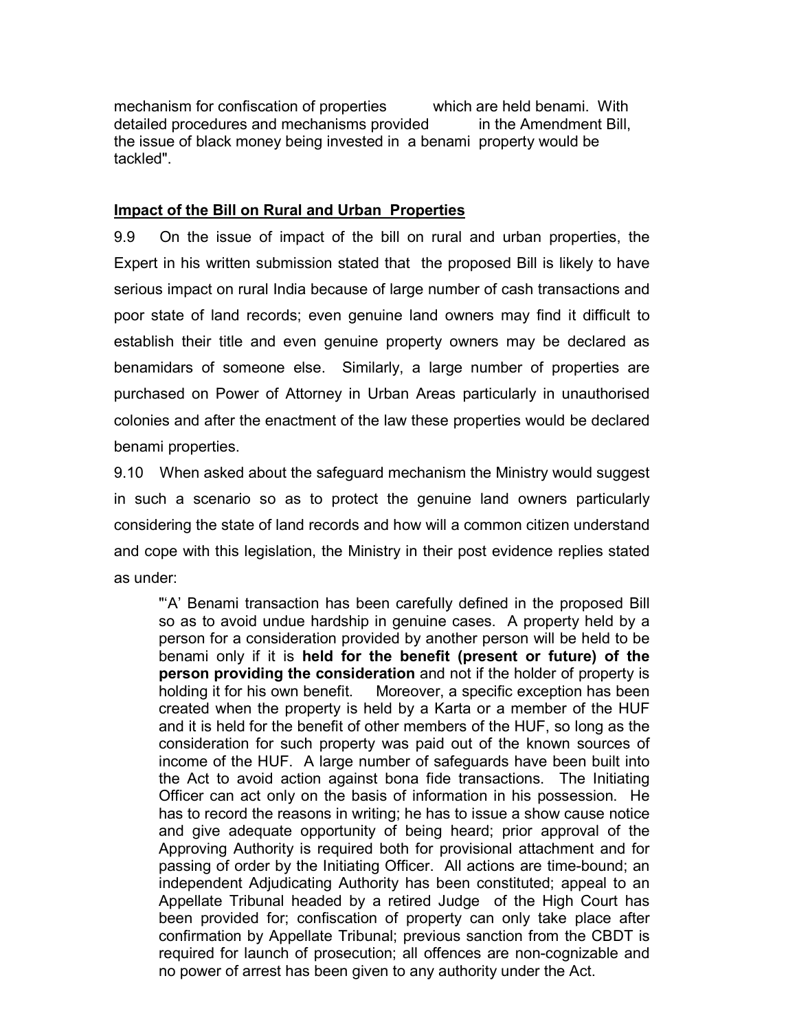mechanism for confiscation of properties which are held benami. With detailed procedures and mechanisms provided in the Amendment Bill, the issue of black money being invested in a benami property would be tackled".

**Impact of the Bill on Rural and Urban Properties**

9.9 On the issue of impact of the bill on rural and urban properties, the Expert in his written submission stated that the proposed Bill is likely to have serious impact on rural India because of large number of cash transactions and poor state of land records; even genuine land owners may find it difficult to establish their title and even genuine property owners may be declared as benamidars of someone else. Similarly, a large number of properties are purchased on Power of Attorney in Urban Areas particularly in unauthorised colonies and after the enactment of the law these properties would be declared benami properties.

9.10 When asked about the safeguard mechanism the Ministry would suggest in such a scenario so as to protect the genuine land owners particularly considering the state of land records and how will a common citizen understand and cope with this legislation, the Ministry in their post evidence replies stated as under:

> "'A' Benami transaction has been carefully defined in the proposed Bill so as to avoid undue hardship in genuine cases. A property held by a person for a consideration provided by another person will be held to be benami only if it is **held for the benefit (present or future) of the person providing the consideration** and not if the holder of property is holding it for his own benefit. Moreover, a specific exception has been created when the property is held by a Karta or a member of the HUF and it is held for the benefit of other members of the HUF, so long as the consideration for such property was paid out of the known sources of income of the HUF. A large number of safeguards have been built into the Act to avoid action against bona fide transactions. The Initiating Officer can act only on the basis of information in his possession. He has to record the reasons in writing; he has to issue a show cause notice and give adequate opportunity of being heard; prior approval of the Approving Authority is required both for provisional attachment and for passing of order by the Initiating Officer. All actions are time-bound; an independent Adjudicating Authority has been constituted; appeal to an Appellate Tribunal headed by a retired Judge of the High Court has been provided for; confiscation of property can only take place after confirmation by Appellate Tribunal; previous sanction from the CBDT is required for launch of prosecution; all offences are non-cognizable and no power of arrest has been given to any authority under the Act.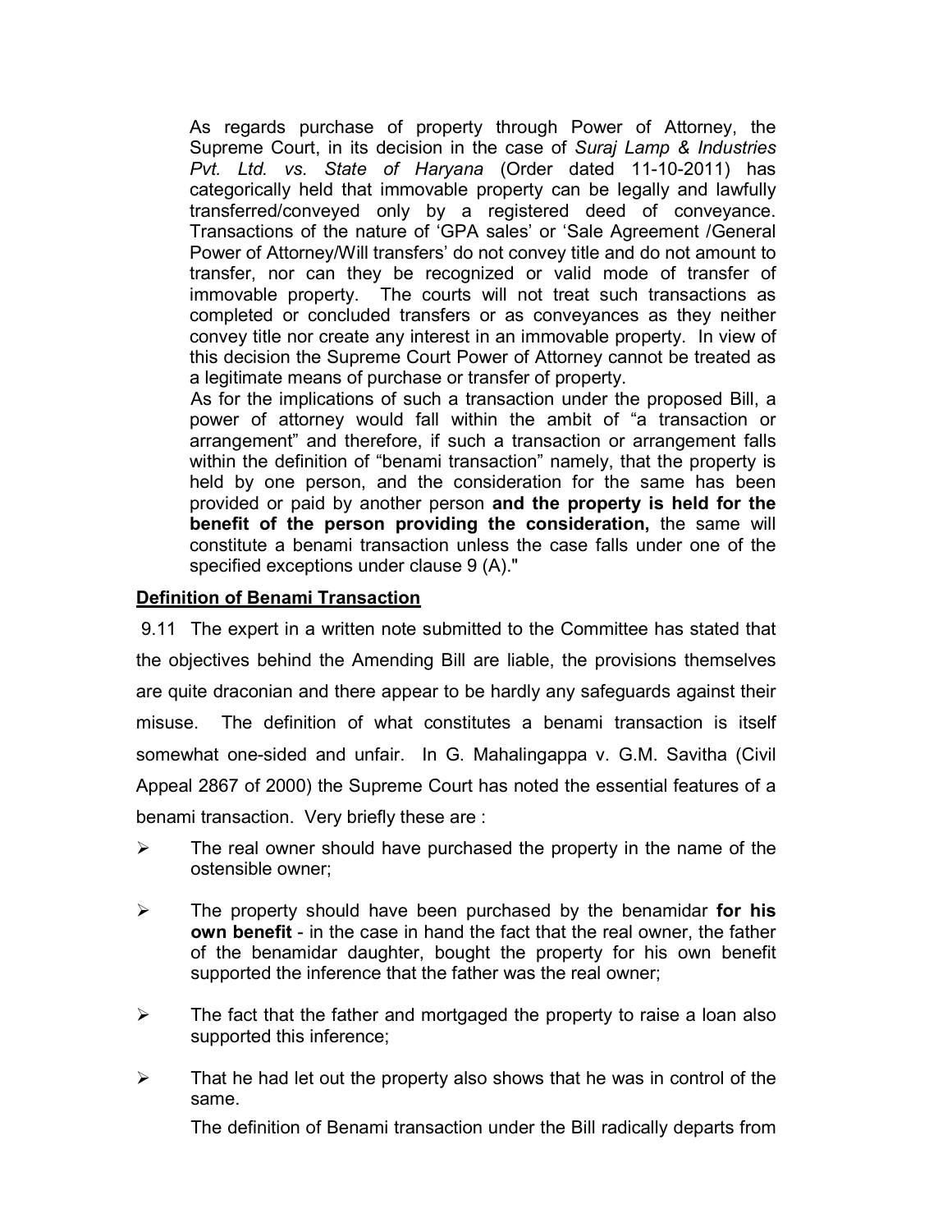As regards purchase of property through Power of Attorney, the Supreme Court, in its decision in the case of *Suraj Lamp & Industries Pvt. Ltd. vs. State of Haryana* (Order dated 11-10-2011) has categorically held that immovable property can be legally and lawfully transferred/conveyed only by a registered deed of conveyance. Transactions of the nature of 'GPA sales' or 'Sale Agreement /General Power of Attorney/Will transfers' do not convey title and do not amount to transfer, nor can they be recognized or valid mode of transfer of immovable property. The courts will not treat such transactions as completed or concluded transfers or as conveyances as they neither convey title nor create any interest in an immovable property. In view of this decision the Supreme Court Power of Attorney cannot be treated as a legitimate means of purchase or transfer of property.

As for the implications of such a transaction under the proposed Bill, a power of attorney would fall within the ambit of "a transaction or arrangement" and therefore, if such a transaction or arrangement falls within the definition of "benami transaction" namely, that the property is held by one person, and the consideration for the same has been provided or paid by another person **and the property is held for the benefit of the person providing the consideration,** the same will constitute a benami transaction unless the case falls under one of the specified exceptions under clause 9 (A)."

**<u>Definition of Benami Transaction</u>**

9.11 The expert in a written note submitted to the Committee has stated that the objectives behind the Amending Bill are liable, the provisions themselves are quite draconian and there appear to be hardly any safeguards against their misuse. The definition of what constitutes a benami transaction is itself somewhat one-sided and unfair. In G. Mahalingappa v. G.M. Savitha (Civil Appeal 2867 of 2000) the Supreme Court has noted the essential features of a benami transaction. Very briefly these are :

- The real owner should have purchased the property in the name of the ostensible owner;
- The property should have been purchased by the benamidar **for his own benefit** - in the case in hand the fact that the real owner, the father of the benamidar daughter, bought the property for his own benefit supported the inference that the father was the real owner;
- The fact that the father and mortgaged the property to raise a loan also supported this inference;
- That he had let out the property also shows that he was in control of the same.

The definition of Benami transaction under the Bill radically departs from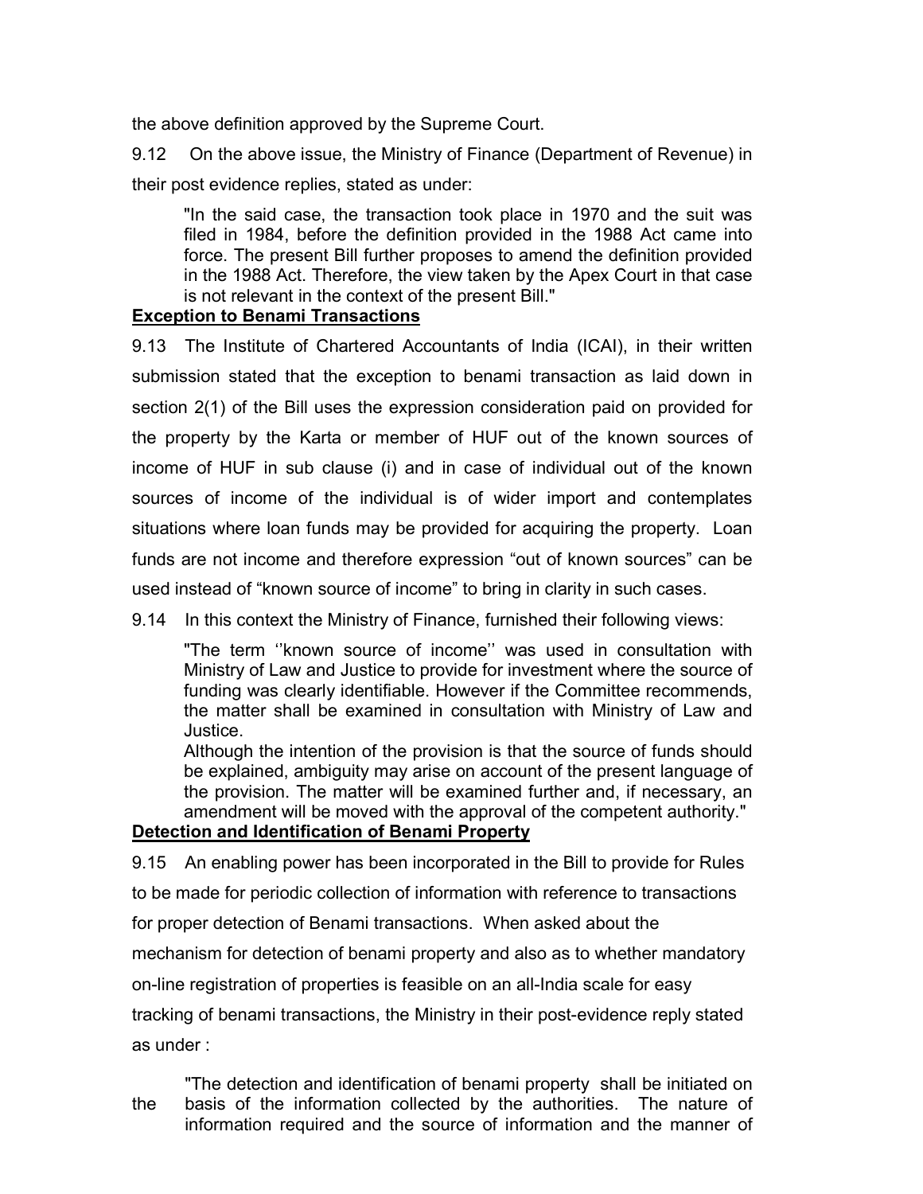the above definition approved by the Supreme Court.

9.12 On the above issue, the Ministry of Finance (Department of Revenue) in their post evidence replies, stated as under:

> "In the said case, the transaction took place in 1970 and the suit was filed in 1984, before the definition provided in the 1988 Act came into force. The present Bill further proposes to amend the definition provided in the 1988 Act. Therefore, the view taken by the Apex Court in that case is not relevant in the context of the present Bill."

**Exception to Benami Transactions**

9.13 The Institute of Chartered Accountants of India (ICAI), in their written submission stated that the exception to benami transaction as laid down in section 2(1) of the Bill uses the expression consideration paid on provided for the property by the Karta or member of HUF out of the known sources of income of HUF in sub clause (i) and in case of individual out of the known sources of income of the individual is of wider import and contemplates situations where loan funds may be provided for acquiring the property. Loan funds are not income and therefore expression "out of known sources" can be used instead of "known source of income" to bring in clarity in such cases.

9.14 In this context the Ministry of Finance, furnished their following views:

> "The term ''known source of income'' was used in consultation with Ministry of Law and Justice to provide for investment where the source of funding was clearly identifiable. However if the Committee recommends, the matter shall be examined in consultation with Ministry of Law and Justice.
>
> Although the intention of the provision is that the source of funds should be explained, ambiguity may arise on account of the present language of the provision. The matter will be examined further and, if necessary, an amendment will be moved with the approval of the competent authority."

**Detection and Identification of Benami Property**

9.15 An enabling power has been incorporated in the Bill to provide for Rules to be made for periodic collection of information with reference to transactions for proper detection of Benami transactions. When asked about the mechanism for detection of benami property and also as to whether mandatory on-line registration of properties is feasible on an all-India scale for easy tracking of benami transactions, the Ministry in their post-evidence reply stated as under :

> "The detection and identification of benami property shall be initiated on the basis of the information collected by the authorities. The nature of information required and the source of information and the manner of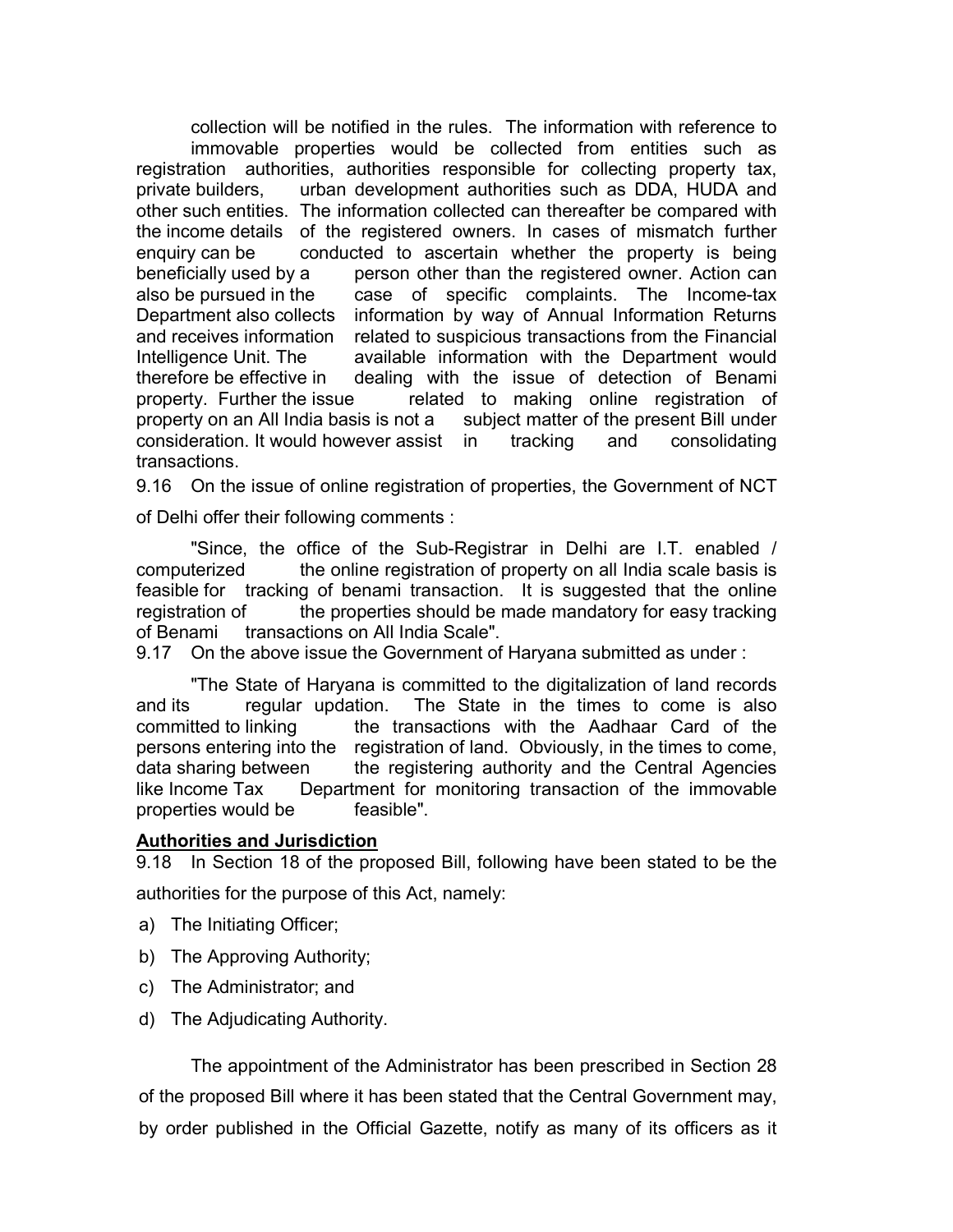collection will be notified in the rules. The information with reference to immovable properties would be collected from entities such as registration authorities, authorities responsible for collecting property tax, private builders, urban development authorities such as DDA, HUDA and other such entities. The information collected can thereafter be compared with the income details of the registered owners. In cases of mismatch further enquiry can be conducted to ascertain whether the property is being beneficially used by a person other than the registered owner. Action can also be pursued in the case of specific complaints. The Income-tax Department also collects information by way of Annual Information Returns and receives information related to suspicious transactions from the Financial Intelligence Unit. The available information with the Department would therefore be effective in dealing with the issue of detection of Benami property. Further the issue related to making online registration of property on an All India basis is not a subject matter of the present Bill under consideration. It would however assist in tracking and consolidating transactions.

9.16 On the issue of online registration of properties, the Government of NCT of Delhi offer their following comments :

"Since, the office of the Sub-Registrar in Delhi are I.T. enabled / computerized the online registration of property on all India scale basis is feasible for tracking of benami transaction. It is suggested that the online registration of the properties should be made mandatory for easy tracking of Benami transactions on All India Scale".

9.17 On the above issue the Government of Haryana submitted as under :

"The State of Haryana is committed to the digitalization of land records and its regular updation. The State in the times to come is also committed to linking the transactions with the Aadhaar Card of the persons entering into the registration of land. Obviously, in the times to come, data sharing between the registering authority and the Central Agencies like Income Tax Department for monitoring transaction of the immovable properties would be feasible".

**Authorities and Jurisdiction**

9.18 In Section 18 of the proposed Bill, following have been stated to be the authorities for the purpose of this Act, namely:

a) The Initiating Officer;
b) The Approving Authority;
c) The Administrator; and
d) The Adjudicating Authority.

The appointment of the Administrator has been prescribed in Section 28 of the proposed Bill where it has been stated that the Central Government may, by order published in the Official Gazette, notify as many of its officers as it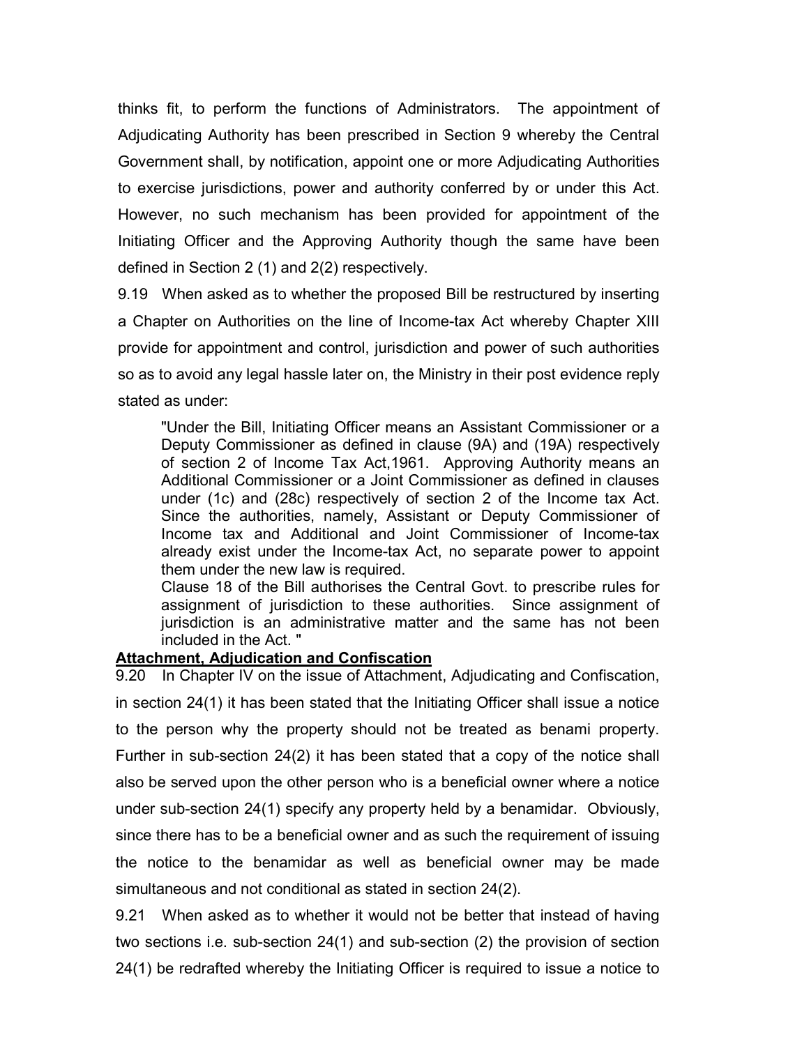thinks fit, to perform the functions of Administrators. The appointment of Adjudicating Authority has been prescribed in Section 9 whereby the Central Government shall, by notification, appoint one or more Adjudicating Authorities to exercise jurisdictions, power and authority conferred by or under this Act. However, no such mechanism has been provided for appointment of the Initiating Officer and the Approving Authority though the same have been defined in Section 2 (1) and 2(2) respectively.

9.19 When asked as to whether the proposed Bill be restructured by inserting a Chapter on Authorities on the line of Income-tax Act whereby Chapter XIII provide for appointment and control, jurisdiction and power of such authorities so as to avoid any legal hassle later on, the Ministry in their post evidence reply stated as under:

> "Under the Bill, Initiating Officer means an Assistant Commissioner or a Deputy Commissioner as defined in clause (9A) and (19A) respectively of section 2 of Income Tax Act,1961. Approving Authority means an Additional Commissioner or a Joint Commissioner as defined in clauses under (1c) and (28c) respectively of section 2 of the Income tax Act. Since the authorities, namely, Assistant or Deputy Commissioner of Income tax and Additional and Joint Commissioner of Income-tax already exist under the Income-tax Act, no separate power to appoint them under the new law is required.
>
> Clause 18 of the Bill authorises the Central Govt. to prescribe rules for assignment of jurisdiction to these authorities. Since assignment of jurisdiction is an administrative matter and the same has not been included in the Act. "

**Attachment, Adjudication and Confiscation**

9.20 In Chapter IV on the issue of Attachment, Adjudicating and Confiscation, in section 24(1) it has been stated that the Initiating Officer shall issue a notice to the person why the property should not be treated as benami property. Further in sub-section 24(2) it has been stated that a copy of the notice shall also be served upon the other person who is a beneficial owner where a notice under sub-section 24(1) specify any property held by a benamidar. Obviously, since there has to be a beneficial owner and as such the requirement of issuing the notice to the benamidar as well as beneficial owner may be made simultaneous and not conditional as stated in section 24(2).

9.21 When asked as to whether it would not be better that instead of having two sections i.e. sub-section 24(1) and sub-section (2) the provision of section 24(1) be redrafted whereby the Initiating Officer is required to issue a notice to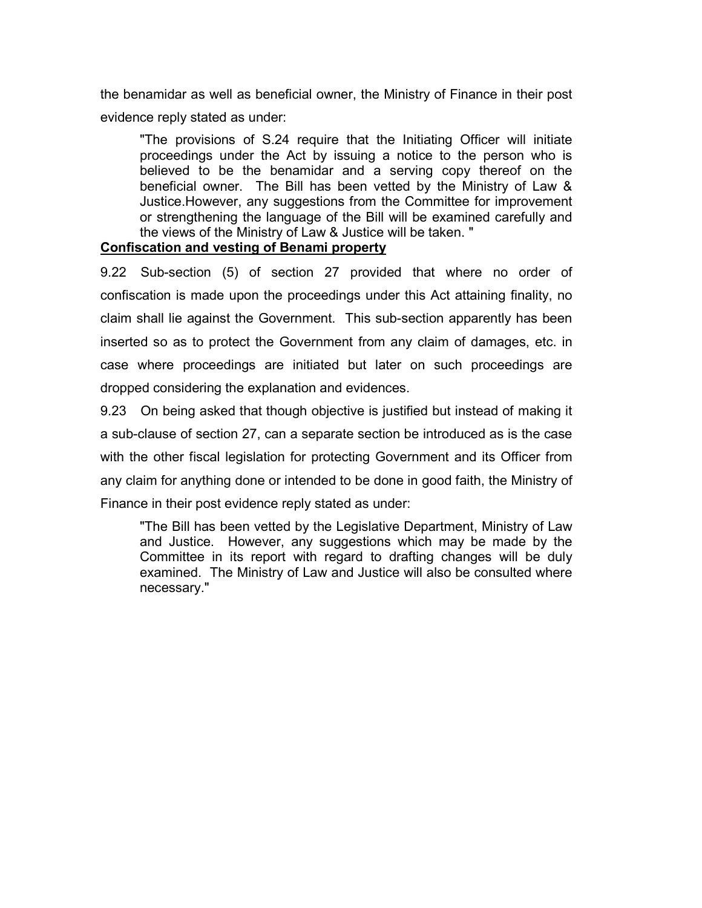the benamidar as well as beneficial owner, the Ministry of Finance in their post evidence reply stated as under:

> "The provisions of S.24 require that the Initiating Officer will initiate proceedings under the Act by issuing a notice to the person who is believed to be the benamidar and a serving copy thereof on the beneficial owner. The Bill has been vetted by the Ministry of Law & Justice.However, any suggestions from the Committee for improvement or strengthening the language of the Bill will be examined carefully and the views of the Ministry of Law & Justice will be taken. "

**Confiscation and vesting of Benami property**

9.22 Sub-section (5) of section 27 provided that where no order of confiscation is made upon the proceedings under this Act attaining finality, no claim shall lie against the Government. This sub-section apparently has been inserted so as to protect the Government from any claim of damages, etc. in case where proceedings are initiated but later on such proceedings are dropped considering the explanation and evidences.

9.23 On being asked that though objective is justified but instead of making it a sub-clause of section 27, can a separate section be introduced as is the case with the other fiscal legislation for protecting Government and its Officer from any claim for anything done or intended to be done in good faith, the Ministry of Finance in their post evidence reply stated as under:

> "The Bill has been vetted by the Legislative Department, Ministry of Law and Justice. However, any suggestions which may be made by the Committee in its report with regard to drafting changes will be duly examined. The Ministry of Law and Justice will also be consulted where necessary."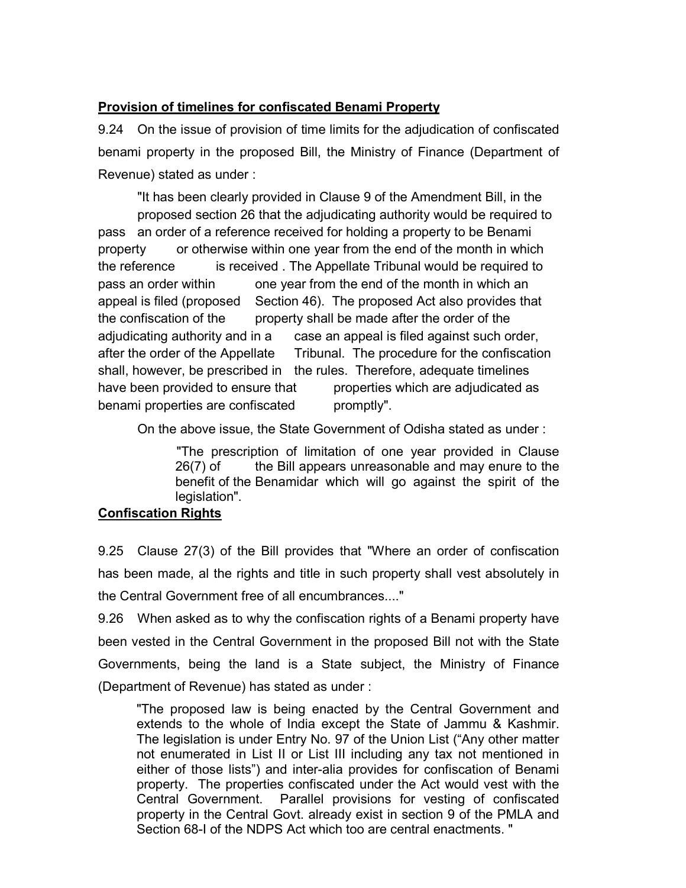**<u>Provision of timelines for confiscated Benami Property</u>**

9.24 On the issue of provision of time limits for the adjudication of confiscated benami property in the proposed Bill, the Ministry of Finance (Department of Revenue) stated as under :

> "It has been clearly provided in Clause 9 of the Amendment Bill, in the proposed section 26 that the adjudicating authority would be required to pass an order of a reference received for holding a property to be Benami property or otherwise within one year from the end of the month in which the reference is received . The Appellate Tribunal would be required to pass an order within one year from the end of the month in which an appeal is filed (proposed Section 46). The proposed Act also provides that the confiscation of the property shall be made after the order of the adjudicating authority and in a case an appeal is filed against such order, after the order of the Appellate Tribunal. The procedure for the confiscation shall, however, be prescribed in the rules. Therefore, adequate timelines have been provided to ensure that properties which are adjudicated as benami properties are confiscated promptly".

On the above issue, the State Government of Odisha stated as under :

> "The prescription of limitation of one year provided in Clause 26(7) of the Bill appears unreasonable and may enure to the benefit of the Benamidar which will go against the spirit of the legislation".

**<u>Confiscation Rights</u>**

9.25 Clause 27(3) of the Bill provides that "Where an order of confiscation has been made, al the rights and title in such property shall vest absolutely in the Central Government free of all encumbrances...."

9.26 When asked as to why the confiscation rights of a Benami property have been vested in the Central Government in the proposed Bill not with the State Governments, being the land is a State subject, the Ministry of Finance (Department of Revenue) has stated as under :

> "The proposed law is being enacted by the Central Government and extends to the whole of India except the State of Jammu & Kashmir. The legislation is under Entry No. 97 of the Union List ("Any other matter not enumerated in List II or List III including any tax not mentioned in either of those lists") and inter-alia provides for confiscation of Benami property. The properties confiscated under the Act would vest with the Central Government. Parallel provisions for vesting of confiscated property in the Central Govt. already exist in section 9 of the PMLA and Section 68-I of the NDPS Act which too are central enactments. "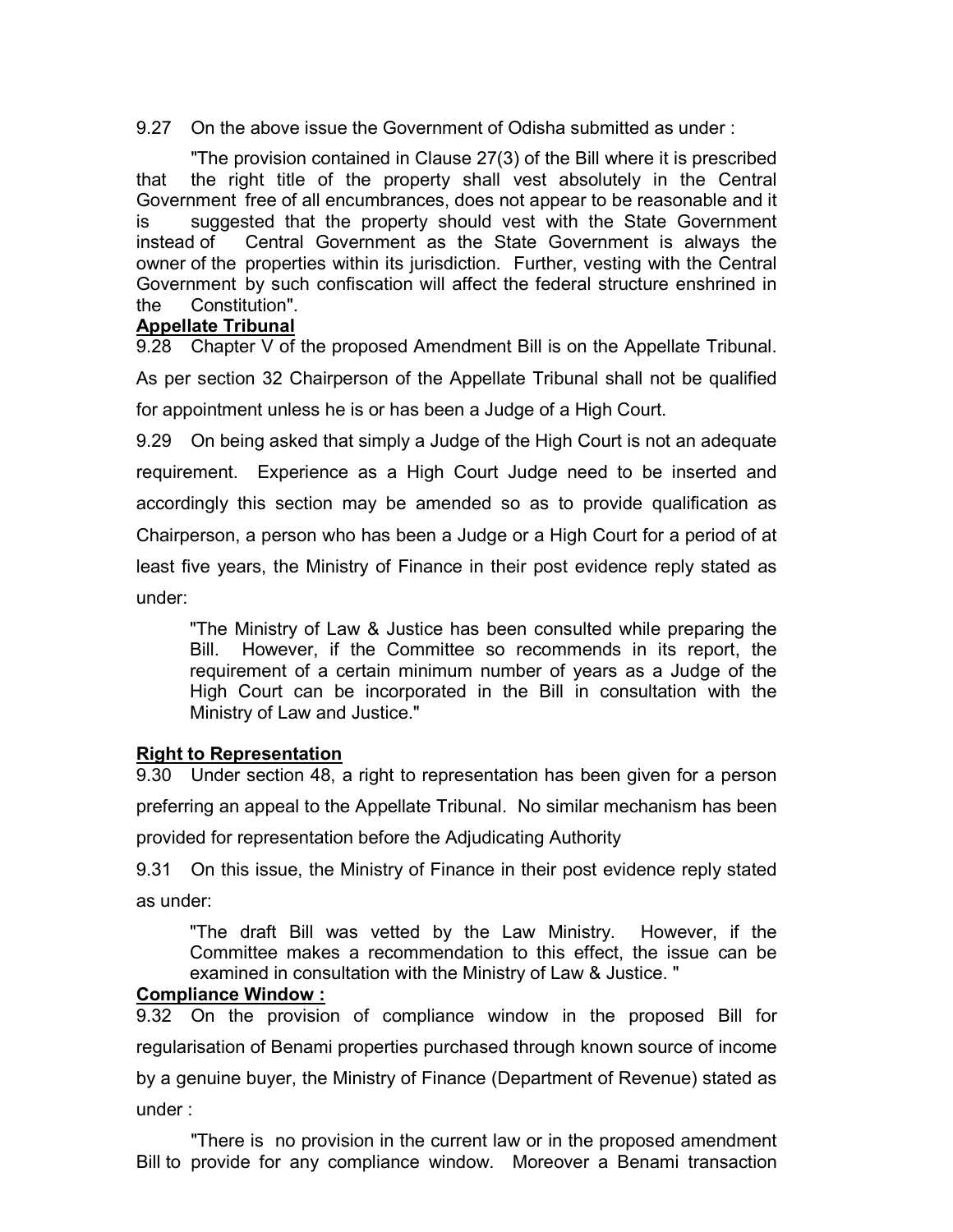9.27 On the above issue the Government of Odisha submitted as under :

"The provision contained in Clause 27(3) of the Bill where it is prescribed that the right title of the property shall vest absolutely in the Central Government free of all encumbrances, does not appear to be reasonable and it is suggested that the property should vest with the State Government instead of Central Government as the State Government is always the owner of the properties within its jurisdiction. Further, vesting with the Central Government by such confiscation will affect the federal structure enshrined in the Constitution".

**Appellate Tribunal**

9.28 Chapter V of the proposed Amendment Bill is on the Appellate Tribunal. As per section 32 Chairperson of the Appellate Tribunal shall not be qualified for appointment unless he is or has been a Judge of a High Court.

9.29 On being asked that simply a Judge of the High Court is not an adequate requirement. Experience as a High Court Judge need to be inserted and accordingly this section may be amended so as to provide qualification as Chairperson, a person who has been a Judge or a High Court for a period of at least five years, the Ministry of Finance in their post evidence reply stated as under:

> "The Ministry of Law & Justice has been consulted while preparing the Bill. However, if the Committee so recommends in its report, the requirement of a certain minimum number of years as a Judge of the High Court can be incorporated in the Bill in consultation with the Ministry of Law and Justice."

**Right to Representation**

9.30 Under section 48, a right to representation has been given for a person preferring an appeal to the Appellate Tribunal. No similar mechanism has been provided for representation before the Adjudicating Authority

9.31 On this issue, the Ministry of Finance in their post evidence reply stated as under:

> "The draft Bill was vetted by the Law Ministry. However, if the Committee makes a recommendation to this effect, the issue can be examined in consultation with the Ministry of Law & Justice. "

**Compliance Window :**

9.32 On the provision of compliance window in the proposed Bill for regularisation of Benami properties purchased through known source of income by a genuine buyer, the Ministry of Finance (Department of Revenue) stated as under :

"There is no provision in the current law or in the proposed amendment Bill to provide for any compliance window. Moreover a Benami transaction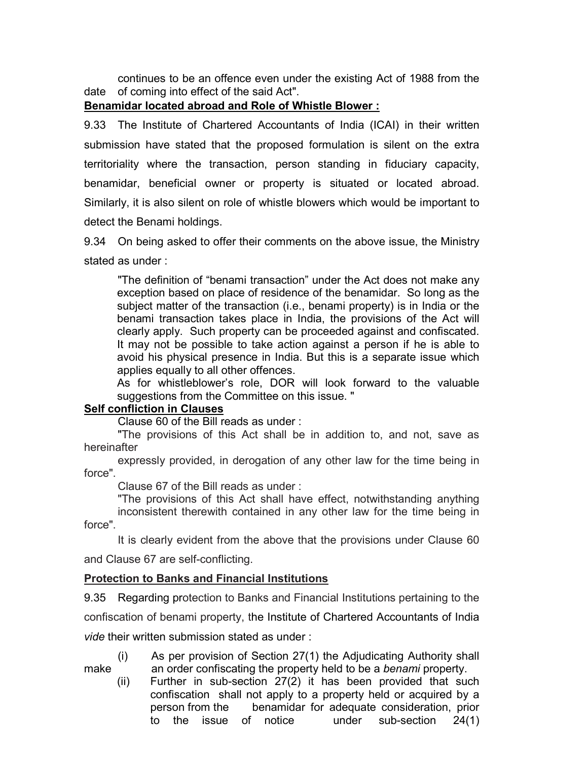continues to be an offence even under the existing Act of 1988 from the date of coming into effect of the said Act".

**Benamidar located abroad and Role of Whistle Blower :**

9.33 The Institute of Chartered Accountants of India (ICAI) in their written submission have stated that the proposed formulation is silent on the extra territoriality where the transaction, person standing in fiduciary capacity, benamidar, beneficial owner or property is situated or located abroad. Similarly, it is also silent on role of whistle blowers which would be important to detect the Benami holdings.

9.34 On being asked to offer their comments on the above issue, the Ministry stated as under :

> "The definition of "benami transaction" under the Act does not make any exception based on place of residence of the benamidar. So long as the subject matter of the transaction (i.e., benami property) is in India or the benami transaction takes place in India, the provisions of the Act will clearly apply. Such property can be proceeded against and confiscated. It may not be possible to take action against a person if he is able to avoid his physical presence in India. But this is a separate issue which applies equally to all other offences.
>
> As for whistleblower's role, DOR will look forward to the valuable suggestions from the Committee on this issue. "

**Self confliction in Clauses**

Clause 60 of the Bill reads as under :

"The provisions of this Act shall be in addition to, and not, save as hereinafter expressly provided, in derogation of any other law for the time being in force".

Clause 67 of the Bill reads as under :

"The provisions of this Act shall have effect, notwithstanding anything inconsistent therewith contained in any other law for the time being in force".

It is clearly evident from the above that the provisions under Clause 60 and Clause 67 are self-conflicting.

**Protection to Banks and Financial Institutions**

9.35 Regarding protection to Banks and Financial Institutions pertaining to the confiscation of benami property, the Institute of Chartered Accountants of India *vide* their written submission stated as under :

(i) As per provision of Section 27(1) the Adjudicating Authority shall make an order confiscating the property held to be a *benami* property.

(ii) Further in sub-section 27(2) it has been provided that such confiscation shall not apply to a property held or acquired by a person from the benamidar for adequate consideration, prior to the issue of notice under sub-section 24(1)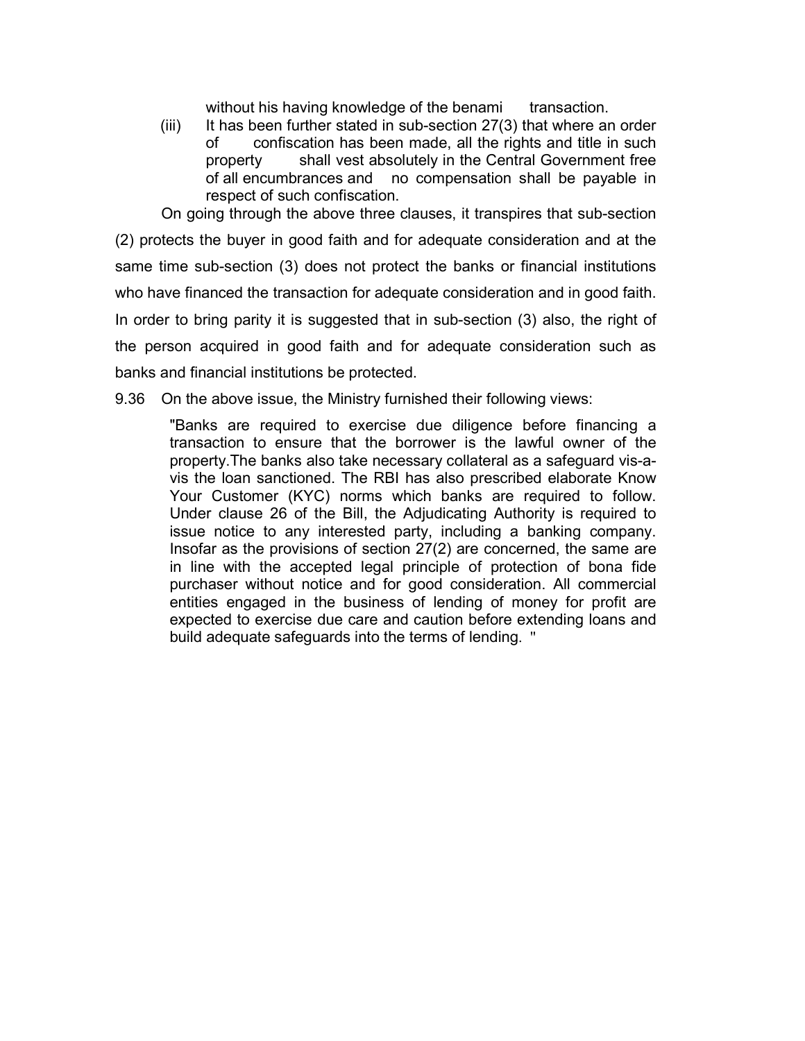without his having knowledge of the benami transaction.

(iii) It has been further stated in sub-section 27(3) that where an order of confiscation has been made, all the rights and title in such property shall vest absolutely in the Central Government free of all encumbrances and no compensation shall be payable in respect of such confiscation.

On going through the above three clauses, it transpires that sub-section (2) protects the buyer in good faith and for adequate consideration and at the same time sub-section (3) does not protect the banks or financial institutions who have financed the transaction for adequate consideration and in good faith. In order to bring parity it is suggested that in sub-section (3) also, the right of the person acquired in good faith and for adequate consideration such as banks and financial institutions be protected.

9.36 On the above issue, the Ministry furnished their following views:

> "Banks are required to exercise due diligence before financing a transaction to ensure that the borrower is the lawful owner of the property.The banks also take necessary collateral as a safeguard vis-a-vis the loan sanctioned. The RBI has also prescribed elaborate Know Your Customer (KYC) norms which banks are required to follow. Under clause 26 of the Bill, the Adjudicating Authority is required to issue notice to any interested party, including a banking company. Insofar as the provisions of section 27(2) are concerned, the same are in line with the accepted legal principle of protection of bona fide purchaser without notice and for good consideration. All commercial entities engaged in the business of lending of money for profit are expected to exercise due care and caution before extending loans and build adequate safeguards into the terms of lending. "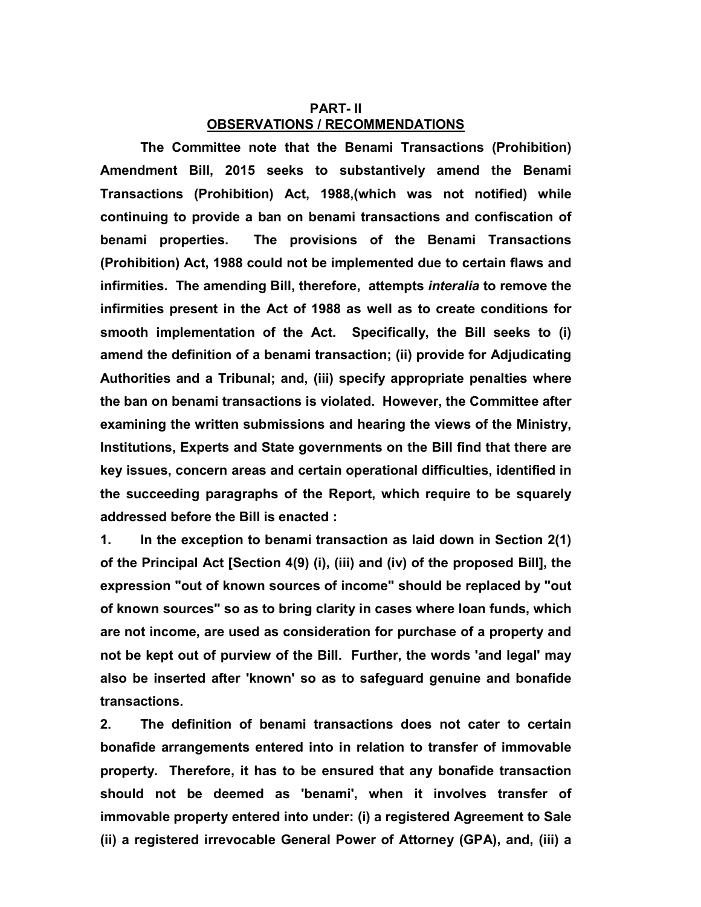## PART- II

## OBSERVATIONS / RECOMMENDATIONS

**The Committee note that the Benami Transactions (Prohibition) Amendment Bill, 2015 seeks to substantively amend the Benami Transactions (Prohibition) Act, 1988,(which was not notified) while continuing to provide a ban on benami transactions and confiscation of benami properties. The provisions of the Benami Transactions (Prohibition) Act, 1988 could not be implemented due to certain flaws and infirmities. The amending Bill, therefore, attempts *interalia* to remove the infirmities present in the Act of 1988 as well as to create conditions for smooth implementation of the Act. Specifically, the Bill seeks to (i) amend the definition of a benami transaction; (ii) provide for Adjudicating Authorities and a Tribunal; and, (iii) specify appropriate penalties where the ban on benami transactions is violated. However, the Committee after examining the written submissions and hearing the views of the Ministry, Institutions, Experts and State governments on the Bill find that there are key issues, concern areas and certain operational difficulties, identified in the succeeding paragraphs of the Report, which require to be squarely addressed before the Bill is enacted :**

**1. In the exception to benami transaction as laid down in Section 2(1) of the Principal Act [Section 4(9) (i), (iii) and (iv) of the proposed Bill], the expression "out of known sources of income" should be replaced by "out of known sources" so as to bring clarity in cases where loan funds, which are not income, are used as consideration for purchase of a property and not be kept out of purview of the Bill. Further, the words 'and legal' may also be inserted after 'known' so as to safeguard genuine and bonafide transactions.**

**2. The definition of benami transactions does not cater to certain bonafide arrangements entered into in relation to transfer of immovable property. Therefore, it has to be ensured that any bonafide transaction should not be deemed as 'benami', when it involves transfer of immovable property entered into under: (i) a registered Agreement to Sale (ii) a registered irrevocable General Power of Attorney (GPA), and, (iii) a**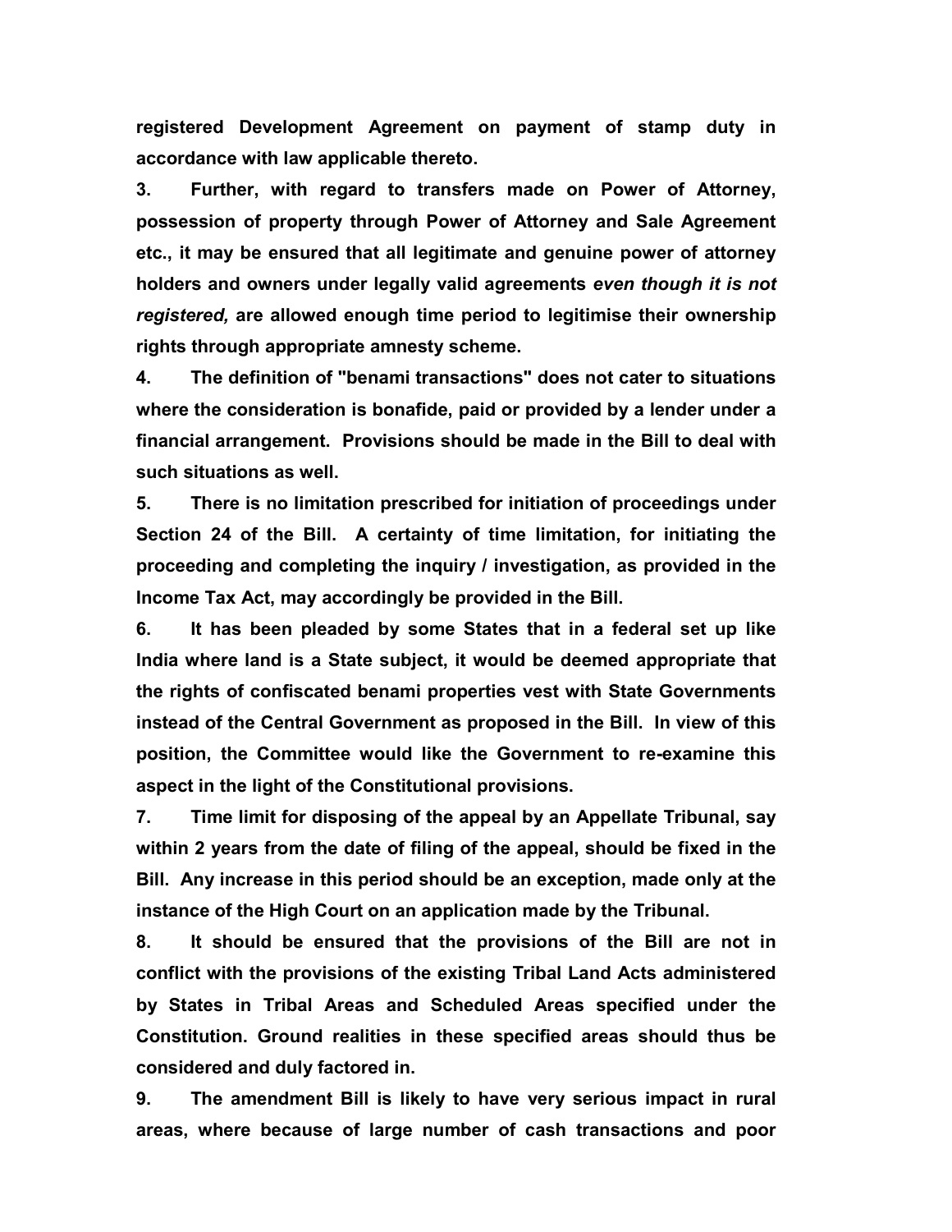**registered Development Agreement on payment of stamp duty in accordance with law applicable thereto.**

**3. Further, with regard to transfers made on Power of Attorney, possession of property through Power of Attorney and Sale Agreement etc., it may be ensured that all legitimate and genuine power of attorney holders and owners under legally valid agreements *even though it is not registered,* are allowed enough time period to legitimise their ownership rights through appropriate amnesty scheme.**

**4. The definition of "benami transactions" does not cater to situations where the consideration is bonafide, paid or provided by a lender under a financial arrangement. Provisions should be made in the Bill to deal with such situations as well.**

**5. There is no limitation prescribed for initiation of proceedings under Section 24 of the Bill. A certainty of time limitation, for initiating the proceeding and completing the inquiry / investigation, as provided in the Income Tax Act, may accordingly be provided in the Bill.**

**6. It has been pleaded by some States that in a federal set up like India where land is a State subject, it would be deemed appropriate that the rights of confiscated benami properties vest with State Governments instead of the Central Government as proposed in the Bill. In view of this position, the Committee would like the Government to re-examine this aspect in the light of the Constitutional provisions.**

**7. Time limit for disposing of the appeal by an Appellate Tribunal, say within 2 years from the date of filing of the appeal, should be fixed in the Bill. Any increase in this period should be an exception, made only at the instance of the High Court on an application made by the Tribunal.**

**8. It should be ensured that the provisions of the Bill are not in conflict with the provisions of the existing Tribal Land Acts administered by States in Tribal Areas and Scheduled Areas specified under the Constitution. Ground realities in these specified areas should thus be considered and duly factored in.**

**9. The amendment Bill is likely to have very serious impact in rural areas, where because of large number of cash transactions and poor**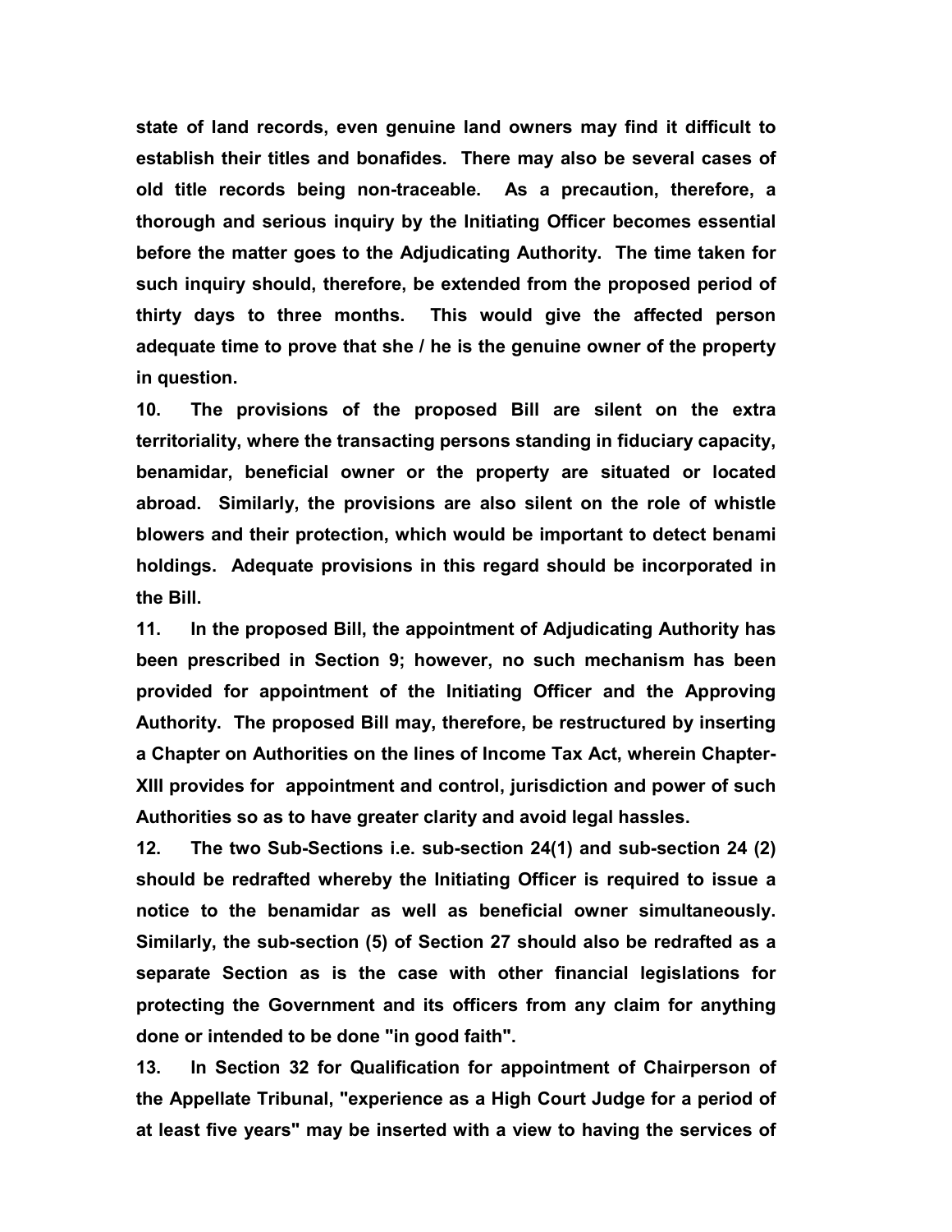**state of land records, even genuine land owners may find it difficult to establish their titles and bonafides. There may also be several cases of old title records being non-traceable. As a precaution, therefore, a thorough and serious inquiry by the Initiating Officer becomes essential before the matter goes to the Adjudicating Authority. The time taken for such inquiry should, therefore, be extended from the proposed period of thirty days to three months. This would give the affected person adequate time to prove that she / he is the genuine owner of the property in question.**

**10. The provisions of the proposed Bill are silent on the extra territoriality, where the transacting persons standing in fiduciary capacity, benamidar, beneficial owner or the property are situated or located abroad. Similarly, the provisions are also silent on the role of whistle blowers and their protection, which would be important to detect benami holdings. Adequate provisions in this regard should be incorporated in the Bill.**

**11. In the proposed Bill, the appointment of Adjudicating Authority has been prescribed in Section 9; however, no such mechanism has been provided for appointment of the Initiating Officer and the Approving Authority. The proposed Bill may, therefore, be restructured by inserting a Chapter on Authorities on the lines of Income Tax Act, wherein Chapter-XIII provides for appointment and control, jurisdiction and power of such Authorities so as to have greater clarity and avoid legal hassles.**

**12. The two Sub-Sections i.e. sub-section 24(1) and sub-section 24 (2) should be redrafted whereby the Initiating Officer is required to issue a notice to the benamidar as well as beneficial owner simultaneously. Similarly, the sub-section (5) of Section 27 should also be redrafted as a separate Section as is the case with other financial legislations for protecting the Government and its officers from any claim for anything done or intended to be done "in good faith".**

**13. In Section 32 for Qualification for appointment of Chairperson of the Appellate Tribunal, "experience as a High Court Judge for a period of at least five years" may be inserted with a view to having the services of**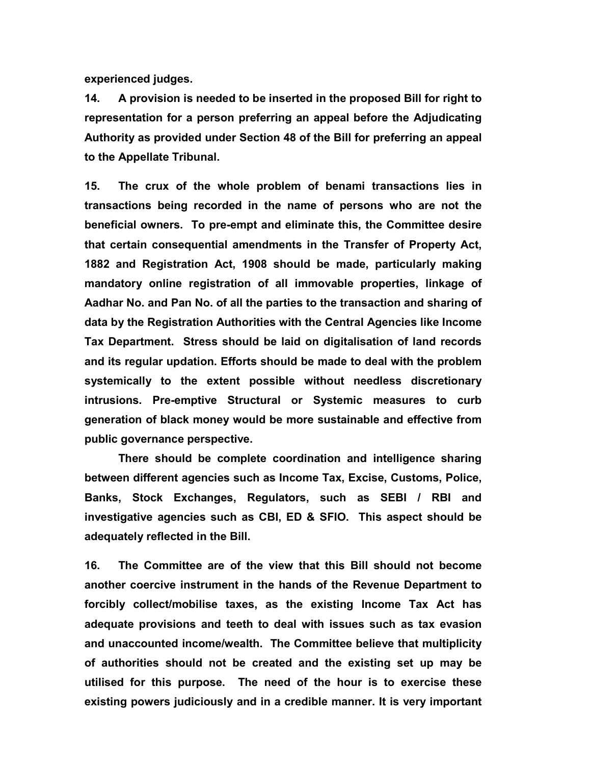**experienced judges.**

**14. A provision is needed to be inserted in the proposed Bill for right to representation for a person preferring an appeal before the Adjudicating Authority as provided under Section 48 of the Bill for preferring an appeal to the Appellate Tribunal.**

**15. The crux of the whole problem of benami transactions lies in transactions being recorded in the name of persons who are not the beneficial owners. To pre-empt and eliminate this, the Committee desire that certain consequential amendments in the Transfer of Property Act, 1882 and Registration Act, 1908 should be made, particularly making mandatory online registration of all immovable properties, linkage of Aadhar No. and Pan No. of all the parties to the transaction and sharing of data by the Registration Authorities with the Central Agencies like Income Tax Department. Stress should be laid on digitalisation of land records and its regular updation. Efforts should be made to deal with the problem systemically to the extent possible without needless discretionary intrusions. Pre-emptive Structural or Systemic measures to curb generation of black money would be more sustainable and effective from public governance perspective.**

**There should be complete coordination and intelligence sharing between different agencies such as Income Tax, Excise, Customs, Police, Banks, Stock Exchanges, Regulators, such as SEBI / RBI and investigative agencies such as CBI, ED & SFIO. This aspect should be adequately reflected in the Bill.**

**16. The Committee are of the view that this Bill should not become another coercive instrument in the hands of the Revenue Department to forcibly collect/mobilise taxes, as the existing Income Tax Act has adequate provisions and teeth to deal with issues such as tax evasion and unaccounted income/wealth. The Committee believe that multiplicity of authorities should not be created and the existing set up may be utilised for this purpose. The need of the hour is to exercise these existing powers judiciously and in a credible manner. It is very important**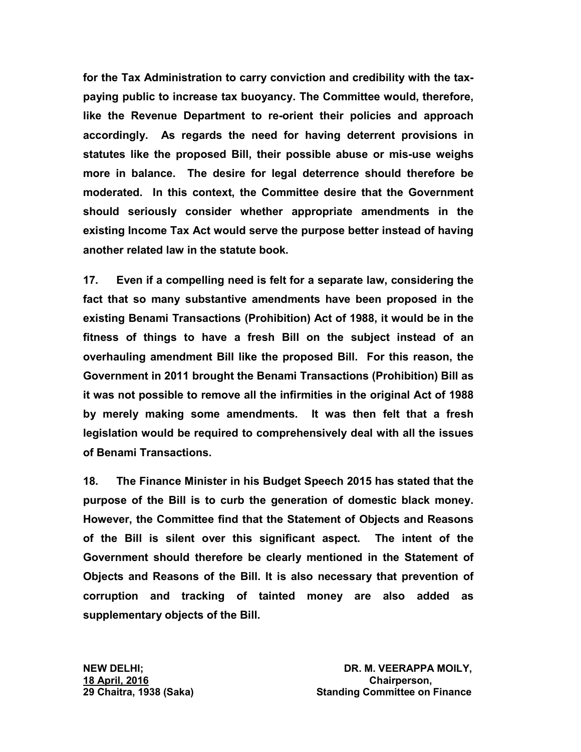**for the Tax Administration to carry conviction and credibility with the tax-paying public to increase tax buoyancy. The Committee would, therefore, like the Revenue Department to re-orient their policies and approach accordingly. As regards the need for having deterrent provisions in statutes like the proposed Bill, their possible abuse or mis-use weighs more in balance. The desire for legal deterrence should therefore be moderated. In this context, the Committee desire that the Government should seriously consider whether appropriate amendments in the existing Income Tax Act would serve the purpose better instead of having another related law in the statute book.**

**17. Even if a compelling need is felt for a separate law, considering the fact that so many substantive amendments have been proposed in the existing Benami Transactions (Prohibition) Act of 1988, it would be in the fitness of things to have a fresh Bill on the subject instead of an overhauling amendment Bill like the proposed Bill. For this reason, the Government in 2011 brought the Benami Transactions (Prohibition) Bill as it was not possible to remove all the infirmities in the original Act of 1988 by merely making some amendments. It was then felt that a fresh legislation would be required to comprehensively deal with all the issues of Benami Transactions.**

**18. The Finance Minister in his Budget Speech 2015 has stated that the purpose of the Bill is to curb the generation of domestic black money. However, the Committee find that the Statement of Objects and Reasons of the Bill is silent over this significant aspect. The intent of the Government should therefore be clearly mentioned in the Statement of Objects and Reasons of the Bill. It is also necessary that prevention of corruption and tracking of tainted money are also added as supplementary objects of the Bill.**

**NEW DELHI;**
**<u>18 April, 2016</u>**
**29 Chaitra, 1938 (Saka)**

**DR. M. VEERAPPA MOILY,**
**Chairperson,**
**Standing Committee on Finance**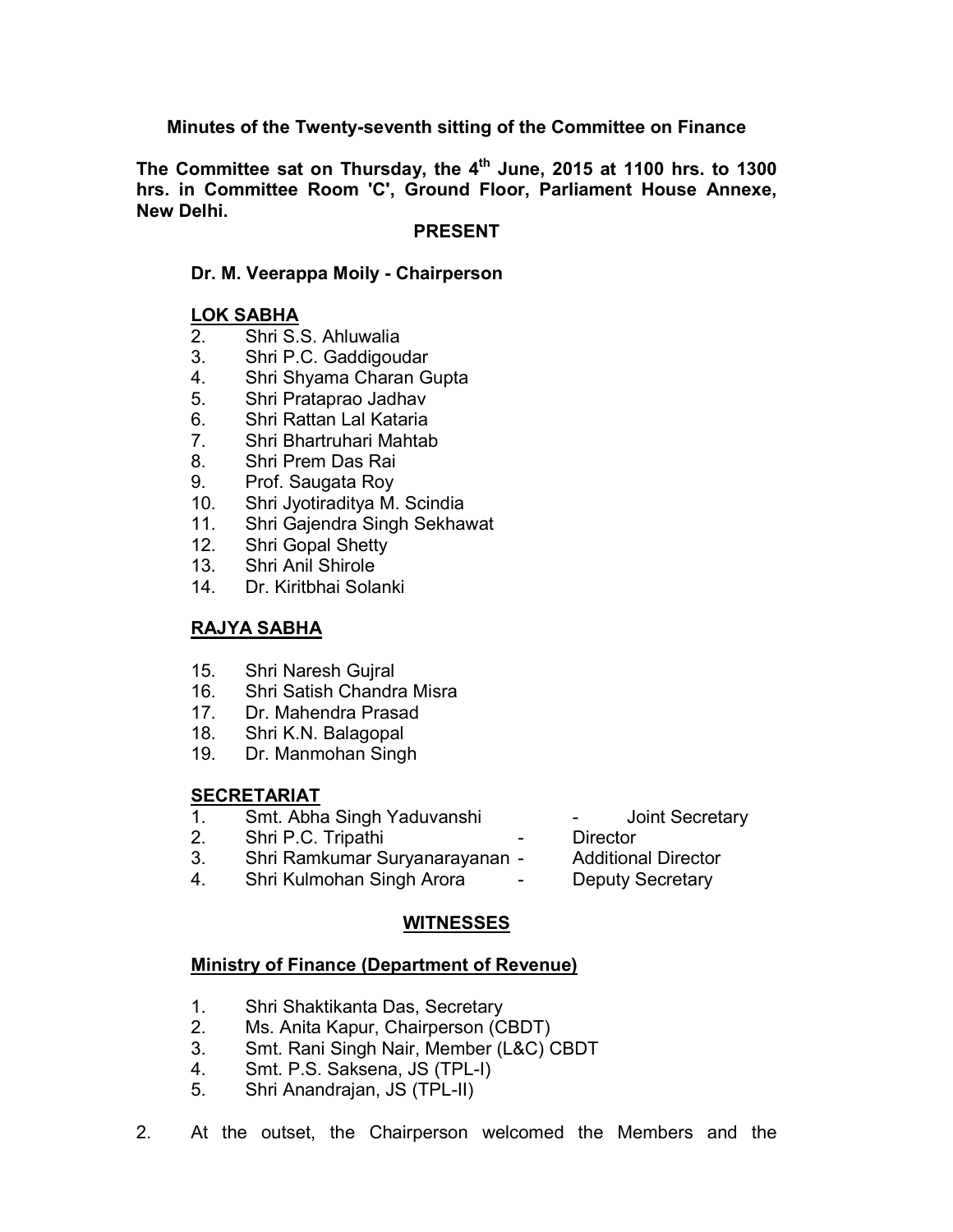**Minutes of the Twenty-seventh sitting of the Committee on Finance**

**The Committee sat on Thursday, the 4th June, 2015 at 1100 hrs. to 1300 hrs. in Committee Room 'C', Ground Floor, Parliament House Annexe, New Delhi.**

**PRESENT**

**Dr. M. Veerappa Moily - Chairperson**

**LOK SABHA**

2. Shri S.S. Ahluwalia
3. Shri P.C. Gaddigoudar
4. Shri Shyama Charan Gupta
5. Shri Prataprao Jadhav
6. Shri Rattan Lal Kataria
7. Shri Bhartruhari Mahtab
8. Shri Prem Das Rai
9. Prof. Saugata Roy
10. Shri Jyotiraditya M. Scindia
11. Shri Gajendra Singh Sekhawat
12. Shri Gopal Shetty
13. Shri Anil Shirole
14. Dr. Kiritbhai Solanki

**RAJYA SABHA**

15. Shri Naresh Gujral
16. Shri Satish Chandra Misra
17. Dr. Mahendra Prasad
18. Shri K.N. Balagopal
19. Dr. Manmohan Singh

**SECRETARIAT**

1. Smt. Abha Singh Yaduvanshi - Joint Secretary
2. Shri P.C. Tripathi - Director
3. Shri Ramkumar Suryanarayanan - Additional Director
4. Shri Kulmohan Singh Arora - Deputy Secretary

**WITNESSES**

**Ministry of Finance (Department of Revenue)**

1. Shri Shaktikanta Das, Secretary
2. Ms. Anita Kapur, Chairperson (CBDT)
3. Smt. Rani Singh Nair, Member (L&C) CBDT
4. Smt. P.S. Saksena, JS (TPL-I)
5. Shri Anandrajan, JS (TPL-II)

2. At the outset, the Chairperson welcomed the Members and the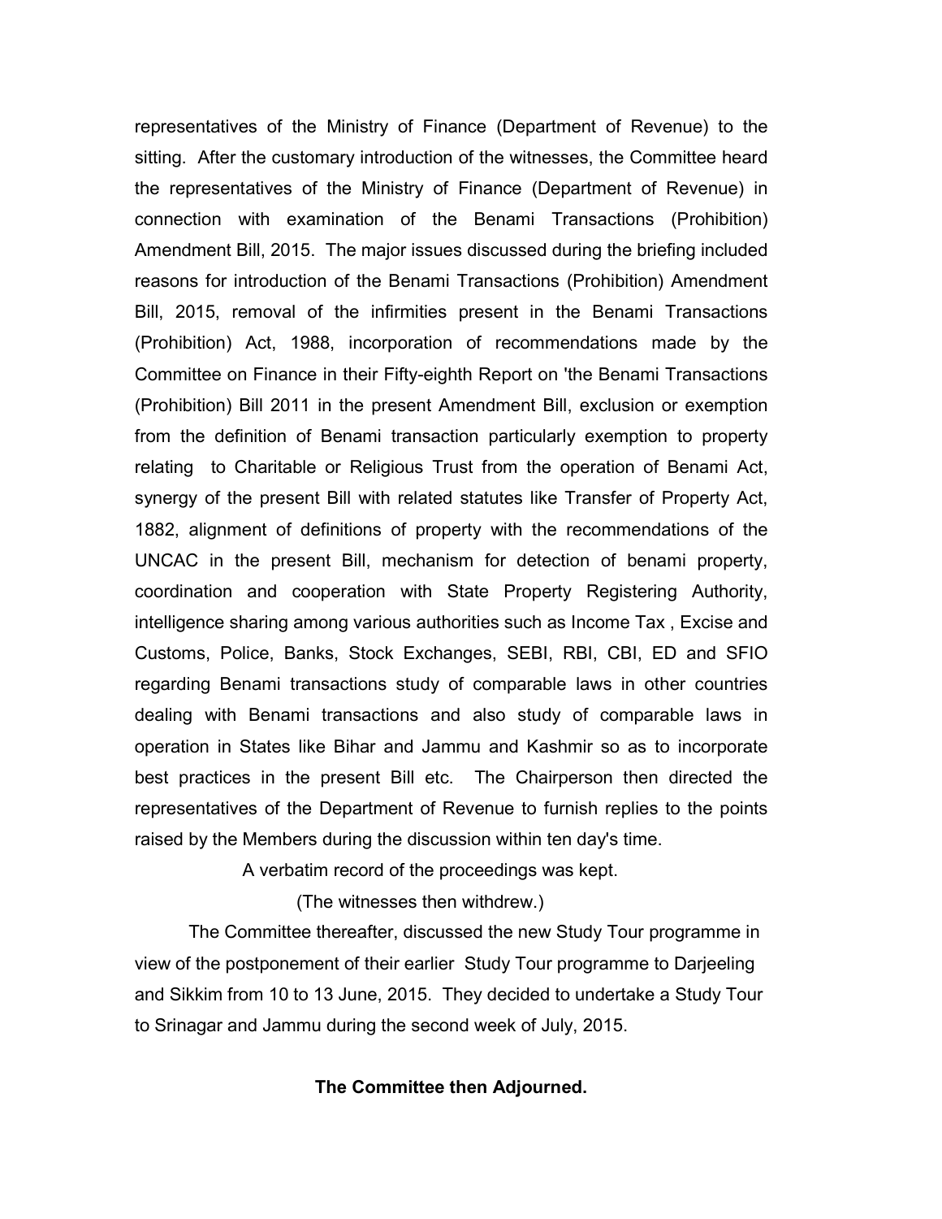representatives of the Ministry of Finance (Department of Revenue) to the sitting. After the customary introduction of the witnesses, the Committee heard the representatives of the Ministry of Finance (Department of Revenue) in connection with examination of the Benami Transactions (Prohibition) Amendment Bill, 2015. The major issues discussed during the briefing included reasons for introduction of the Benami Transactions (Prohibition) Amendment Bill, 2015, removal of the infirmities present in the Benami Transactions (Prohibition) Act, 1988, incorporation of recommendations made by the Committee on Finance in their Fifty-eighth Report on 'the Benami Transactions (Prohibition) Bill 2011 in the present Amendment Bill, exclusion or exemption from the definition of Benami transaction particularly exemption to property relating to Charitable or Religious Trust from the operation of Benami Act, synergy of the present Bill with related statutes like Transfer of Property Act, 1882, alignment of definitions of property with the recommendations of the UNCAC in the present Bill, mechanism for detection of benami property, coordination and cooperation with State Property Registering Authority, intelligence sharing among various authorities such as Income Tax , Excise and Customs, Police, Banks, Stock Exchanges, SEBI, RBI, CBI, ED and SFIO regarding Benami transactions study of comparable laws in other countries dealing with Benami transactions and also study of comparable laws in operation in States like Bihar and Jammu and Kashmir so as to incorporate best practices in the present Bill etc. The Chairperson then directed the representatives of the Department of Revenue to furnish replies to the points raised by the Members during the discussion within ten day's time.

A verbatim record of the proceedings was kept.

(The witnesses then withdrew.)

The Committee thereafter, discussed the new Study Tour programme in view of the postponement of their earlier Study Tour programme to Darjeeling and Sikkim from 10 to 13 June, 2015. They decided to undertake a Study Tour to Srinagar and Jammu during the second week of July, 2015.

**The Committee then Adjourned.**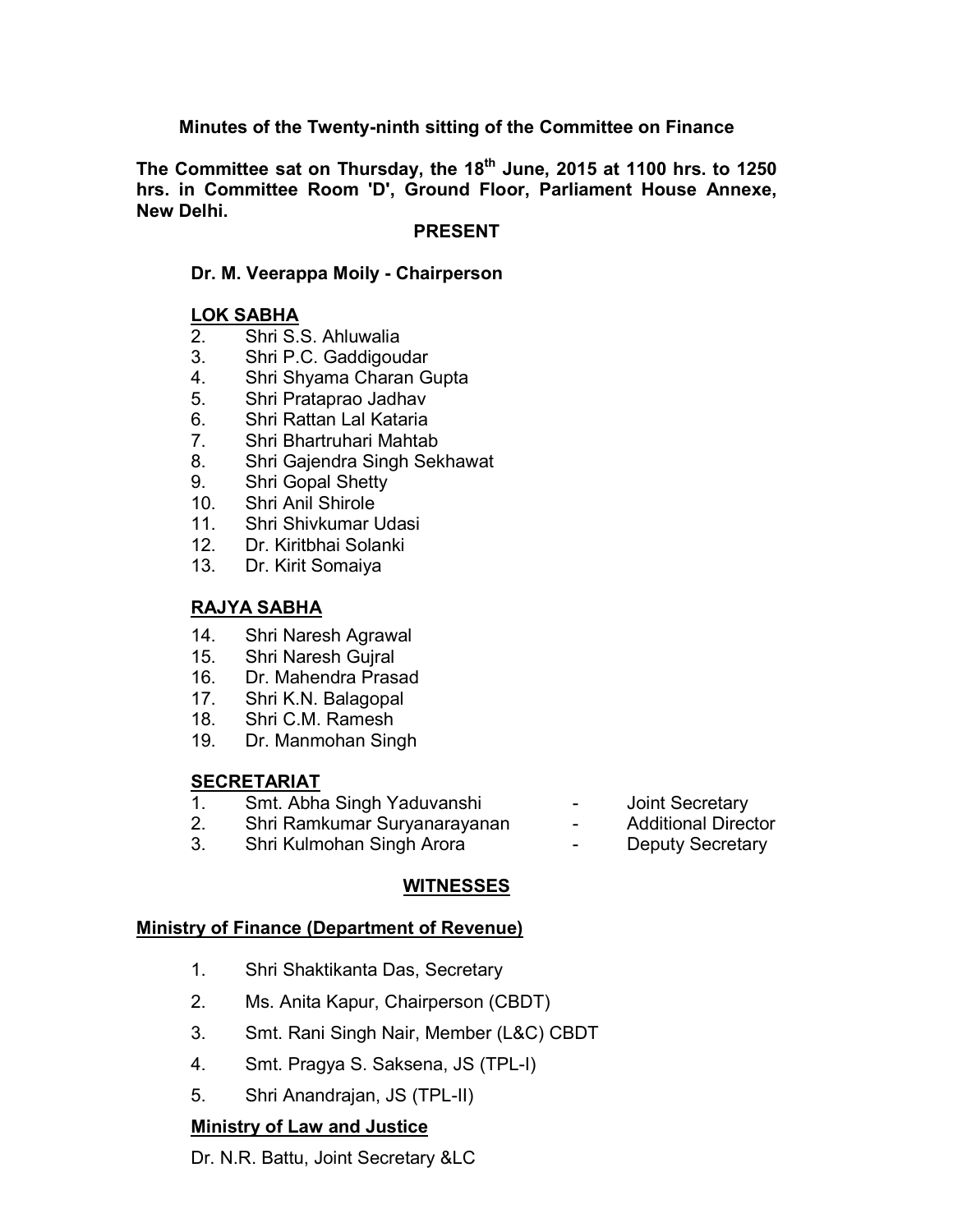**Minutes of the Twenty-ninth sitting of the Committee on Finance**

**The Committee sat on Thursday, the 18th June, 2015 at 1100 hrs. to 1250 hrs. in Committee Room 'D', Ground Floor, Parliament House Annexe, New Delhi.**

**PRESENT**

**Dr. M. Veerappa Moily - Chairperson**

**LOK SABHA**

2. Shri S.S. Ahluwalia
3. Shri P.C. Gaddigoudar
4. Shri Shyama Charan Gupta
5. Shri Prataprao Jadhav
6. Shri Rattan Lal Kataria
7. Shri Bhartruhari Mahtab
8. Shri Gajendra Singh Sekhawat
9. Shri Gopal Shetty
10. Shri Anil Shirole
11. Shri Shivkumar Udasi
12. Dr. Kiritbhai Solanki
13. Dr. Kirit Somaiya

**RAJYA SABHA**

14. Shri Naresh Agrawal
15. Shri Naresh Gujral
16. Dr. Mahendra Prasad
17. Shri K.N. Balagopal
18. Shri C.M. Ramesh
19. Dr. Manmohan Singh

**SECRETARIAT**

1. Smt. Abha Singh Yaduvanshi - Joint Secretary
2. Shri Ramkumar Suryanarayanan - Additional Director
3. Shri Kulmohan Singh Arora - Deputy Secretary

**WITNESSES**

**Ministry of Finance (Department of Revenue)**

1. Shri Shaktikanta Das, Secretary
2. Ms. Anita Kapur, Chairperson (CBDT)
3. Smt. Rani Singh Nair, Member (L&C) CBDT
4. Smt. Pragya S. Saksena, JS (TPL-I)
5. Shri Anandrajan, JS (TPL-II)

**Ministry of Law and Justice**

Dr. N.R. Battu, Joint Secretary &LC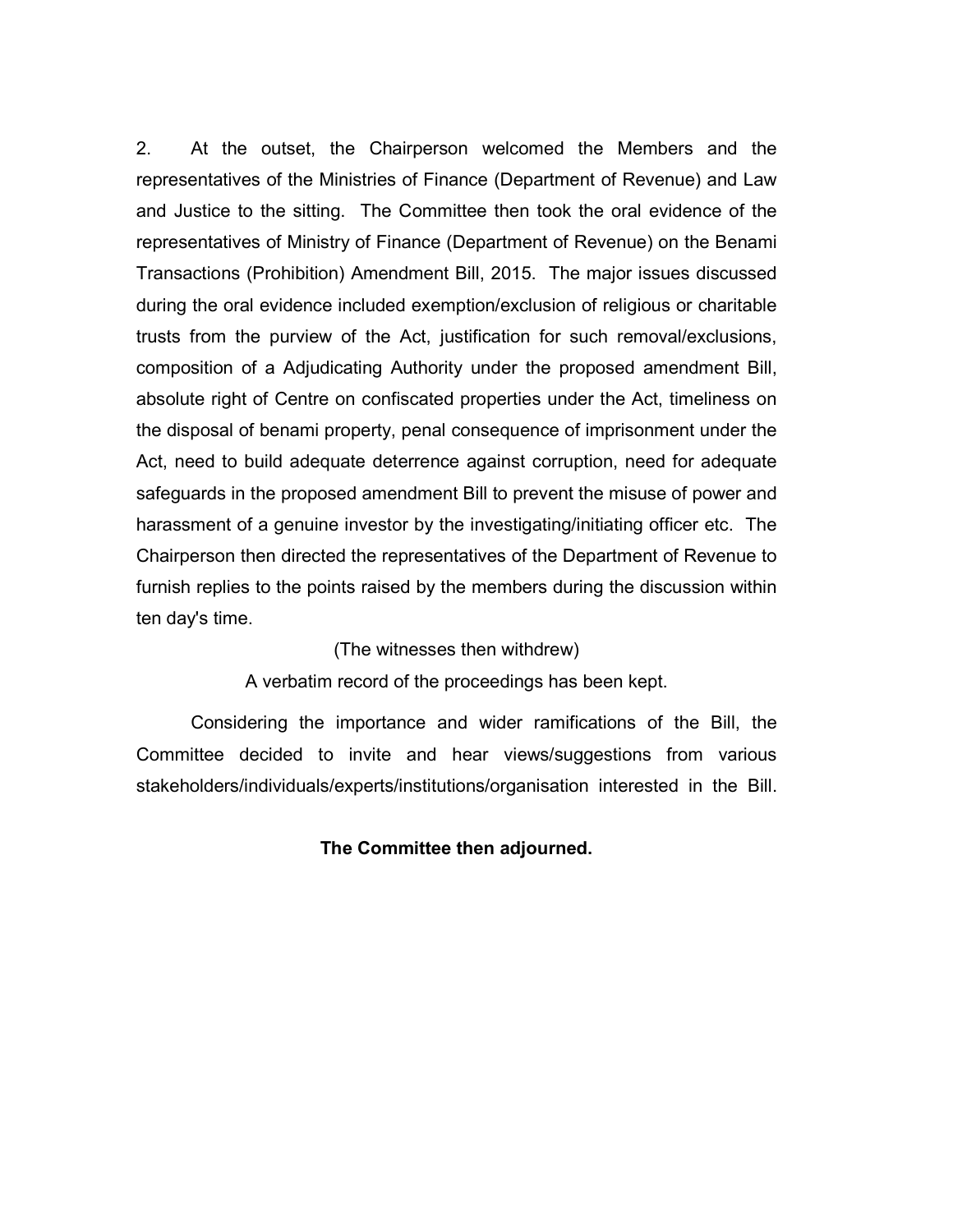2. At the outset, the Chairperson welcomed the Members and the representatives of the Ministries of Finance (Department of Revenue) and Law and Justice to the sitting. The Committee then took the oral evidence of the representatives of Ministry of Finance (Department of Revenue) on the Benami Transactions (Prohibition) Amendment Bill, 2015. The major issues discussed during the oral evidence included exemption/exclusion of religious or charitable trusts from the purview of the Act, justification for such removal/exclusions, composition of a Adjudicating Authority under the proposed amendment Bill, absolute right of Centre on confiscated properties under the Act, timeliness on the disposal of benami property, penal consequence of imprisonment under the Act, need to build adequate deterrence against corruption, need for adequate safeguards in the proposed amendment Bill to prevent the misuse of power and harassment of a genuine investor by the investigating/initiating officer etc. The Chairperson then directed the representatives of the Department of Revenue to furnish replies to the points raised by the members during the discussion within ten day's time.

(The witnesses then withdrew)

A verbatim record of the proceedings has been kept.

Considering the importance and wider ramifications of the Bill, the Committee decided to invite and hear views/suggestions from various stakeholders/individuals/experts/institutions/organisation interested in the Bill.

**The Committee then adjourned.**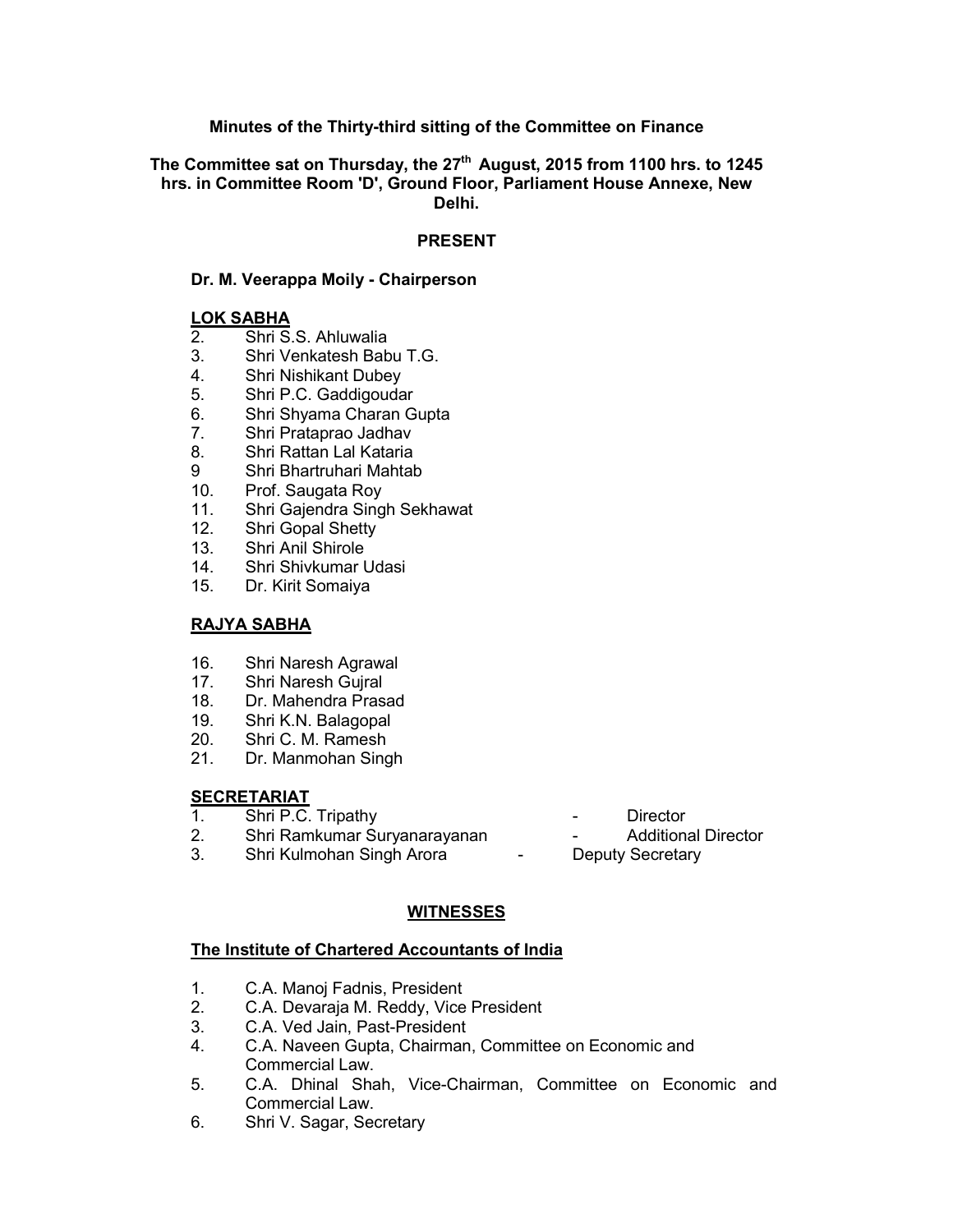**Minutes of the Thirty-third sitting of the Committee on Finance**

**The Committee sat on Thursday, the 27th August, 2015 from 1100 hrs. to 1245 hrs. in Committee Room 'D', Ground Floor, Parliament House Annexe, New Delhi.**

**PRESENT**

**Dr. M. Veerappa Moily - Chairperson**

**LOK SABHA**

2. Shri S.S. Ahluwalia
3. Shri Venkatesh Babu T.G.
4. Shri Nishikant Dubey
5. Shri P.C. Gaddigoudar
6. Shri Shyama Charan Gupta
7. Shri Prataprao Jadhav
8. Shri Rattan Lal Kataria
9 Shri Bhartruhari Mahtab
10. Prof. Saugata Roy
11. Shri Gajendra Singh Sekhawat
12. Shri Gopal Shetty
13. Shri Anil Shirole
14. Shri Shivkumar Udasi
15. Dr. Kirit Somaiya

**RAJYA SABHA**

16. Shri Naresh Agrawal
17. Shri Naresh Gujral
18. Dr. Mahendra Prasad
19. Shri K.N. Balagopal
20. Shri C. M. Ramesh
21. Dr. Manmohan Singh

**SECRETARIAT**

1. Shri P.C. Tripathy - Director
2. Shri Ramkumar Suryanarayanan - Additional Director
3. Shri Kulmohan Singh Arora - Deputy Secretary

**WITNESSES**

**The Institute of Chartered Accountants of India**

1. C.A. Manoj Fadnis, President
2. C.A. Devaraja M. Reddy, Vice President
3. C.A. Ved Jain, Past-President
4. C.A. Naveen Gupta, Chairman, Committee on Economic and Commercial Law.
5. C.A. Dhinal Shah, Vice-Chairman, Committee on Economic and Commercial Law.
6. Shri V. Sagar, Secretary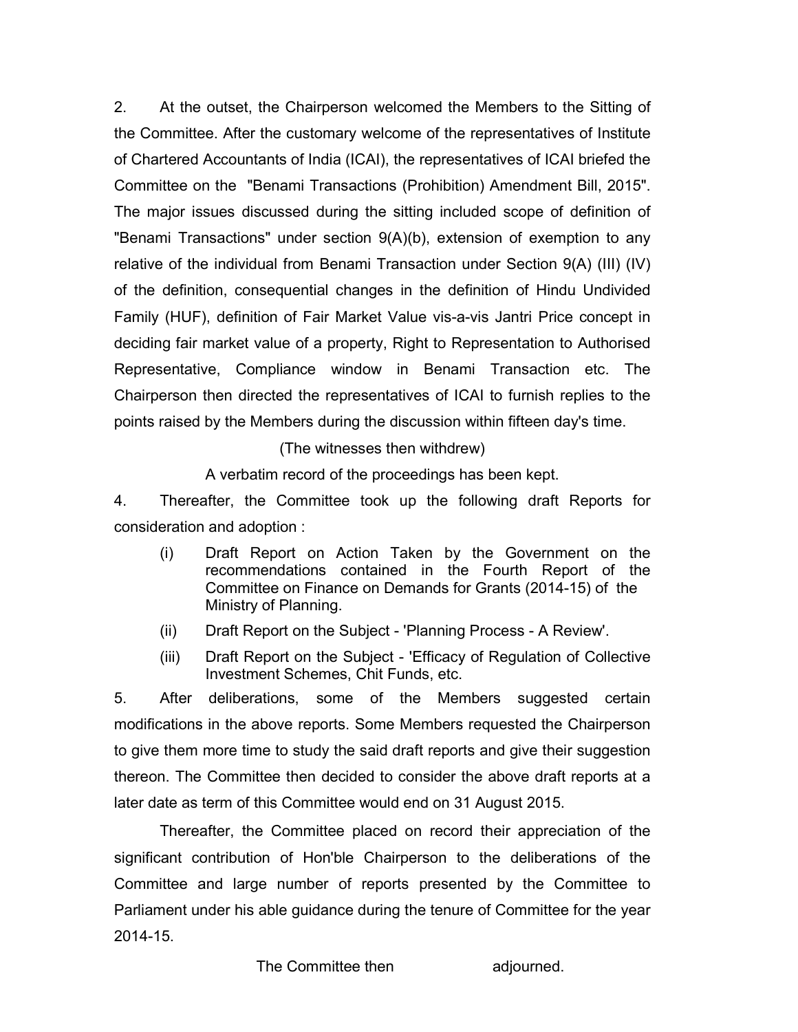2. At the outset, the Chairperson welcomed the Members to the Sitting of the Committee. After the customary welcome of the representatives of Institute of Chartered Accountants of India (ICAI), the representatives of ICAI briefed the Committee on the "Benami Transactions (Prohibition) Amendment Bill, 2015". The major issues discussed during the sitting included scope of definition of "Benami Transactions" under section 9(A)(b), extension of exemption to any relative of the individual from Benami Transaction under Section 9(A) (III) (IV) of the definition, consequential changes in the definition of Hindu Undivided Family (HUF), definition of Fair Market Value vis-a-vis Jantri Price concept in deciding fair market value of a property, Right to Representation to Authorised Representative, Compliance window in Benami Transaction etc. The Chairperson then directed the representatives of ICAI to furnish replies to the points raised by the Members during the discussion within fifteen day's time.

(The witnesses then withdrew)

A verbatim record of the proceedings has been kept.

4. Thereafter, the Committee took up the following draft Reports for consideration and adoption :

(i) Draft Report on Action Taken by the Government on the recommendations contained in the Fourth Report of the Committee on Finance on Demands for Grants (2014-15) of the Ministry of Planning.

(ii) Draft Report on the Subject - 'Planning Process - A Review'.

(iii) Draft Report on the Subject - 'Efficacy of Regulation of Collective Investment Schemes, Chit Funds, etc.

5. After deliberations, some of the Members suggested certain modifications in the above reports. Some Members requested the Chairperson to give them more time to study the said draft reports and give their suggestion thereon. The Committee then decided to consider the above draft reports at a later date as term of this Committee would end on 31 August 2015.

Thereafter, the Committee placed on record their appreciation of the significant contribution of Hon'ble Chairperson to the deliberations of the Committee and large number of reports presented by the Committee to Parliament under his able guidance during the tenure of Committee for the year 2014-15.

The Committee then adjourned.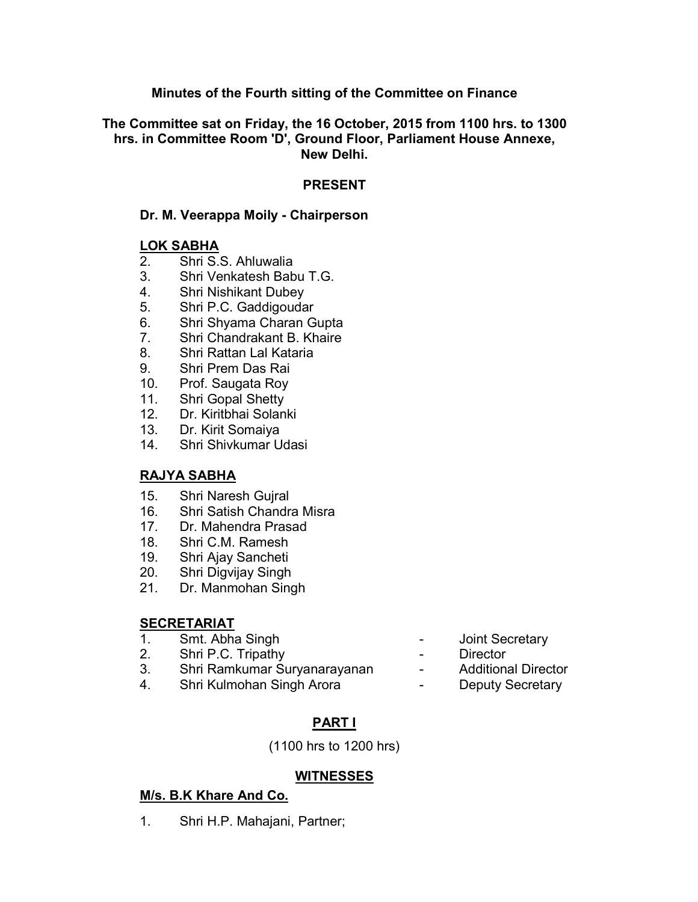**Minutes of the Fourth sitting of the Committee on Finance**

**The Committee sat on Friday, the 16 October, 2015 from 1100 hrs. to 1300 hrs. in Committee Room 'D', Ground Floor, Parliament House Annexe, New Delhi.**

**PRESENT**

**Dr. M. Veerappa Moily - Chairperson**

**LOK SABHA**

2. Shri S.S. Ahluwalia
3. Shri Venkatesh Babu T.G.
4. Shri Nishikant Dubey
5. Shri P.C. Gaddigoudar
6. Shri Shyama Charan Gupta
7. Shri Chandrakant B. Khaire
8. Shri Rattan Lal Kataria
9. Shri Prem Das Rai
10. Prof. Saugata Roy
11. Shri Gopal Shetty
12. Dr. Kiritbhai Solanki
13. Dr. Kirit Somaiya
14. Shri Shivkumar Udasi

**RAJYA SABHA**

15. Shri Naresh Gujral
16. Shri Satish Chandra Misra
17. Dr. Mahendra Prasad
18. Shri C.M. Ramesh
19. Shri Ajay Sancheti
20. Shri Digvijay Singh
21. Dr. Manmohan Singh

**SECRETARIAT**

1. Smt. Abha Singh - Joint Secretary
2. Shri P.C. Tripathy - Director
3. Shri Ramkumar Suryanarayanan - Additional Director
4. Shri Kulmohan Singh Arora - Deputy Secretary

**PART I**

(1100 hrs to 1200 hrs)

**WITNESSES**

**M/s. B.K Khare And Co.**

1. Shri H.P. Mahajani, Partner;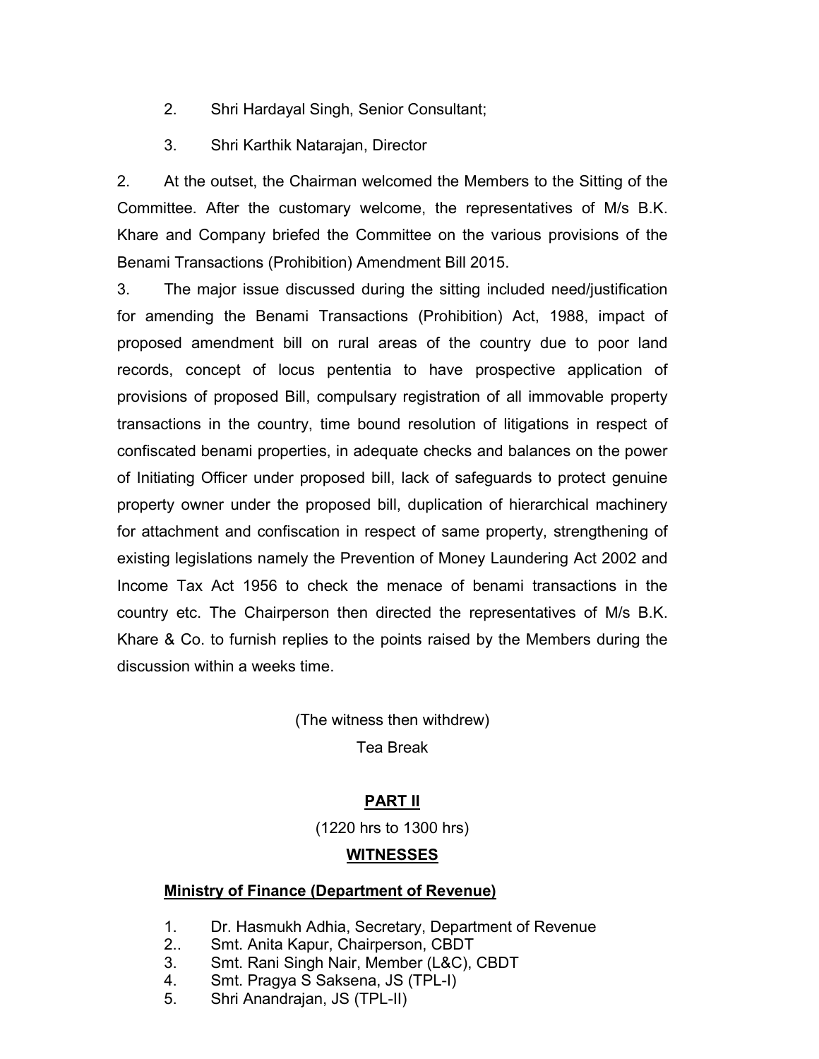2. Shri Hardayal Singh, Senior Consultant;

3. Shri Karthik Natarajan, Director

2. At the outset, the Chairman welcomed the Members to the Sitting of the Committee. After the customary welcome, the representatives of M/s B.K. Khare and Company briefed the Committee on the various provisions of the Benami Transactions (Prohibition) Amendment Bill 2015.

3. The major issue discussed during the sitting included need/justification for amending the Benami Transactions (Prohibition) Act, 1988, impact of proposed amendment bill on rural areas of the country due to poor land records, concept of locus pententia to have prospective application of provisions of proposed Bill, compulsary registration of all immovable property transactions in the country, time bound resolution of litigations in respect of confiscated benami properties, in adequate checks and balances on the power of Initiating Officer under proposed bill, lack of safeguards to protect genuine property owner under the proposed bill, duplication of hierarchical machinery for attachment and confiscation in respect of same property, strengthening of existing legislations namely the Prevention of Money Laundering Act 2002 and Income Tax Act 1956 to check the menace of benami transactions in the country etc. The Chairperson then directed the representatives of M/s B.K. Khare & Co. to furnish replies to the points raised by the Members during the discussion within a weeks time.

(The witness then withdrew)

Tea Break

**PART II**

(1220 hrs to 1300 hrs)

**WITNESSES**

**Ministry of Finance (Department of Revenue)**

1. Dr. Hasmukh Adhia, Secretary, Department of Revenue
2.. Smt. Anita Kapur, Chairperson, CBDT
3. Smt. Rani Singh Nair, Member (L&C), CBDT
4. Smt. Pragya S Saksena, JS (TPL-I)
5. Shri Anandrajan, JS (TPL-II)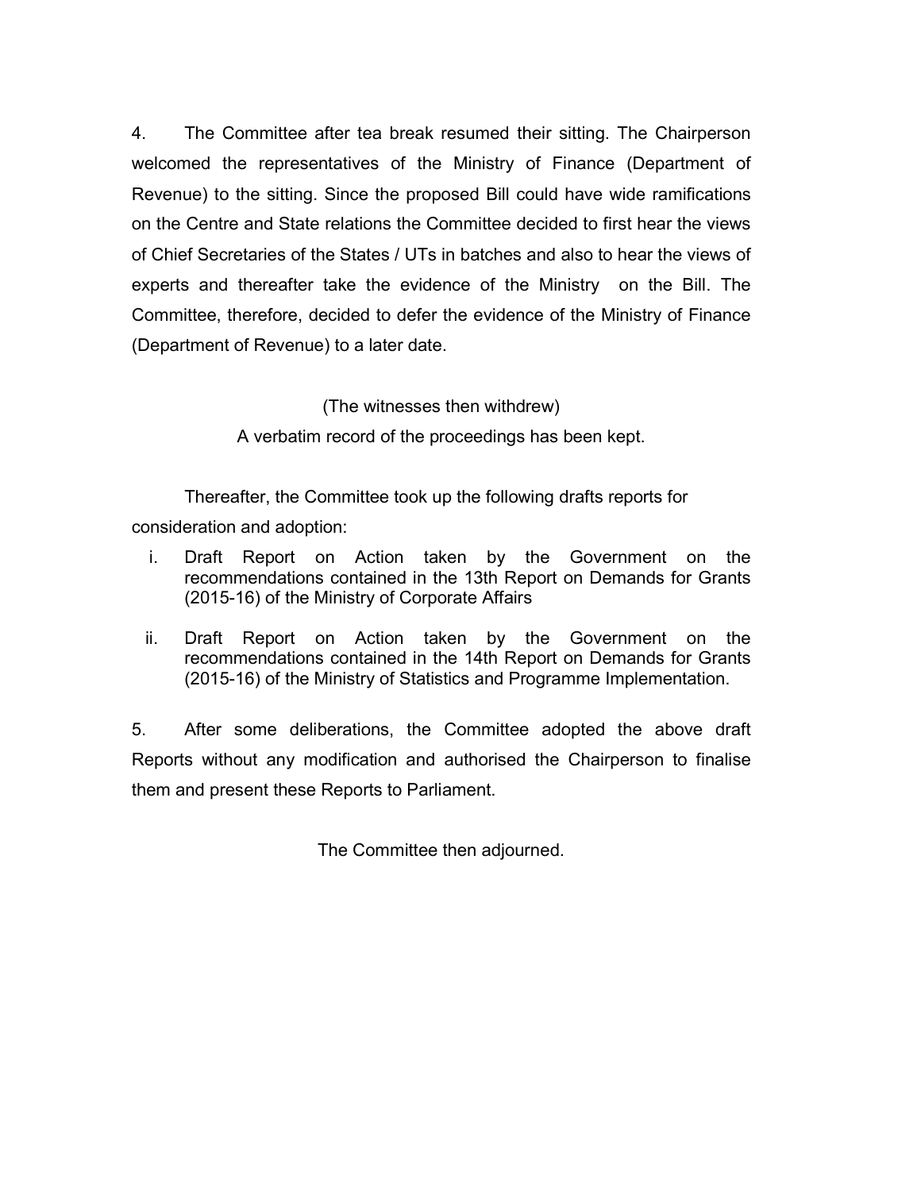4. The Committee after tea break resumed their sitting. The Chairperson welcomed the representatives of the Ministry of Finance (Department of Revenue) to the sitting. Since the proposed Bill could have wide ramifications on the Centre and State relations the Committee decided to first hear the views of Chief Secretaries of the States / UTs in batches and also to hear the views of experts and thereafter take the evidence of the Ministry on the Bill. The Committee, therefore, decided to defer the evidence of the Ministry of Finance (Department of Revenue) to a later date.

(The witnesses then withdrew)

A verbatim record of the proceedings has been kept.

Thereafter, the Committee took up the following drafts reports for consideration and adoption:

i. Draft Report on Action taken by the Government on the recommendations contained in the 13th Report on Demands for Grants (2015-16) of the Ministry of Corporate Affairs

ii. Draft Report on Action taken by the Government on the recommendations contained in the 14th Report on Demands for Grants (2015-16) of the Ministry of Statistics and Programme Implementation.

5. After some deliberations, the Committee adopted the above draft Reports without any modification and authorised the Chairperson to finalise them and present these Reports to Parliament.

The Committee then adjourned.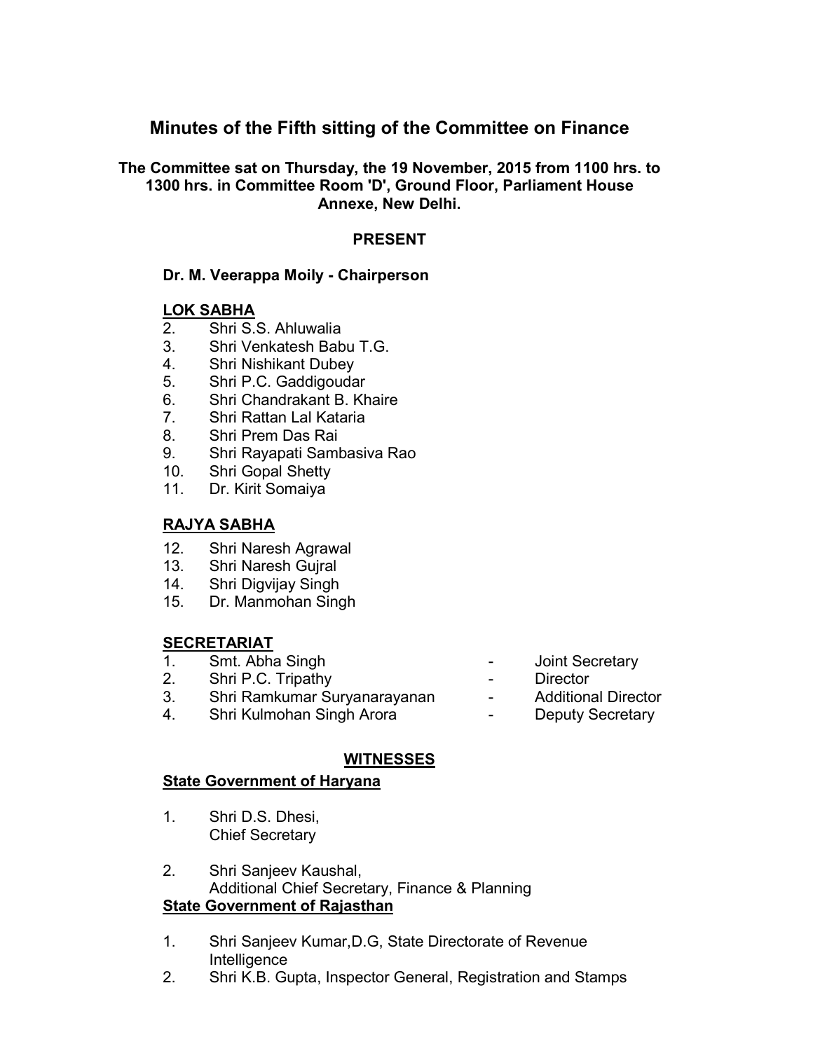# Minutes of the Fifth sitting of the Committee on Finance

**The Committee sat on Thursday, the 19 November, 2015 from 1100 hrs. to 1300 hrs. in Committee Room 'D', Ground Floor, Parliament House Annexe, New Delhi.**

**PRESENT**

**Dr. M. Veerappa Moily - Chairperson**

**LOK SABHA**

2. Shri S.S. Ahluwalia
3. Shri Venkatesh Babu T.G.
4. Shri Nishikant Dubey
5. Shri P.C. Gaddigoudar
6. Shri Chandrakant B. Khaire
7. Shri Rattan Lal Kataria
8. Shri Prem Das Rai
9. Shri Rayapati Sambasiva Rao
10. Shri Gopal Shetty
11. Dr. Kirit Somaiya

**RAJYA SABHA**

12. Shri Naresh Agrawal
13. Shri Naresh Gujral
14. Shri Digvijay Singh
15. Dr. Manmohan Singh

**SECRETARIAT**

1. Smt. Abha Singh - Joint Secretary
2. Shri P.C. Tripathy - Director
3. Shri Ramkumar Suryanarayanan - Additional Director
4. Shri Kulmohan Singh Arora - Deputy Secretary

**WITNESSES**

**State Government of Haryana**

1. Shri D.S. Dhesi,
   Chief Secretary
2. Shri Sanjeev Kaushal,
   Additional Chief Secretary, Finance & Planning

**State Government of Rajasthan**

1. Shri Sanjeev Kumar,D.G, State Directorate of Revenue Intelligence
2. Shri K.B. Gupta, Inspector General, Registration and Stamps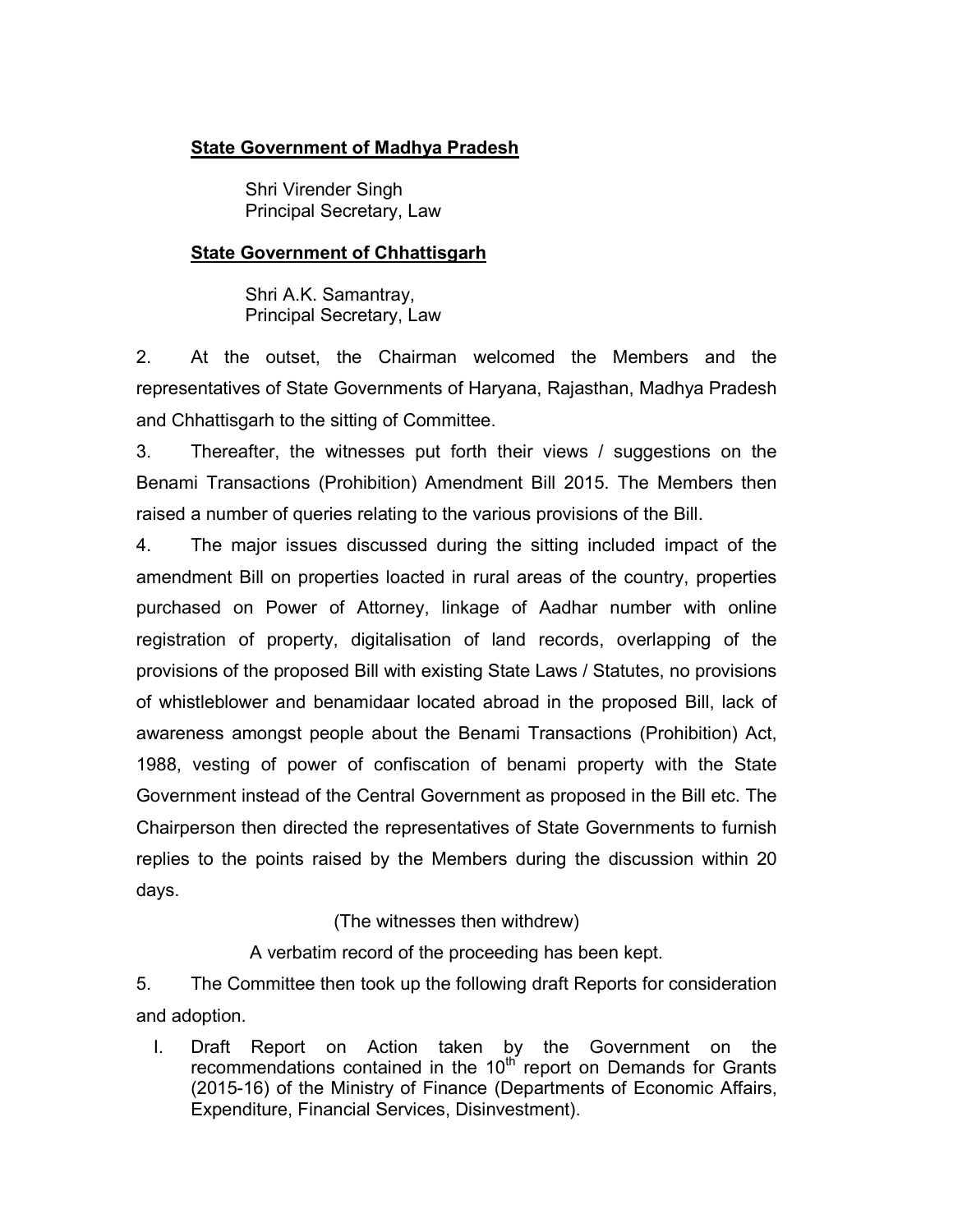**State Government of Madhya Pradesh**

Shri Virender Singh
Principal Secretary, Law

**State Government of Chhattisgarh**

Shri A.K. Samantray,
Principal Secretary, Law

2. At the outset, the Chairman welcomed the Members and the representatives of State Governments of Haryana, Rajasthan, Madhya Pradesh and Chhattisgarh to the sitting of Committee.

3. Thereafter, the witnesses put forth their views / suggestions on the Benami Transactions (Prohibition) Amendment Bill 2015. The Members then raised a number of queries relating to the various provisions of the Bill.

4. The major issues discussed during the sitting included impact of the amendment Bill on properties loacted in rural areas of the country, properties purchased on Power of Attorney, linkage of Aadhar number with online registration of property, digitalisation of land records, overlapping of the provisions of the proposed Bill with existing State Laws / Statutes, no provisions of whistleblower and benamidaar located abroad in the proposed Bill, lack of awareness amongst people about the Benami Transactions (Prohibition) Act, 1988, vesting of power of confiscation of benami property with the State Government instead of the Central Government as proposed in the Bill etc. The Chairperson then directed the representatives of State Governments to furnish replies to the points raised by the Members during the discussion within 20 days.

(The witnesses then withdrew)

A verbatim record of the proceeding has been kept.

5. The Committee then took up the following draft Reports for consideration and adoption.

I. Draft Report on Action taken by the Government on the recommendations contained in the 10th report on Demands for Grants (2015-16) of the Ministry of Finance (Departments of Economic Affairs, Expenditure, Financial Services, Disinvestment).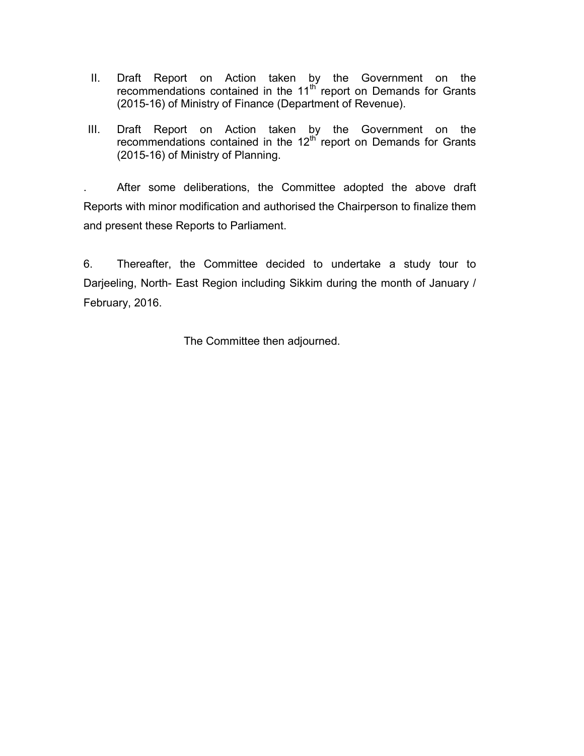II. Draft Report on Action taken by the Government on the recommendations contained in the 11th report on Demands for Grants (2015-16) of Ministry of Finance (Department of Revenue).

III. Draft Report on Action taken by the Government on the recommendations contained in the 12th report on Demands for Grants (2015-16) of Ministry of Planning.

. After some deliberations, the Committee adopted the above draft Reports with minor modification and authorised the Chairperson to finalize them and present these Reports to Parliament.

6. Thereafter, the Committee decided to undertake a study tour to Darjeeling, North- East Region including Sikkim during the month of January / February, 2016.

The Committee then adjourned.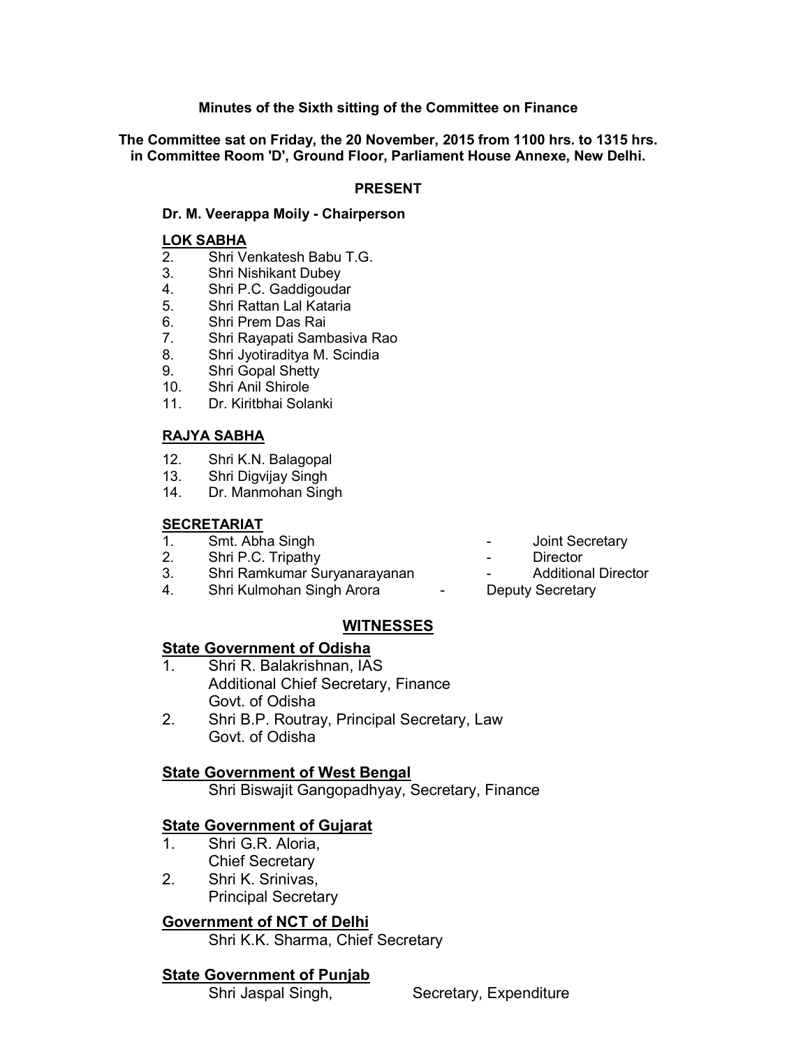**Minutes of the Sixth sitting of the Committee on Finance**

**The Committee sat on Friday, the 20 November, 2015 from 1100 hrs. to 1315 hrs. in Committee Room 'D', Ground Floor, Parliament House Annexe, New Delhi.**

**PRESENT**

**Dr. M. Veerappa Moily - Chairperson**

**LOK SABHA**

2. Shri Venkatesh Babu T.G.
3. Shri Nishikant Dubey
4. Shri P.C. Gaddigoudar
5. Shri Rattan Lal Kataria
6. Shri Prem Das Rai
7. Shri Rayapati Sambasiva Rao
8. Shri Jyotiraditya M. Scindia
9. Shri Gopal Shetty
10. Shri Anil Shirole
11. Dr. Kiritbhai Solanki

**RAJYA SABHA**

12. Shri K.N. Balagopal
13. Shri Digvijay Singh
14. Dr. Manmohan Singh

**SECRETARIAT**

1. Smt. Abha Singh - Joint Secretary
2. Shri P.C. Tripathy - Director
3. Shri Ramkumar Suryanarayanan - Additional Director
4. Shri Kulmohan Singh Arora - Deputy Secretary

**WITNESSES**

**State Government of Odisha**

1. Shri R. Balakrishnan, IAS
   Additional Chief Secretary, Finance
   Govt. of Odisha
2. Shri B.P. Routray, Principal Secretary, Law
   Govt. of Odisha

**State Government of West Bengal**

Shri Biswajit Gangopadhyay, Secretary, Finance

**State Government of Gujarat**

1. Shri G.R. Aloria,
   Chief Secretary
2. Shri K. Srinivas,
   Principal Secretary

**Government of NCT of Delhi**

Shri K.K. Sharma, Chief Secretary

**State Government of Punjab**

Shri Jaspal Singh, Secretary, Expenditure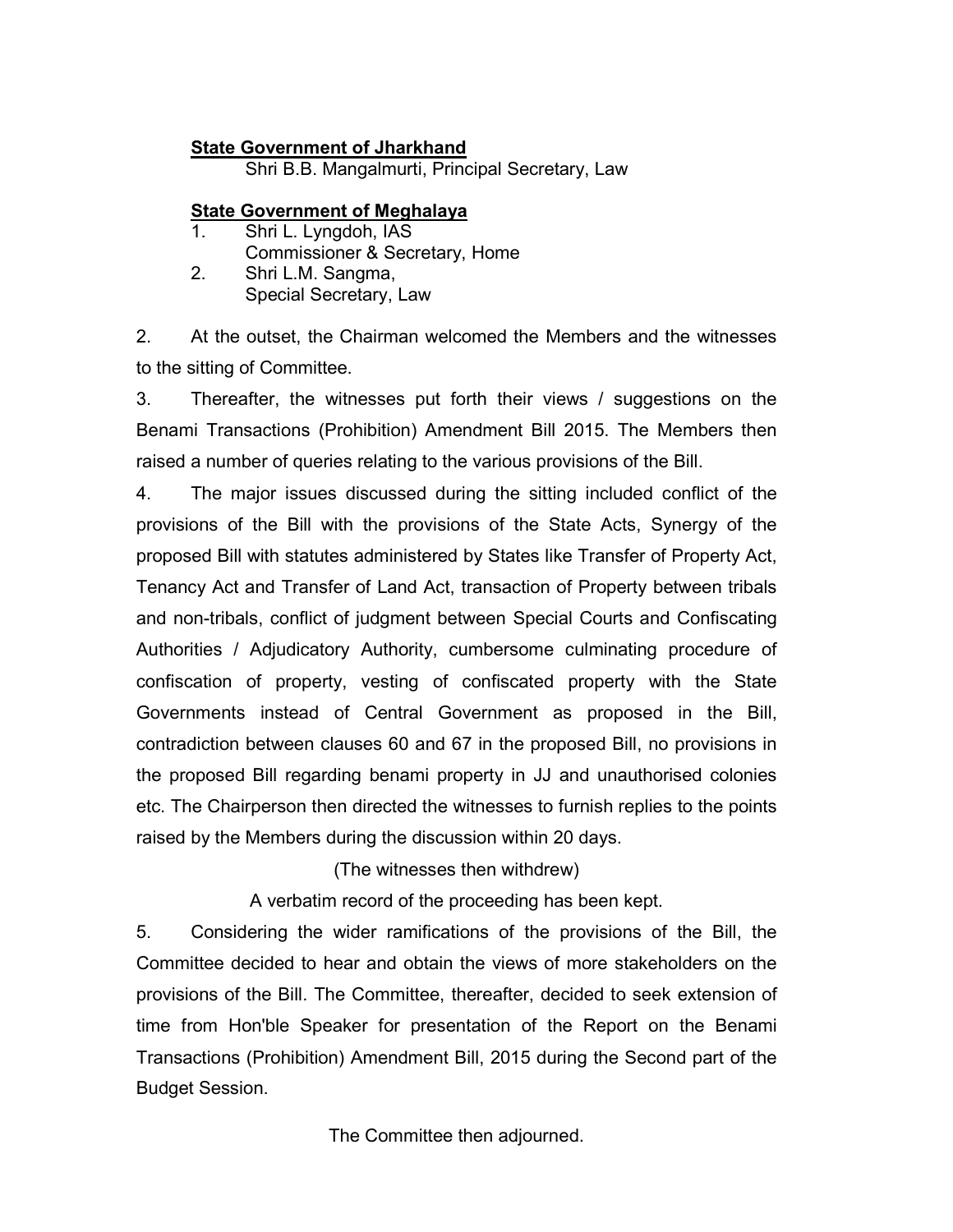**State Government of Jharkhand**

Shri B.B. Mangalmurti, Principal Secretary, Law

**State Government of Meghalaya**

1. Shri L. Lyngdoh, IAS
   Commissioner & Secretary, Home
2. Shri L.M. Sangma,
   Special Secretary, Law

2. At the outset, the Chairman welcomed the Members and the witnesses to the sitting of Committee.

3. Thereafter, the witnesses put forth their views / suggestions on the Benami Transactions (Prohibition) Amendment Bill 2015. The Members then raised a number of queries relating to the various provisions of the Bill.

4. The major issues discussed during the sitting included conflict of the provisions of the Bill with the provisions of the State Acts, Synergy of the proposed Bill with statutes administered by States like Transfer of Property Act, Tenancy Act and Transfer of Land Act, transaction of Property between tribals and non-tribals, conflict of judgment between Special Courts and Confiscating Authorities / Adjudicatory Authority, cumbersome culminating procedure of confiscation of property, vesting of confiscated property with the State Governments instead of Central Government as proposed in the Bill, contradiction between clauses 60 and 67 in the proposed Bill, no provisions in the proposed Bill regarding benami property in JJ and unauthorised colonies etc. The Chairperson then directed the witnesses to furnish replies to the points raised by the Members during the discussion within 20 days.

(The witnesses then withdrew)

A verbatim record of the proceeding has been kept.

5. Considering the wider ramifications of the provisions of the Bill, the Committee decided to hear and obtain the views of more stakeholders on the provisions of the Bill. The Committee, thereafter, decided to seek extension of time from Hon'ble Speaker for presentation of the Report on the Benami Transactions (Prohibition) Amendment Bill, 2015 during the Second part of the Budget Session.

The Committee then adjourned.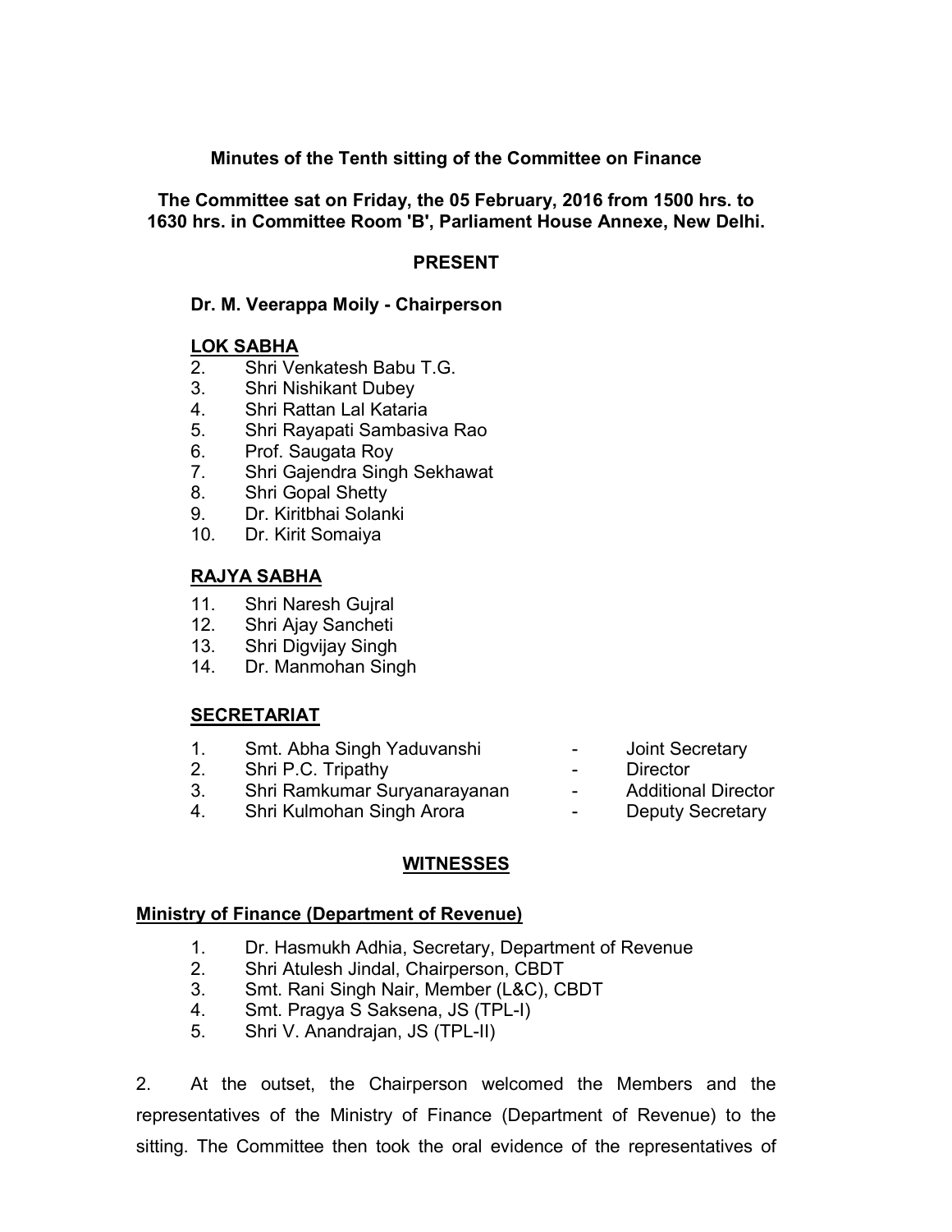**Minutes of the Tenth sitting of the Committee on Finance**

**The Committee sat on Friday, the 05 February, 2016 from 1500 hrs. to 1630 hrs. in Committee Room 'B', Parliament House Annexe, New Delhi.**

**PRESENT**

**Dr. M. Veerappa Moily - Chairperson**

**LOK SABHA**

2. Shri Venkatesh Babu T.G.
3. Shri Nishikant Dubey
4. Shri Rattan Lal Kataria
5. Shri Rayapati Sambasiva Rao
6. Prof. Saugata Roy
7. Shri Gajendra Singh Sekhawat
8. Shri Gopal Shetty
9. Dr. Kiritbhai Solanki
10. Dr. Kirit Somaiya

**RAJYA SABHA**

11. Shri Naresh Gujral
12. Shri Ajay Sancheti
13. Shri Digvijay Singh
14. Dr. Manmohan Singh

**SECRETARIAT**

1. Smt. Abha Singh Yaduvanshi - Joint Secretary
2. Shri P.C. Tripathy - Director
3. Shri Ramkumar Suryanarayanan - Additional Director
4. Shri Kulmohan Singh Arora - Deputy Secretary

**WITNESSES**

**Ministry of Finance (Department of Revenue)**

1. Dr. Hasmukh Adhia, Secretary, Department of Revenue
2. Shri Atulesh Jindal, Chairperson, CBDT
3. Smt. Rani Singh Nair, Member (L&C), CBDT
4. Smt. Pragya S Saksena, JS (TPL-I)
5. Shri V. Anandrajan, JS (TPL-II)

2. At the outset, the Chairperson welcomed the Members and the representatives of the Ministry of Finance (Department of Revenue) to the sitting. The Committee then took the oral evidence of the representatives of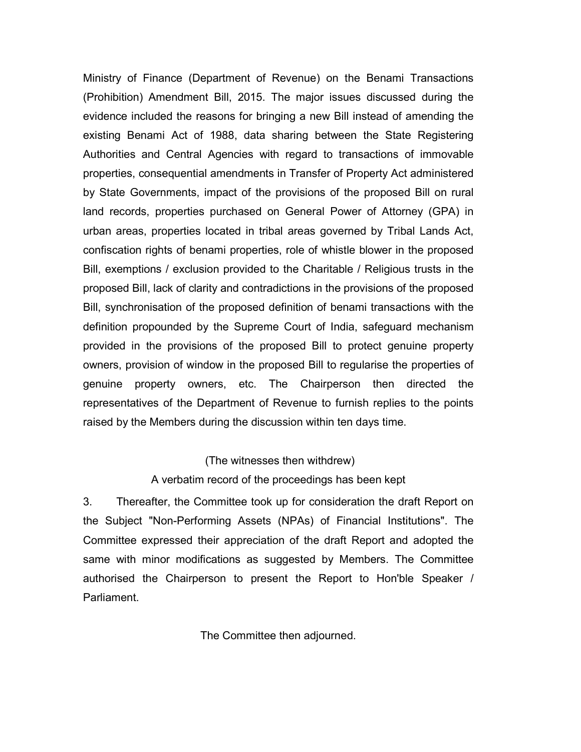Ministry of Finance (Department of Revenue) on the Benami Transactions (Prohibition) Amendment Bill, 2015. The major issues discussed during the evidence included the reasons for bringing a new Bill instead of amending the existing Benami Act of 1988, data sharing between the State Registering Authorities and Central Agencies with regard to transactions of immovable properties, consequential amendments in Transfer of Property Act administered by State Governments, impact of the provisions of the proposed Bill on rural land records, properties purchased on General Power of Attorney (GPA) in urban areas, properties located in tribal areas governed by Tribal Lands Act, confiscation rights of benami properties, role of whistle blower in the proposed Bill, exemptions / exclusion provided to the Charitable / Religious trusts in the proposed Bill, lack of clarity and contradictions in the provisions of the proposed Bill, synchronisation of the proposed definition of benami transactions with the definition propounded by the Supreme Court of India, safeguard mechanism provided in the provisions of the proposed Bill to protect genuine property owners, provision of window in the proposed Bill to regularise the properties of genuine property owners, etc. The Chairperson then directed the representatives of the Department of Revenue to furnish replies to the points raised by the Members during the discussion within ten days time.

(The witnesses then withdrew)

A verbatim record of the proceedings has been kept

3. Thereafter, the Committee took up for consideration the draft Report on the Subject "Non-Performing Assets (NPAs) of Financial Institutions". The Committee expressed their appreciation of the draft Report and adopted the same with minor modifications as suggested by Members. The Committee authorised the Chairperson to present the Report to Hon'ble Speaker / Parliament.

The Committee then adjourned.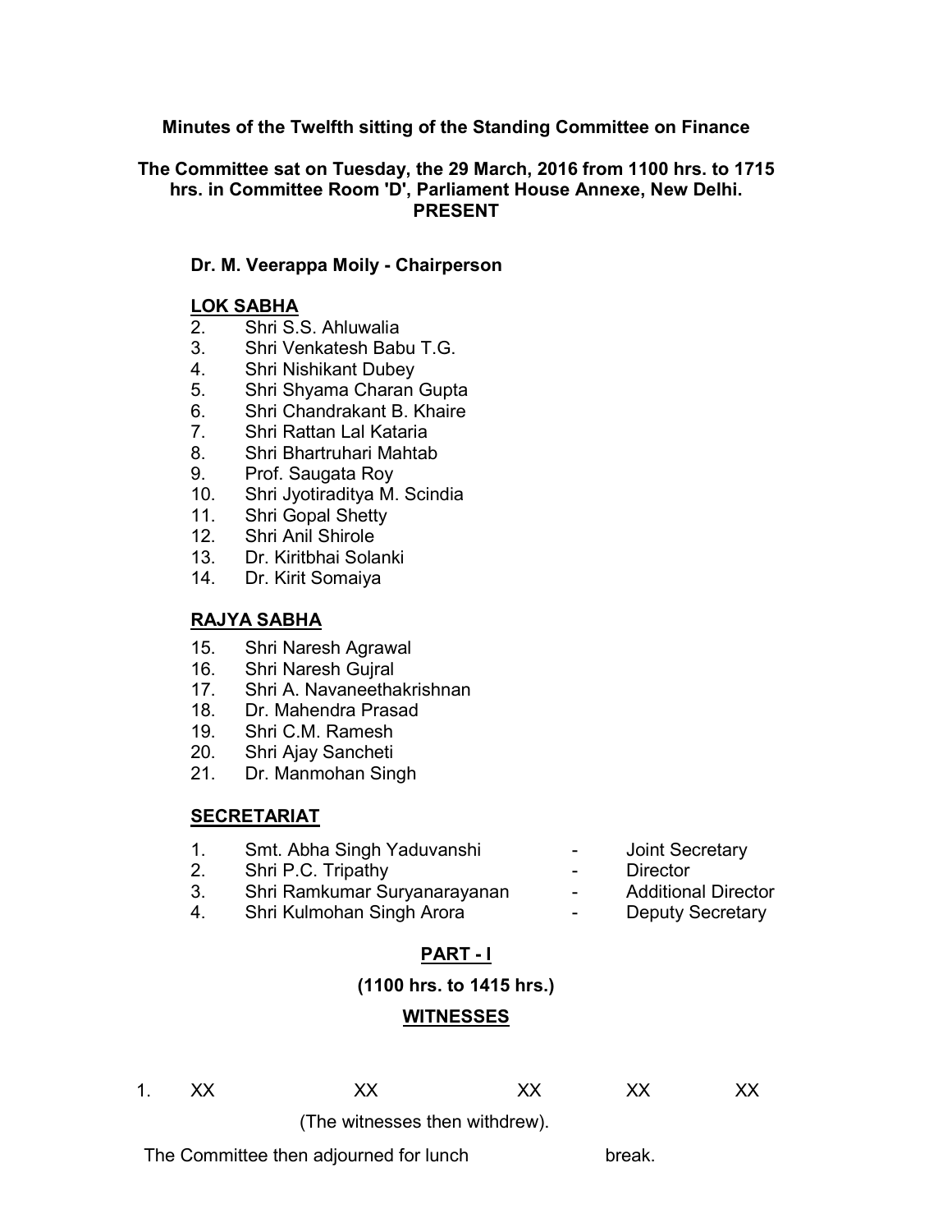**Minutes of the Twelfth sitting of the Standing Committee on Finance**

**The Committee sat on Tuesday, the 29 March, 2016 from 1100 hrs. to 1715 hrs. in Committee Room 'D', Parliament House Annexe, New Delhi.**

**PRESENT**

**Dr. M. Veerappa Moily - Chairperson**

**LOK SABHA**

2. Shri S.S. Ahluwalia
3. Shri Venkatesh Babu T.G.
4. Shri Nishikant Dubey
5. Shri Shyama Charan Gupta
6. Shri Chandrakant B. Khaire
7. Shri Rattan Lal Kataria
8. Shri Bhartruhari Mahtab
9. Prof. Saugata Roy
10. Shri Jyotiraditya M. Scindia
11. Shri Gopal Shetty
12. Shri Anil Shirole
13. Dr. Kiritbhai Solanki
14. Dr. Kirit Somaiya

**RAJYA SABHA**

15. Shri Naresh Agrawal
16. Shri Naresh Gujral
17. Shri A. Navaneethakrishnan
18. Dr. Mahendra Prasad
19. Shri C.M. Ramesh
20. Shri Ajay Sancheti
21. Dr. Manmohan Singh

**SECRETARIAT**

1. Smt. Abha Singh Yaduvanshi - Joint Secretary
2. Shri P.C. Tripathy - Director
3. Shri Ramkumar Suryanarayanan - Additional Director
4. Shri Kulmohan Singh Arora - Deputy Secretary

**PART - I**

**(1100 hrs. to 1415 hrs.)**

**WITNESSES**

1. XX XX XX XX XX

(The witnesses then withdrew).

The Committee then adjourned for lunch break.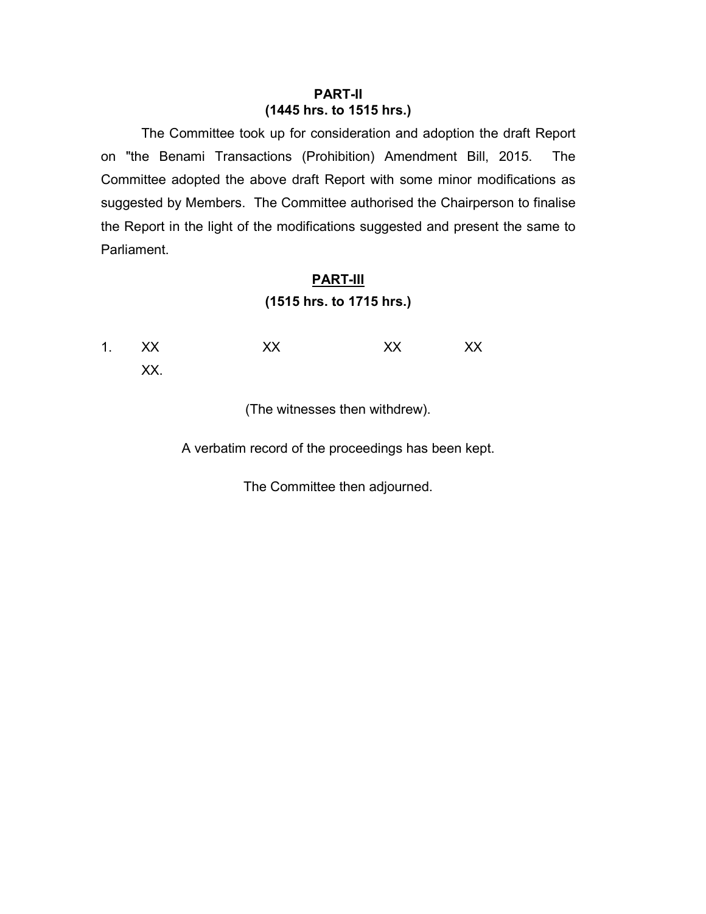**PART-II**
**(1445 hrs. to 1515 hrs.)**

The Committee took up for consideration and adoption the draft Report on "the Benami Transactions (Prohibition) Amendment Bill, 2015. The Committee adopted the above draft Report with some minor modifications as suggested by Members. The Committee authorised the Chairperson to finalise the Report in the light of the modifications suggested and present the same to Parliament.

**PART-III**

**(1515 hrs. to 1715 hrs.)**

1. XX XX XX XX XX.

(The witnesses then withdrew).

A verbatim record of the proceedings has been kept.

The Committee then adjourned.